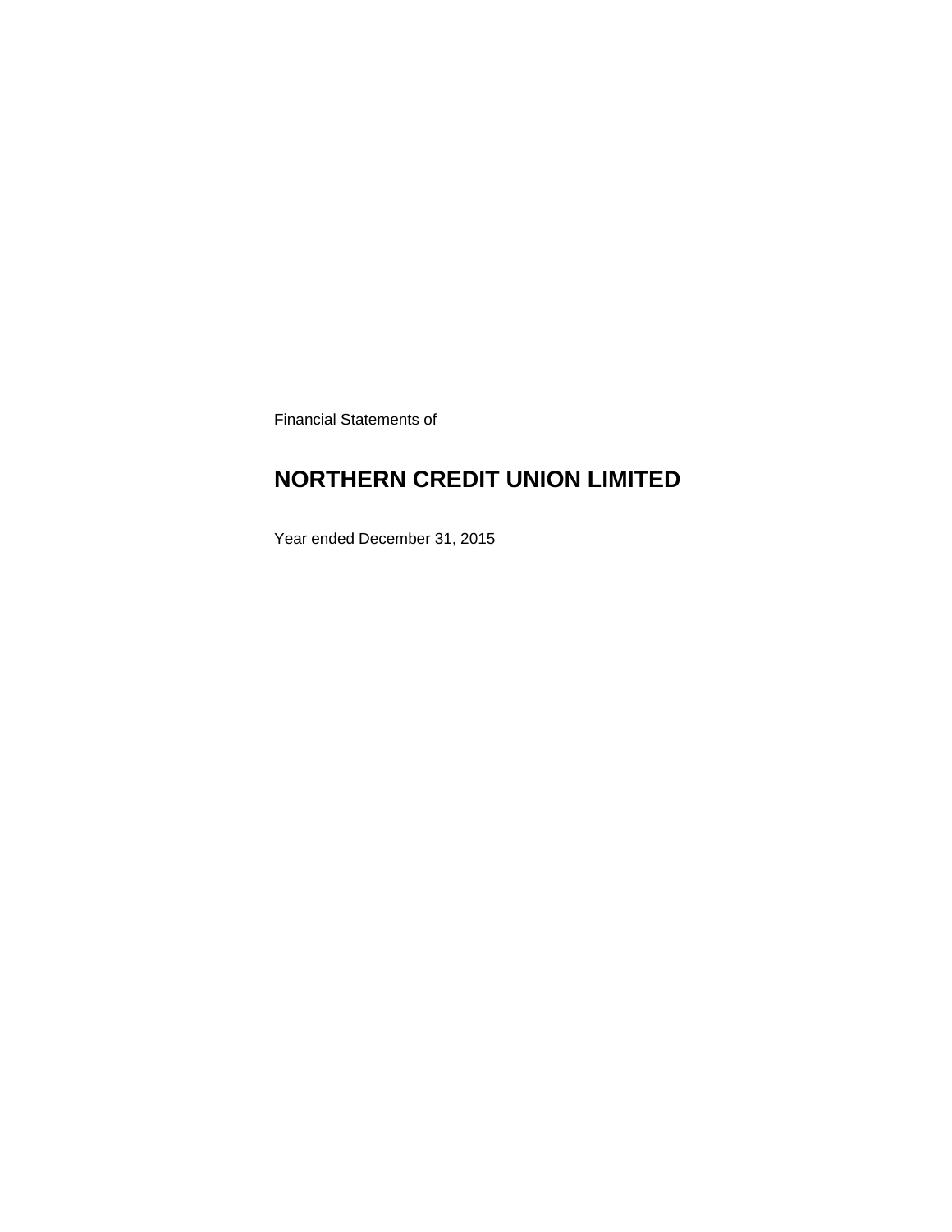Financial Statements of

# NORTHERN CREDIT UNION LIMITED

Year ended December 31, 2015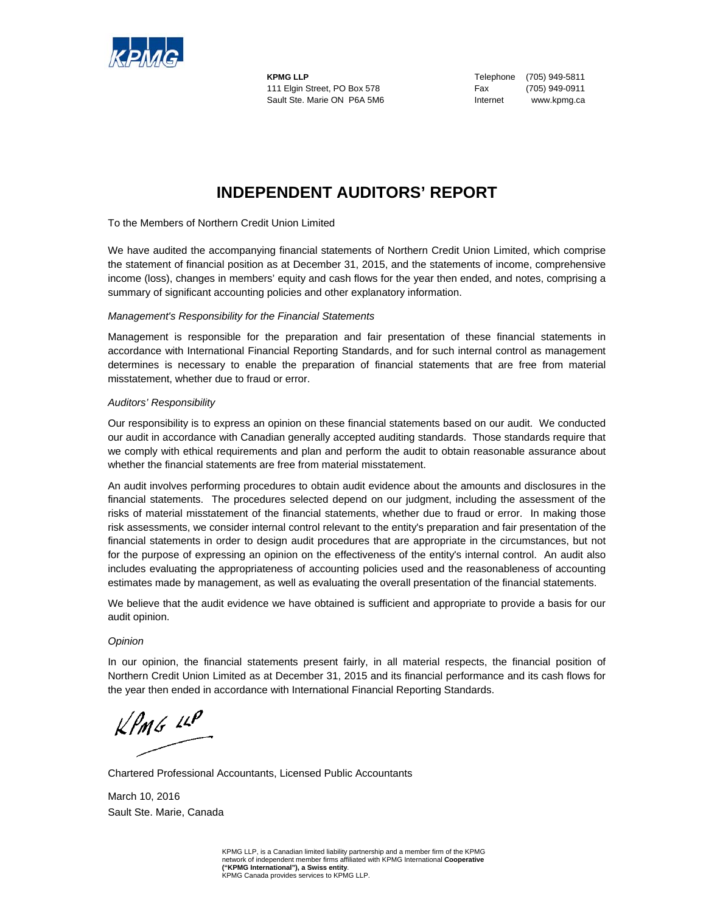**KPMG LLP**
111 Elgin Street, PO Box 578
Sault Ste. Marie ON P6A 5M6

Telephone (705) 949-5811
Fax (705) 949-0911
Internet www.kpmg.ca

# INDEPENDENT AUDITORS' REPORT

To the Members of Northern Credit Union Limited

We have audited the accompanying financial statements of Northern Credit Union Limited, which comprise the statement of financial position as at December 31, 2015, and the statements of income, comprehensive income (loss), changes in members' equity and cash flows for the year then ended, and notes, comprising a summary of significant accounting policies and other explanatory information.

*Management's Responsibility for the Financial Statements*

Management is responsible for the preparation and fair presentation of these financial statements in accordance with International Financial Reporting Standards, and for such internal control as management determines is necessary to enable the preparation of financial statements that are free from material misstatement, whether due to fraud or error.

*Auditors' Responsibility*

Our responsibility is to express an opinion on these financial statements based on our audit. We conducted our audit in accordance with Canadian generally accepted auditing standards. Those standards require that we comply with ethical requirements and plan and perform the audit to obtain reasonable assurance about whether the financial statements are free from material misstatement.

An audit involves performing procedures to obtain audit evidence about the amounts and disclosures in the financial statements. The procedures selected depend on our judgment, including the assessment of the risks of material misstatement of the financial statements, whether due to fraud or error. In making those risk assessments, we consider internal control relevant to the entity's preparation and fair presentation of the financial statements in order to design audit procedures that are appropriate in the circumstances, but not for the purpose of expressing an opinion on the effectiveness of the entity's internal control. An audit also includes evaluating the appropriateness of accounting policies used and the reasonableness of accounting estimates made by management, as well as evaluating the overall presentation of the financial statements.

We believe that the audit evidence we have obtained is sufficient and appropriate to provide a basis for our audit opinion.

*Opinion*

In our opinion, the financial statements present fairly, in all material respects, the financial position of Northern Credit Union Limited as at December 31, 2015 and its financial performance and its cash flows for the year then ended in accordance with International Financial Reporting Standards.

KPMG LLP

Chartered Professional Accountants, Licensed Public Accountants

March 10, 2016
Sault Ste. Marie, Canada

KPMG LLP, is a Canadian limited liability partnership and a member firm of the KPMG network of independent member firms affiliated with KPMG International **Cooperative ("KPMG International"), a Swiss entity**.
KPMG Canada provides services to KPMG LLP.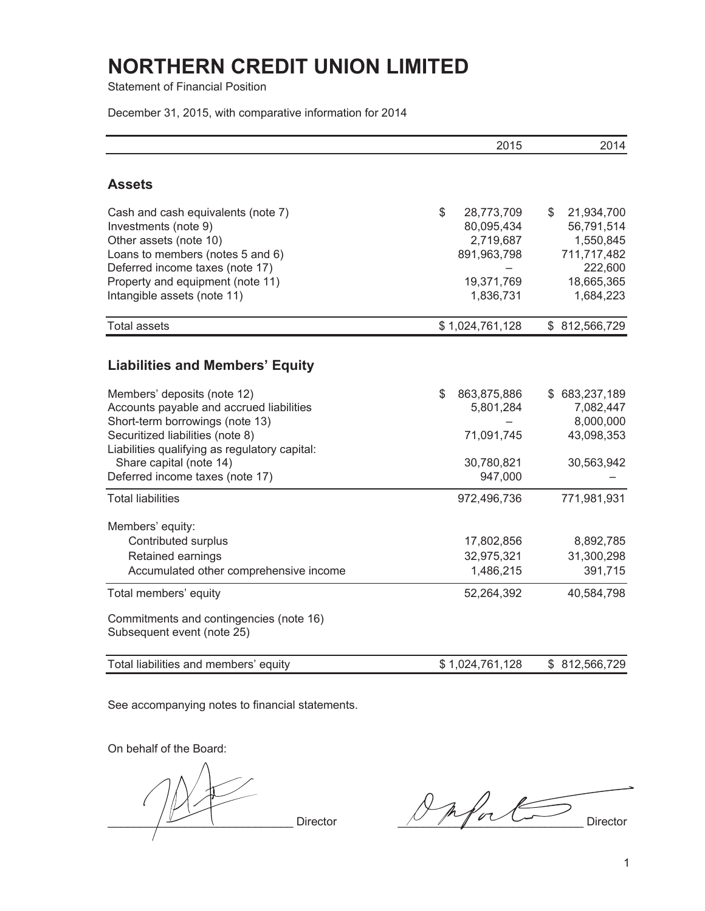# NORTHERN CREDIT UNION LIMITED

Statement of Financial Position

December 31, 2015, with comparative information for 2014

| | 2015 | 2014 |
|---|---|---|
| **Assets** | | |
| Cash and cash equivalents (note 7) | $ 28,773,709 | $ 21,934,700 |
| Investments (note 9) | 80,095,434 | 56,791,514 |
| Other assets (note 10) | 2,719,687 | 1,550,845 |
| Loans to members (notes 5 and 6) | 891,963,798 | 711,717,482 |
| Deferred income taxes (note 17) | – | 222,600 |
| Property and equipment (note 11) | 19,371,769 | 18,665,365 |
| Intangible assets (note 11) | 1,836,731 | 1,684,223 |
| Total assets | $ 1,024,761,128 | $ 812,566,729 |
| **Liabilities and Members' Equity** | | |
| Members' deposits (note 12) | $ 863,875,886 | $ 683,237,189 |
| Accounts payable and accrued liabilities | 5,801,284 | 7,082,447 |
| Short-term borrowings (note 13) | – | 8,000,000 |
| Securitized liabilities (note 8) | 71,091,745 | 43,098,353 |
| Liabilities qualifying as regulatory capital: | | |
| Share capital (note 14) | 30,780,821 | 30,563,942 |
| Deferred income taxes (note 17) | 947,000 | – |
| Total liabilities | 972,496,736 | 771,981,931 |
| Members' equity: | | |
| Contributed surplus | 17,802,856 | 8,892,785 |
| Retained earnings | 32,975,321 | 31,300,298 |
| Accumulated other comprehensive income | 1,486,215 | 391,715 |
| Total members' equity | 52,264,392 | 40,584,798 |
| Commitments and contingencies (note 16) | | |
| Subsequent event (note 25) | | |
| Total liabilities and members' equity | $ 1,024,761,128 | $ 812,566,729 |

See accompanying notes to financial statements.

On behalf of the Board:

_____________________________ Director

_____________________________ Director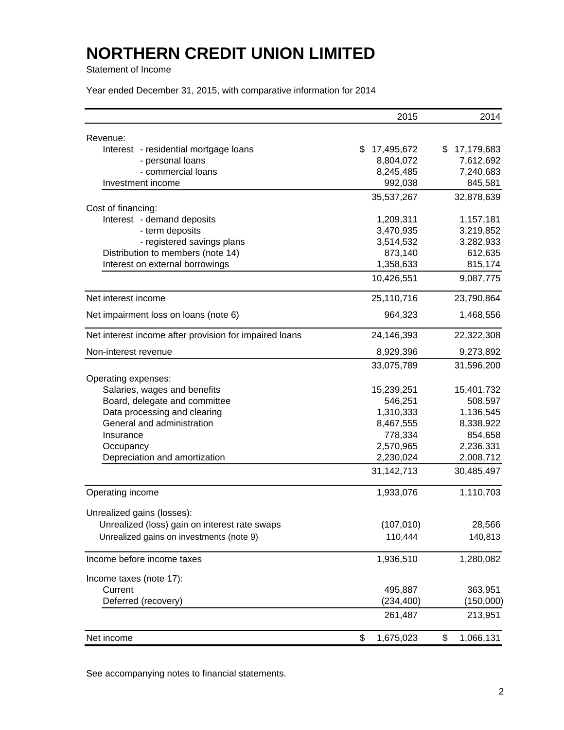# NORTHERN CREDIT UNION LIMITED

Statement of Income

Year ended December 31, 2015, with comparative information for 2014

| | 2015 | 2014 |
|---|---|---|
| Revenue: | | |
| Interest - residential mortgage loans | $ 17,495,672 | $ 17,179,683 |
| - personal loans | 8,804,072 | 7,612,692 |
| - commercial loans | 8,245,485 | 7,240,683 |
| Investment income | 992,038 | 845,581 |
| | 35,537,267 | 32,878,639 |
| Cost of financing: | | |
| Interest - demand deposits | 1,209,311 | 1,157,181 |
| - term deposits | 3,470,935 | 3,219,852 |
| - registered savings plans | 3,514,532 | 3,282,933 |
| Distribution to members (note 14) | 873,140 | 612,635 |
| Interest on external borrowings | 1,358,633 | 815,174 |
| | 10,426,551 | 9,087,775 |
| Net interest income | 25,110,716 | 23,790,864 |
| Net impairment loss on loans (note 6) | 964,323 | 1,468,556 |
| Net interest income after provision for impaired loans | 24,146,393 | 22,322,308 |
| Non-interest revenue | 8,929,396 | 9,273,892 |
| | 33,075,789 | 31,596,200 |
| Operating expenses: | | |
| Salaries, wages and benefits | 15,239,251 | 15,401,732 |
| Board, delegate and committee | 546,251 | 508,597 |
| Data processing and clearing | 1,310,333 | 1,136,545 |
| General and administration | 8,467,555 | 8,338,922 |
| Insurance | 778,334 | 854,658 |
| Occupancy | 2,570,965 | 2,236,331 |
| Depreciation and amortization | 2,230,024 | 2,008,712 |
| | 31,142,713 | 30,485,497 |
| Operating income | 1,933,076 | 1,110,703 |
| Unrealized gains (losses): | | |
| Unrealized (loss) gain on interest rate swaps | (107,010) | 28,566 |
| Unrealized gains on investments (note 9) | 110,444 | 140,813 |
| Income before income taxes | 1,936,510 | 1,280,082 |
| Income taxes (note 17): | | |
| Current | 495,887 | 363,951 |
| Deferred (recovery) | (234,400) | (150,000) |
| | 261,487 | 213,951 |
| Net income | $ 1,675,023 | $ 1,066,131 |

See accompanying notes to financial statements.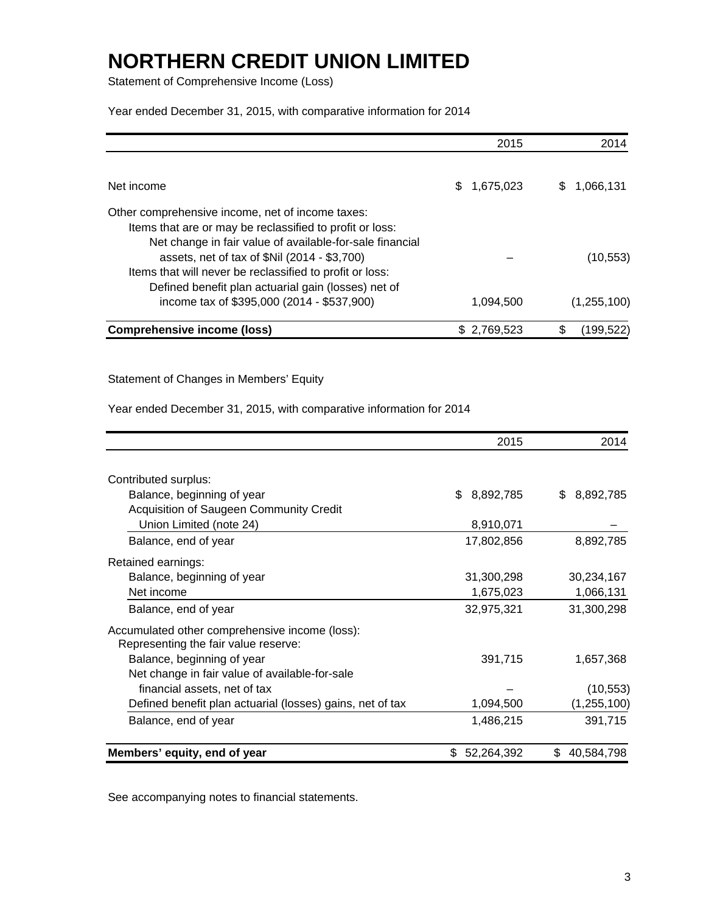# NORTHERN CREDIT UNION LIMITED

Statement of Comprehensive Income (Loss)

Year ended December 31, 2015, with comparative information for 2014

| | 2015 | 2014 |
|---|---|---|
| Net income | $ 1,675,023 | $ 1,066,131 |
| Other comprehensive income, net of income taxes: | | |
| Items that are or may be reclassified to profit or loss: | | |
| Net change in fair value of available-for-sale financial assets, net of tax of $Nil (2014 - $3,700) | – | (10,553) |
| Items that will never be reclassified to profit or loss: | | |
| Defined benefit plan actuarial gain (losses) net of income tax of $395,000 (2014 - $537,900) | 1,094,500 | (1,255,100) |
| **Comprehensive income (loss)** | $ 2,769,523 | $ (199,522) |

Statement of Changes in Members' Equity

Year ended December 31, 2015, with comparative information for 2014

| | 2015 | 2014 |
|---|---|---|
| Contributed surplus: | | |
| Balance, beginning of year | $ 8,892,785 | $ 8,892,785 |
| Acquisition of Saugeen Community Credit Union Limited (note 24) | 8,910,071 | – |
| Balance, end of year | 17,802,856 | 8,892,785 |
| Retained earnings: | | |
| Balance, beginning of year | 31,300,298 | 30,234,167 |
| Net income | 1,675,023 | 1,066,131 |
| Balance, end of year | 32,975,321 | 31,300,298 |
| Accumulated other comprehensive income (loss): | | |
| Representing the fair value reserve: | | |
| Balance, beginning of year | 391,715 | 1,657,368 |
| Net change in fair value of available-for-sale financial assets, net of tax | – | (10,553) |
| Defined benefit plan actuarial (losses) gains, net of tax | 1,094,500 | (1,255,100) |
| Balance, end of year | 1,486,215 | 391,715 |
| **Members' equity, end of year** | $ 52,264,392 | $ 40,584,798 |

See accompanying notes to financial statements.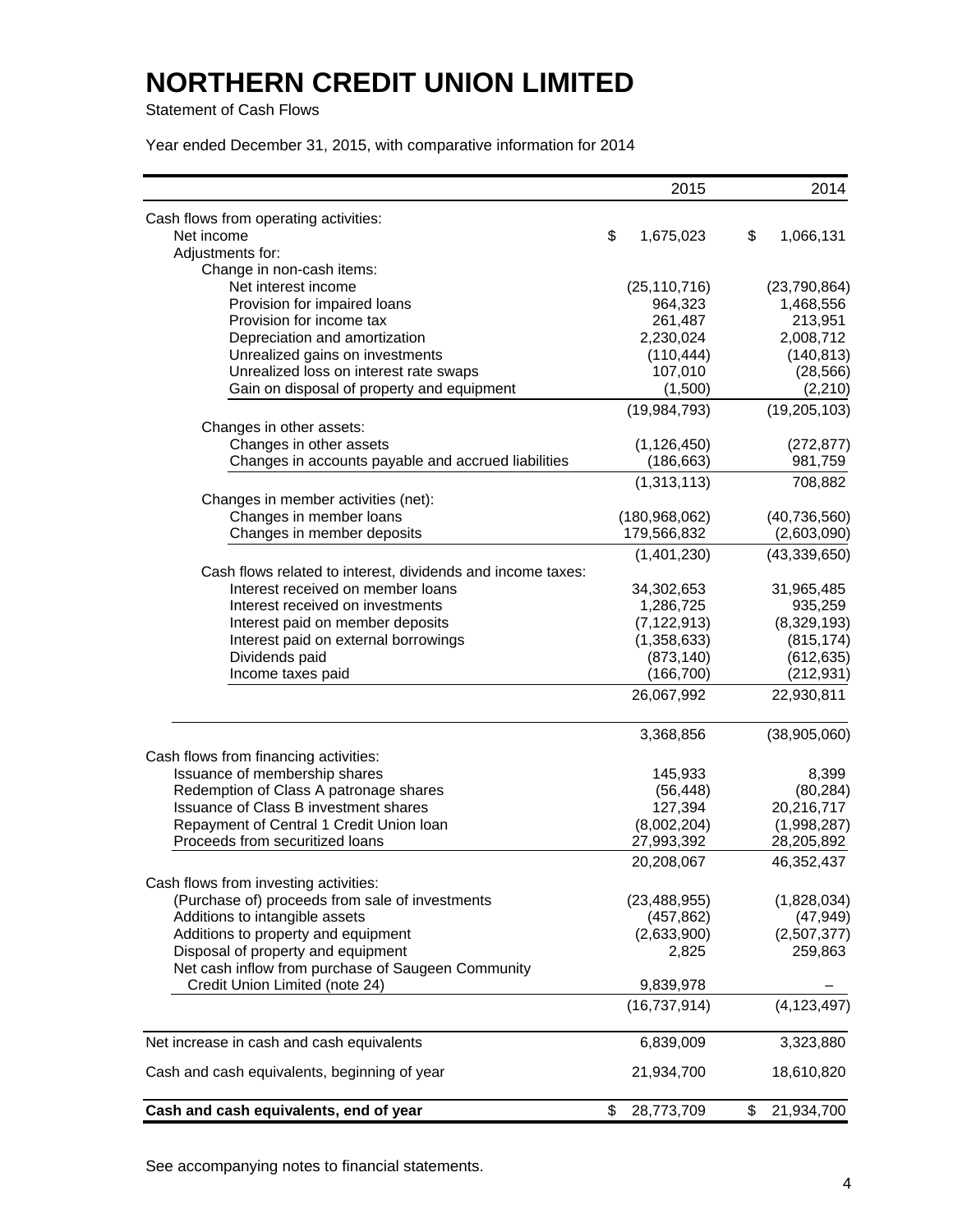# NORTHERN CREDIT UNION LIMITED

Statement of Cash Flows

Year ended December 31, 2015, with comparative information for 2014

| | 2015 | 2014 |
|---|---|---|
| Cash flows from operating activities: | | |
| Net income | $ 1,675,023 | $ 1,066,131 |
| Adjustments for: | | |
| Change in non-cash items: | | |
| Net interest income | (25,110,716) | (23,790,864) |
| Provision for impaired loans | 964,323 | 1,468,556 |
| Provision for income tax | 261,487 | 213,951 |
| Depreciation and amortization | 2,230,024 | 2,008,712 |
| Unrealized gains on investments | (110,444) | (140,813) |
| Unrealized loss on interest rate swaps | 107,010 | (28,566) |
| Gain on disposal of property and equipment | (1,500) | (2,210) |
| | (19,984,793) | (19,205,103) |
| Changes in other assets: | | |
| Changes in other assets | (1,126,450) | (272,877) |
| Changes in accounts payable and accrued liabilities | (186,663) | 981,759 |
| | (1,313,113) | 708,882 |
| Changes in member activities (net): | | |
| Changes in member loans | (180,968,062) | (40,736,560) |
| Changes in member deposits | 179,566,832 | (2,603,090) |
| | (1,401,230) | (43,339,650) |
| Cash flows related to interest, dividends and income taxes: | | |
| Interest received on member loans | 34,302,653 | 31,965,485 |
| Interest received on investments | 1,286,725 | 935,259 |
| Interest paid on member deposits | (7,122,913) | (8,329,193) |
| Interest paid on external borrowings | (1,358,633) | (815,174) |
| Dividends paid | (873,140) | (612,635) |
| Income taxes paid | (166,700) | (212,931) |
| | 26,067,992 | 22,930,811 |
| | 3,368,856 | (38,905,060) |
| Cash flows from financing activities: | | |
| Issuance of membership shares | 145,933 | 8,399 |
| Redemption of Class A patronage shares | (56,448) | (80,284) |
| Issuance of Class B investment shares | 127,394 | 20,216,717 |
| Repayment of Central 1 Credit Union loan | (8,002,204) | (1,998,287) |
| Proceeds from securitized loans | 27,993,392 | 28,205,892 |
| | 20,208,067 | 46,352,437 |
| Cash flows from investing activities: | | |
| (Purchase of) proceeds from sale of investments | (23,488,955) | (1,828,034) |
| Additions to intangible assets | (457,862) | (47,949) |
| Additions to property and equipment | (2,633,900) | (2,507,377) |
| Disposal of property and equipment | 2,825 | 259,863 |
| Net cash inflow from purchase of Saugeen Community Credit Union Limited (note 24) | 9,839,978 | – |
| | (16,737,914) | (4,123,497) |
| Net increase in cash and cash equivalents | 6,839,009 | 3,323,880 |
| Cash and cash equivalents, beginning of year | 21,934,700 | 18,610,820 |
| **Cash and cash equivalents, end of year** | $ 28,773,709 | $ 21,934,700 |

See accompanying notes to financial statements.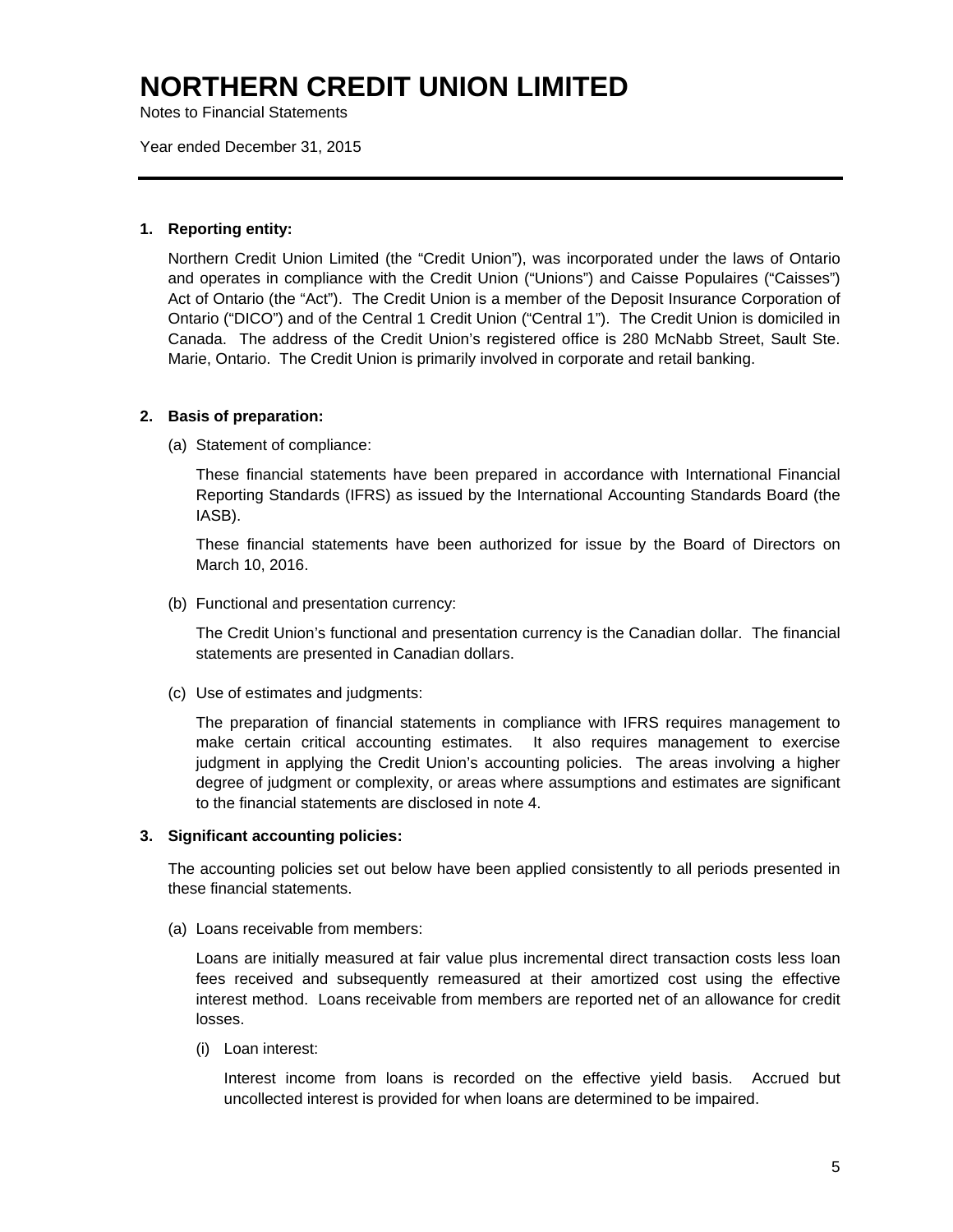# NORTHERN CREDIT UNION LIMITED

Notes to Financial Statements

Year ended December 31, 2015

---

**1. Reporting entity:**

Northern Credit Union Limited (the "Credit Union"), was incorporated under the laws of Ontario and operates in compliance with the Credit Union ("Unions") and Caisse Populaires ("Caisses") Act of Ontario (the "Act"). The Credit Union is a member of the Deposit Insurance Corporation of Ontario ("DICO") and of the Central 1 Credit Union ("Central 1"). The Credit Union is domiciled in Canada. The address of the Credit Union's registered office is 280 McNabb Street, Sault Ste. Marie, Ontario. The Credit Union is primarily involved in corporate and retail banking.

**2. Basis of preparation:**

(a) Statement of compliance:

These financial statements have been prepared in accordance with International Financial Reporting Standards (IFRS) as issued by the International Accounting Standards Board (the IASB).

These financial statements have been authorized for issue by the Board of Directors on March 10, 2016.

(b) Functional and presentation currency:

The Credit Union's functional and presentation currency is the Canadian dollar. The financial statements are presented in Canadian dollars.

(c) Use of estimates and judgments:

The preparation of financial statements in compliance with IFRS requires management to make certain critical accounting estimates. It also requires management to exercise judgment in applying the Credit Union's accounting policies. The areas involving a higher degree of judgment or complexity, or areas where assumptions and estimates are significant to the financial statements are disclosed in note 4.

**3. Significant accounting policies:**

The accounting policies set out below have been applied consistently to all periods presented in these financial statements.

(a) Loans receivable from members:

Loans are initially measured at fair value plus incremental direct transaction costs less loan fees received and subsequently remeasured at their amortized cost using the effective interest method. Loans receivable from members are reported net of an allowance for credit losses.

(i) Loan interest:

Interest income from loans is recorded on the effective yield basis. Accrued but uncollected interest is provided for when loans are determined to be impaired.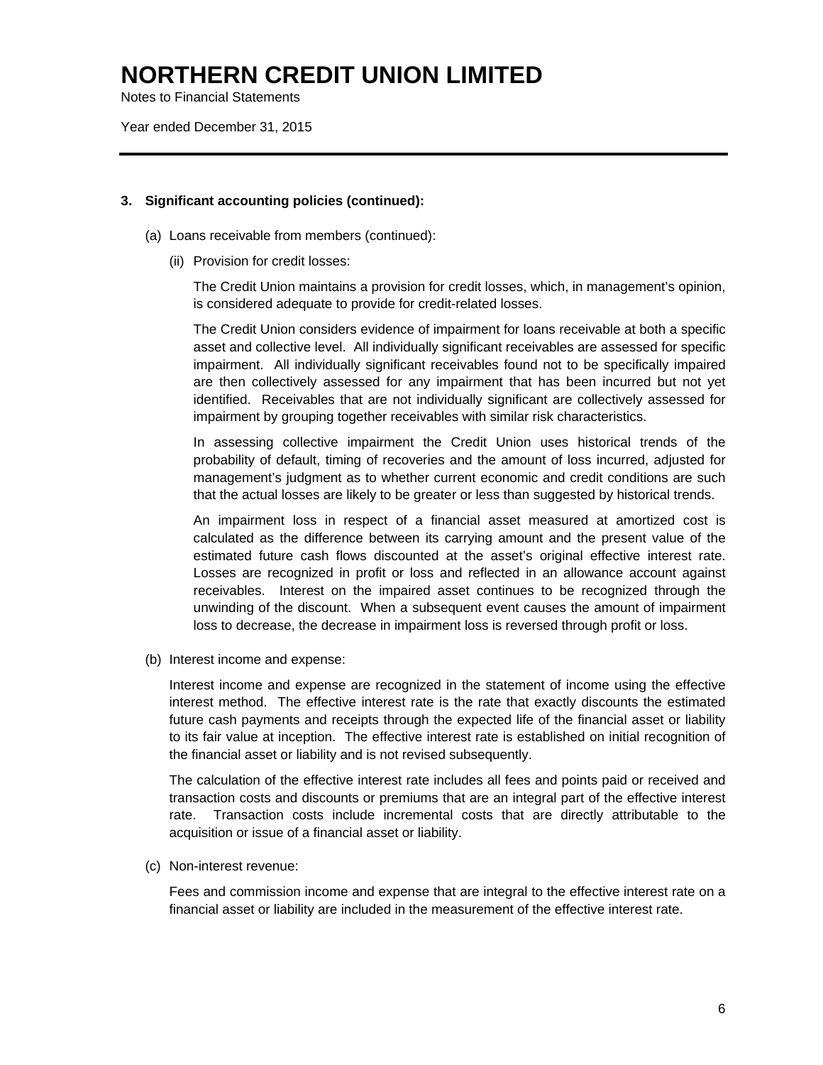# NORTHERN CREDIT UNION LIMITED

Notes to Financial Statements

Year ended December 31, 2015

**3. Significant accounting policies (continued):**

(a) Loans receivable from members (continued):

(ii) Provision for credit losses:

The Credit Union maintains a provision for credit losses, which, in management's opinion, is considered adequate to provide for credit-related losses.

The Credit Union considers evidence of impairment for loans receivable at both a specific asset and collective level. All individually significant receivables are assessed for specific impairment. All individually significant receivables found not to be specifically impaired are then collectively assessed for any impairment that has been incurred but not yet identified. Receivables that are not individually significant are collectively assessed for impairment by grouping together receivables with similar risk characteristics.

In assessing collective impairment the Credit Union uses historical trends of the probability of default, timing of recoveries and the amount of loss incurred, adjusted for management's judgment as to whether current economic and credit conditions are such that the actual losses are likely to be greater or less than suggested by historical trends.

An impairment loss in respect of a financial asset measured at amortized cost is calculated as the difference between its carrying amount and the present value of the estimated future cash flows discounted at the asset's original effective interest rate. Losses are recognized in profit or loss and reflected in an allowance account against receivables. Interest on the impaired asset continues to be recognized through the unwinding of the discount. When a subsequent event causes the amount of impairment loss to decrease, the decrease in impairment loss is reversed through profit or loss.

(b) Interest income and expense:

Interest income and expense are recognized in the statement of income using the effective interest method. The effective interest rate is the rate that exactly discounts the estimated future cash payments and receipts through the expected life of the financial asset or liability to its fair value at inception. The effective interest rate is established on initial recognition of the financial asset or liability and is not revised subsequently.

The calculation of the effective interest rate includes all fees and points paid or received and transaction costs and discounts or premiums that are an integral part of the effective interest rate. Transaction costs include incremental costs that are directly attributable to the acquisition or issue of a financial asset or liability.

(c) Non-interest revenue:

Fees and commission income and expense that are integral to the effective interest rate on a financial asset or liability are included in the measurement of the effective interest rate.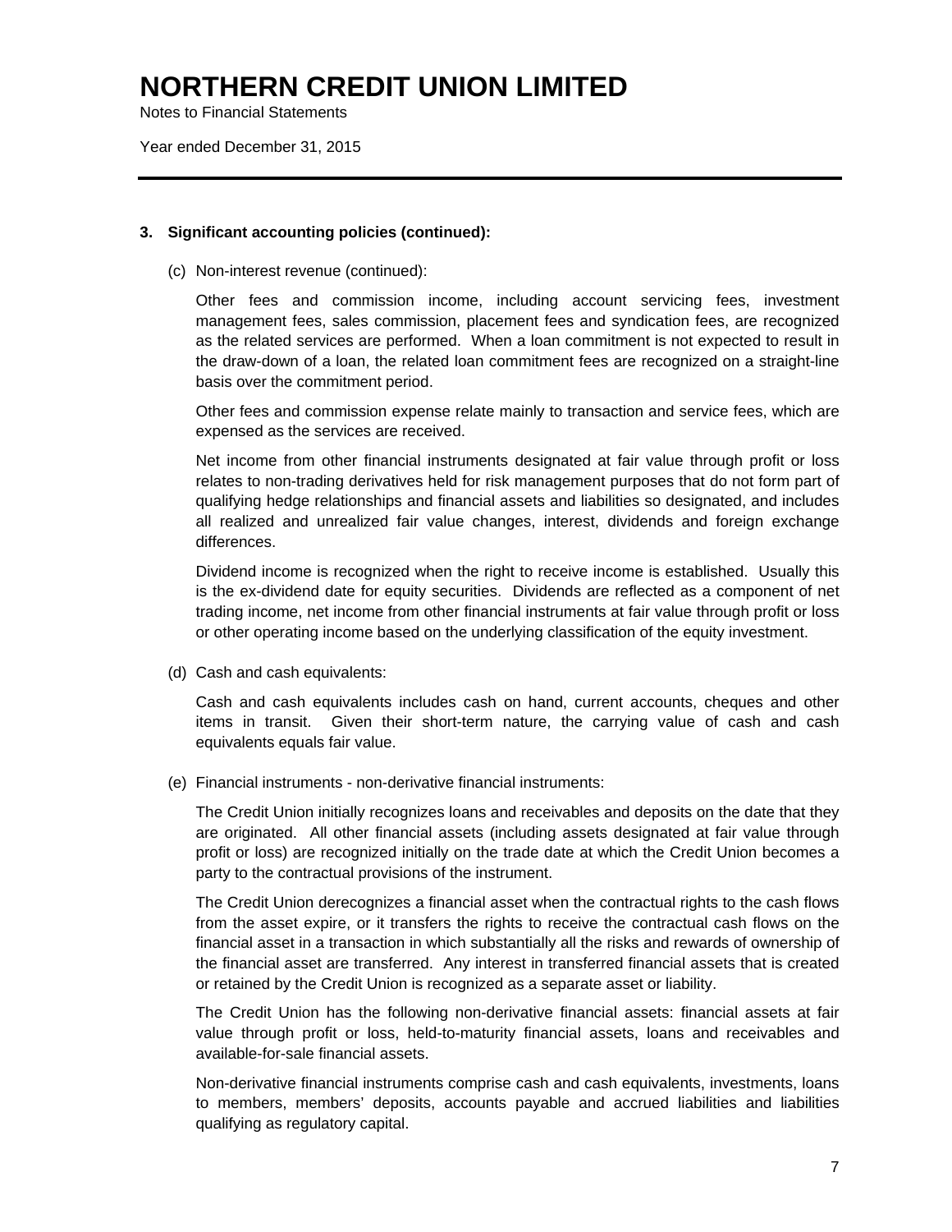# NORTHERN CREDIT UNION LIMITED

Notes to Financial Statements

Year ended December 31, 2015

---

**3. Significant accounting policies (continued):**

(c) Non-interest revenue (continued):

Other fees and commission income, including account servicing fees, investment management fees, sales commission, placement fees and syndication fees, are recognized as the related services are performed. When a loan commitment is not expected to result in the draw-down of a loan, the related loan commitment fees are recognized on a straight-line basis over the commitment period.

Other fees and commission expense relate mainly to transaction and service fees, which are expensed as the services are received.

Net income from other financial instruments designated at fair value through profit or loss relates to non-trading derivatives held for risk management purposes that do not form part of qualifying hedge relationships and financial assets and liabilities so designated, and includes all realized and unrealized fair value changes, interest, dividends and foreign exchange differences.

Dividend income is recognized when the right to receive income is established. Usually this is the ex-dividend date for equity securities. Dividends are reflected as a component of net trading income, net income from other financial instruments at fair value through profit or loss or other operating income based on the underlying classification of the equity investment.

(d) Cash and cash equivalents:

Cash and cash equivalents includes cash on hand, current accounts, cheques and other items in transit. Given their short-term nature, the carrying value of cash and cash equivalents equals fair value.

(e) Financial instruments - non-derivative financial instruments:

The Credit Union initially recognizes loans and receivables and deposits on the date that they are originated. All other financial assets (including assets designated at fair value through profit or loss) are recognized initially on the trade date at which the Credit Union becomes a party to the contractual provisions of the instrument.

The Credit Union derecognizes a financial asset when the contractual rights to the cash flows from the asset expire, or it transfers the rights to receive the contractual cash flows on the financial asset in a transaction in which substantially all the risks and rewards of ownership of the financial asset are transferred. Any interest in transferred financial assets that is created or retained by the Credit Union is recognized as a separate asset or liability.

The Credit Union has the following non-derivative financial assets: financial assets at fair value through profit or loss, held-to-maturity financial assets, loans and receivables and available-for-sale financial assets.

Non-derivative financial instruments comprise cash and cash equivalents, investments, loans to members, members' deposits, accounts payable and accrued liabilities and liabilities qualifying as regulatory capital.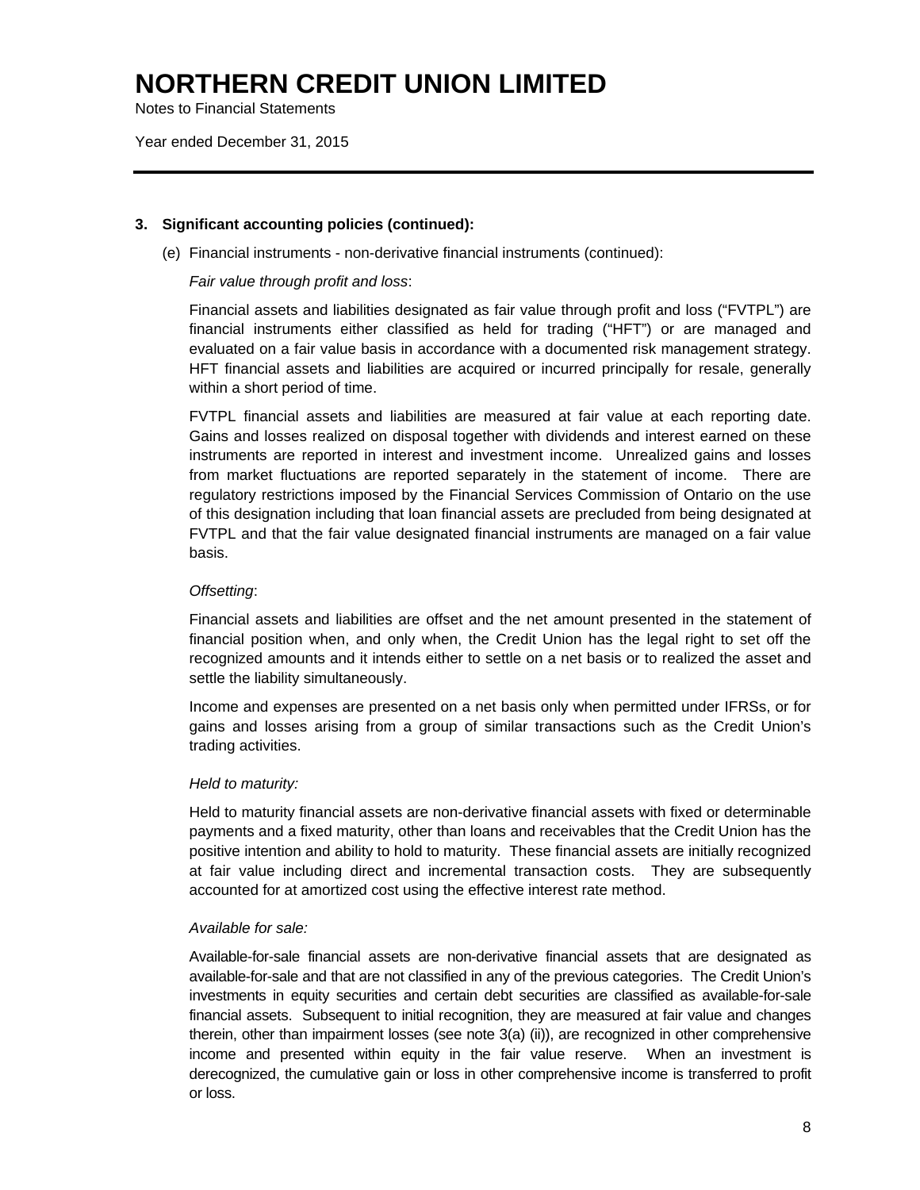### 3. Significant accounting policies (continued):

(e) Financial instruments - non-derivative financial instruments (continued):

*Fair value through profit and loss*:

Financial assets and liabilities designated as fair value through profit and loss ("FVTPL") are financial instruments either classified as held for trading ("HFT") or are managed and evaluated on a fair value basis in accordance with a documented risk management strategy. HFT financial assets and liabilities are acquired or incurred principally for resale, generally within a short period of time.

FVTPL financial assets and liabilities are measured at fair value at each reporting date. Gains and losses realized on disposal together with dividends and interest earned on these instruments are reported in interest and investment income. Unrealized gains and losses from market fluctuations are reported separately in the statement of income. There are regulatory restrictions imposed by the Financial Services Commission of Ontario on the use of this designation including that loan financial assets are precluded from being designated at FVTPL and that the fair value designated financial instruments are managed on a fair value basis.

*Offsetting*:

Financial assets and liabilities are offset and the net amount presented in the statement of financial position when, and only when, the Credit Union has the legal right to set off the recognized amounts and it intends either to settle on a net basis or to realized the asset and settle the liability simultaneously.

Income and expenses are presented on a net basis only when permitted under IFRSs, or for gains and losses arising from a group of similar transactions such as the Credit Union's trading activities.

*Held to maturity:*

Held to maturity financial assets are non-derivative financial assets with fixed or determinable payments and a fixed maturity, other than loans and receivables that the Credit Union has the positive intention and ability to hold to maturity. These financial assets are initially recognized at fair value including direct and incremental transaction costs. They are subsequently accounted for at amortized cost using the effective interest rate method.

*Available for sale:*

Available-for-sale financial assets are non-derivative financial assets that are designated as available-for-sale and that are not classified in any of the previous categories. The Credit Union's investments in equity securities and certain debt securities are classified as available-for-sale financial assets. Subsequent to initial recognition, they are measured at fair value and changes therein, other than impairment losses (see note 3(a) (ii)), are recognized in other comprehensive income and presented within equity in the fair value reserve. When an investment is derecognized, the cumulative gain or loss in other comprehensive income is transferred to profit or loss.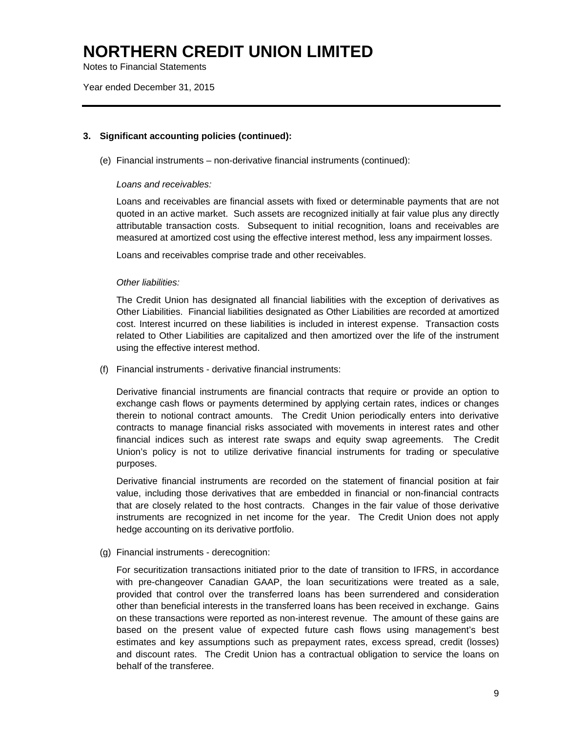### 3. Significant accounting policies (continued):

(e) Financial instruments – non-derivative financial instruments (continued):

*Loans and receivables:*

Loans and receivables are financial assets with fixed or determinable payments that are not quoted in an active market. Such assets are recognized initially at fair value plus any directly attributable transaction costs. Subsequent to initial recognition, loans and receivables are measured at amortized cost using the effective interest method, less any impairment losses.

Loans and receivables comprise trade and other receivables.

*Other liabilities:*

The Credit Union has designated all financial liabilities with the exception of derivatives as Other Liabilities. Financial liabilities designated as Other Liabilities are recorded at amortized cost. Interest incurred on these liabilities is included in interest expense. Transaction costs related to Other Liabilities are capitalized and then amortized over the life of the instrument using the effective interest method.

(f) Financial instruments - derivative financial instruments:

Derivative financial instruments are financial contracts that require or provide an option to exchange cash flows or payments determined by applying certain rates, indices or changes therein to notional contract amounts. The Credit Union periodically enters into derivative contracts to manage financial risks associated with movements in interest rates and other financial indices such as interest rate swaps and equity swap agreements. The Credit Union's policy is not to utilize derivative financial instruments for trading or speculative purposes.

Derivative financial instruments are recorded on the statement of financial position at fair value, including those derivatives that are embedded in financial or non-financial contracts that are closely related to the host contracts. Changes in the fair value of those derivative instruments are recognized in net income for the year. The Credit Union does not apply hedge accounting on its derivative portfolio.

(g) Financial instruments - derecognition:

For securitization transactions initiated prior to the date of transition to IFRS, in accordance with pre-changeover Canadian GAAP, the loan securitizations were treated as a sale, provided that control over the transferred loans has been surrendered and consideration other than beneficial interests in the transferred loans has been received in exchange. Gains on these transactions were reported as non-interest revenue. The amount of these gains are based on the present value of expected future cash flows using management's best estimates and key assumptions such as prepayment rates, excess spread, credit (losses) and discount rates. The Credit Union has a contractual obligation to service the loans on behalf of the transferee.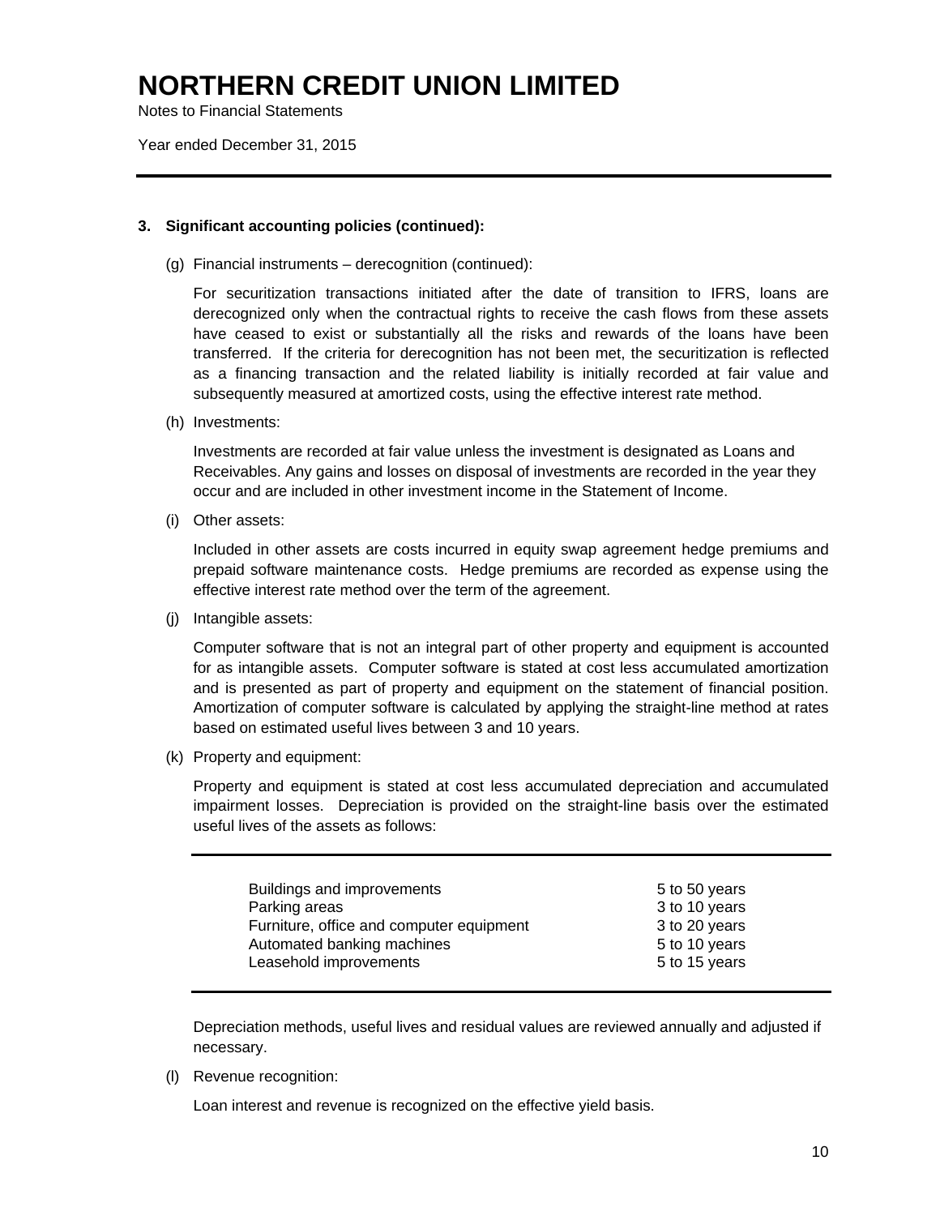# NORTHERN CREDIT UNION LIMITED

Notes to Financial Statements

Year ended December 31, 2015

**3. Significant accounting policies (continued):**

(g) Financial instruments – derecognition (continued):

For securitization transactions initiated after the date of transition to IFRS, loans are derecognized only when the contractual rights to receive the cash flows from these assets have ceased to exist or substantially all the risks and rewards of the loans have been transferred. If the criteria for derecognition has not been met, the securitization is reflected as a financing transaction and the related liability is initially recorded at fair value and subsequently measured at amortized costs, using the effective interest rate method.

(h) Investments:

Investments are recorded at fair value unless the investment is designated as Loans and Receivables. Any gains and losses on disposal of investments are recorded in the year they occur and are included in other investment income in the Statement of Income.

(i) Other assets:

Included in other assets are costs incurred in equity swap agreement hedge premiums and prepaid software maintenance costs. Hedge premiums are recorded as expense using the effective interest rate method over the term of the agreement.

(j) Intangible assets:

Computer software that is not an integral part of other property and equipment is accounted for as intangible assets. Computer software is stated at cost less accumulated amortization and is presented as part of property and equipment on the statement of financial position. Amortization of computer software is calculated by applying the straight-line method at rates based on estimated useful lives between 3 and 10 years.

(k) Property and equipment:

Property and equipment is stated at cost less accumulated depreciation and accumulated impairment losses. Depreciation is provided on the straight-line basis over the estimated useful lives of the assets as follows:

| | |
|---|---|
| Buildings and improvements | 5 to 50 years |
| Parking areas | 3 to 10 years |
| Furniture, office and computer equipment | 3 to 20 years |
| Automated banking machines | 5 to 10 years |
| Leasehold improvements | 5 to 15 years |

Depreciation methods, useful lives and residual values are reviewed annually and adjusted if necessary.

(l) Revenue recognition:

Loan interest and revenue is recognized on the effective yield basis.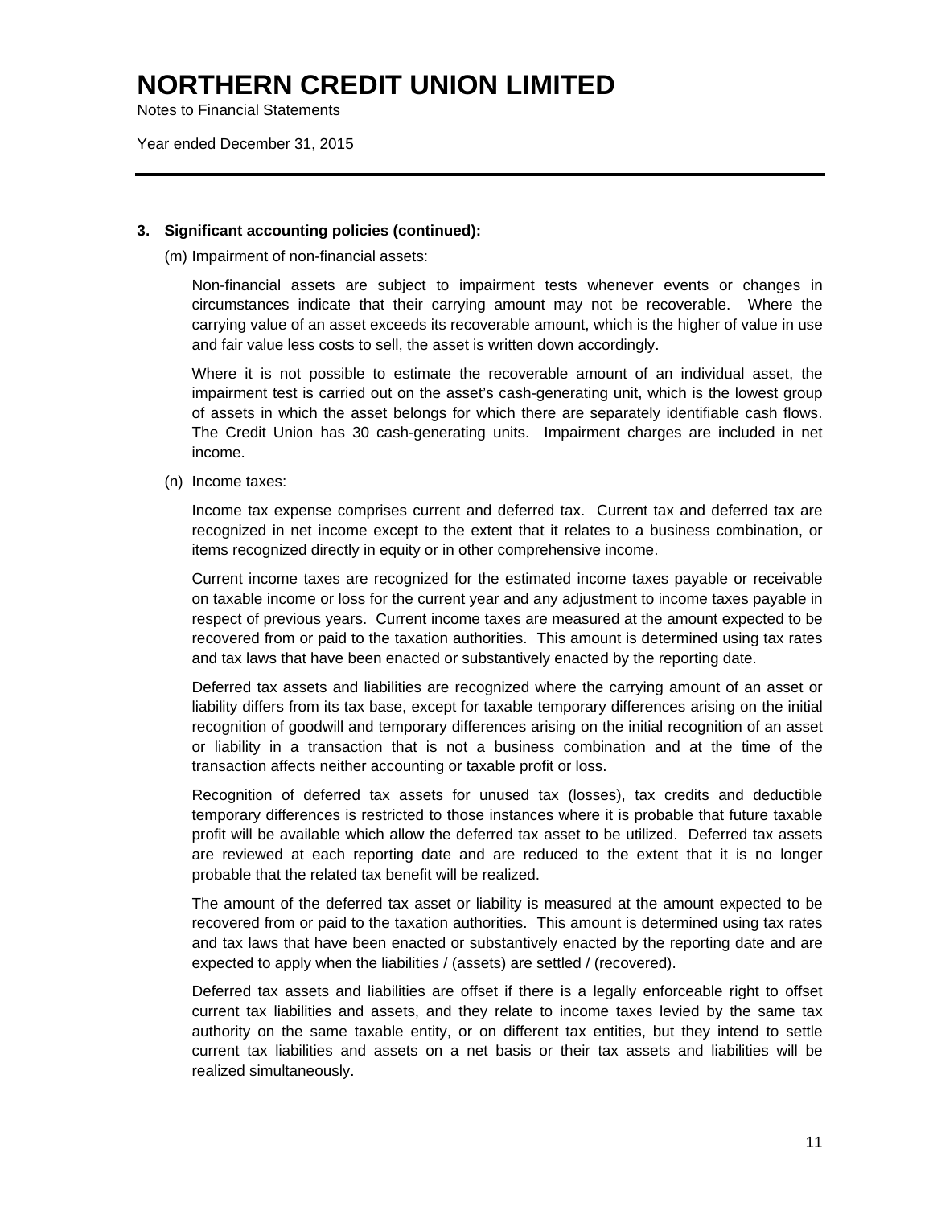# NORTHERN CREDIT UNION LIMITED

Notes to Financial Statements

Year ended December 31, 2015

**3. Significant accounting policies (continued):**

(m) Impairment of non-financial assets:

Non-financial assets are subject to impairment tests whenever events or changes in circumstances indicate that their carrying amount may not be recoverable. Where the carrying value of an asset exceeds its recoverable amount, which is the higher of value in use and fair value less costs to sell, the asset is written down accordingly.

Where it is not possible to estimate the recoverable amount of an individual asset, the impairment test is carried out on the asset's cash-generating unit, which is the lowest group of assets in which the asset belongs for which there are separately identifiable cash flows. The Credit Union has 30 cash-generating units. Impairment charges are included in net income.

(n) Income taxes:

Income tax expense comprises current and deferred tax. Current tax and deferred tax are recognized in net income except to the extent that it relates to a business combination, or items recognized directly in equity or in other comprehensive income.

Current income taxes are recognized for the estimated income taxes payable or receivable on taxable income or loss for the current year and any adjustment to income taxes payable in respect of previous years. Current income taxes are measured at the amount expected to be recovered from or paid to the taxation authorities. This amount is determined using tax rates and tax laws that have been enacted or substantively enacted by the reporting date.

Deferred tax assets and liabilities are recognized where the carrying amount of an asset or liability differs from its tax base, except for taxable temporary differences arising on the initial recognition of goodwill and temporary differences arising on the initial recognition of an asset or liability in a transaction that is not a business combination and at the time of the transaction affects neither accounting or taxable profit or loss.

Recognition of deferred tax assets for unused tax (losses), tax credits and deductible temporary differences is restricted to those instances where it is probable that future taxable profit will be available which allow the deferred tax asset to be utilized. Deferred tax assets are reviewed at each reporting date and are reduced to the extent that it is no longer probable that the related tax benefit will be realized.

The amount of the deferred tax asset or liability is measured at the amount expected to be recovered from or paid to the taxation authorities. This amount is determined using tax rates and tax laws that have been enacted or substantively enacted by the reporting date and are expected to apply when the liabilities / (assets) are settled / (recovered).

Deferred tax assets and liabilities are offset if there is a legally enforceable right to offset current tax liabilities and assets, and they relate to income taxes levied by the same tax authority on the same taxable entity, or on different tax entities, but they intend to settle current tax liabilities and assets on a net basis or their tax assets and liabilities will be realized simultaneously.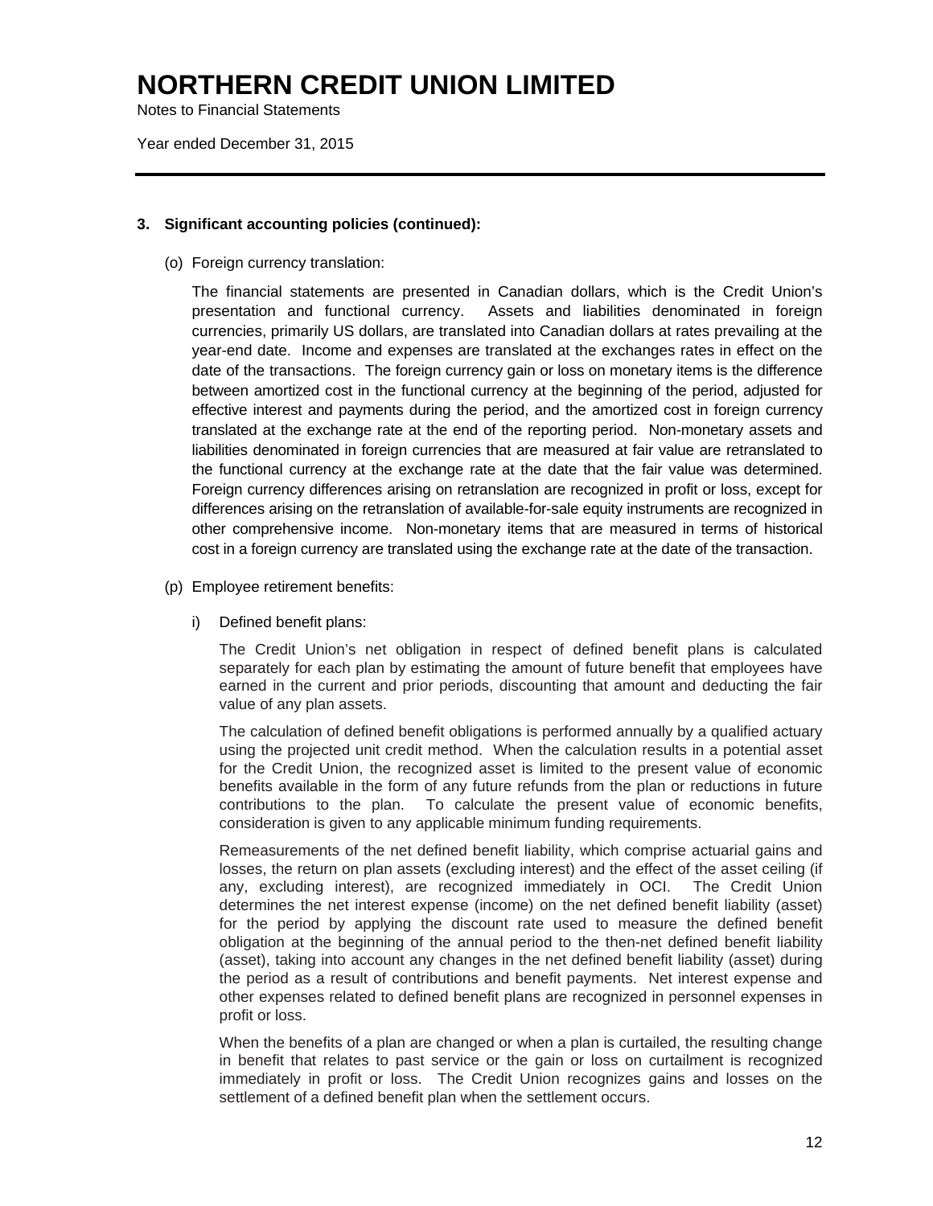## 3. Significant accounting policies (continued):

(o) Foreign currency translation:

The financial statements are presented in Canadian dollars, which is the Credit Union's presentation and functional currency. Assets and liabilities denominated in foreign currencies, primarily US dollars, are translated into Canadian dollars at rates prevailing at the year-end date. Income and expenses are translated at the exchanges rates in effect on the date of the transactions. The foreign currency gain or loss on monetary items is the difference between amortized cost in the functional currency at the beginning of the period, adjusted for effective interest and payments during the period, and the amortized cost in foreign currency translated at the exchange rate at the end of the reporting period. Non-monetary assets and liabilities denominated in foreign currencies that are measured at fair value are retranslated to the functional currency at the exchange rate at the date that the fair value was determined. Foreign currency differences arising on retranslation are recognized in profit or loss, except for differences arising on the retranslation of available-for-sale equity instruments are recognized in other comprehensive income. Non-monetary items that are measured in terms of historical cost in a foreign currency are translated using the exchange rate at the date of the transaction.

(p) Employee retirement benefits:

i) Defined benefit plans:

The Credit Union's net obligation in respect of defined benefit plans is calculated separately for each plan by estimating the amount of future benefit that employees have earned in the current and prior periods, discounting that amount and deducting the fair value of any plan assets.

The calculation of defined benefit obligations is performed annually by a qualified actuary using the projected unit credit method. When the calculation results in a potential asset for the Credit Union, the recognized asset is limited to the present value of economic benefits available in the form of any future refunds from the plan or reductions in future contributions to the plan. To calculate the present value of economic benefits, consideration is given to any applicable minimum funding requirements.

Remeasurements of the net defined benefit liability, which comprise actuarial gains and losses, the return on plan assets (excluding interest) and the effect of the asset ceiling (if any, excluding interest), are recognized immediately in OCI. The Credit Union determines the net interest expense (income) on the net defined benefit liability (asset) for the period by applying the discount rate used to measure the defined benefit obligation at the beginning of the annual period to the then-net defined benefit liability (asset), taking into account any changes in the net defined benefit liability (asset) during the period as a result of contributions and benefit payments. Net interest expense and other expenses related to defined benefit plans are recognized in personnel expenses in profit or loss.

When the benefits of a plan are changed or when a plan is curtailed, the resulting change in benefit that relates to past service or the gain or loss on curtailment is recognized immediately in profit or loss. The Credit Union recognizes gains and losses on the settlement of a defined benefit plan when the settlement occurs.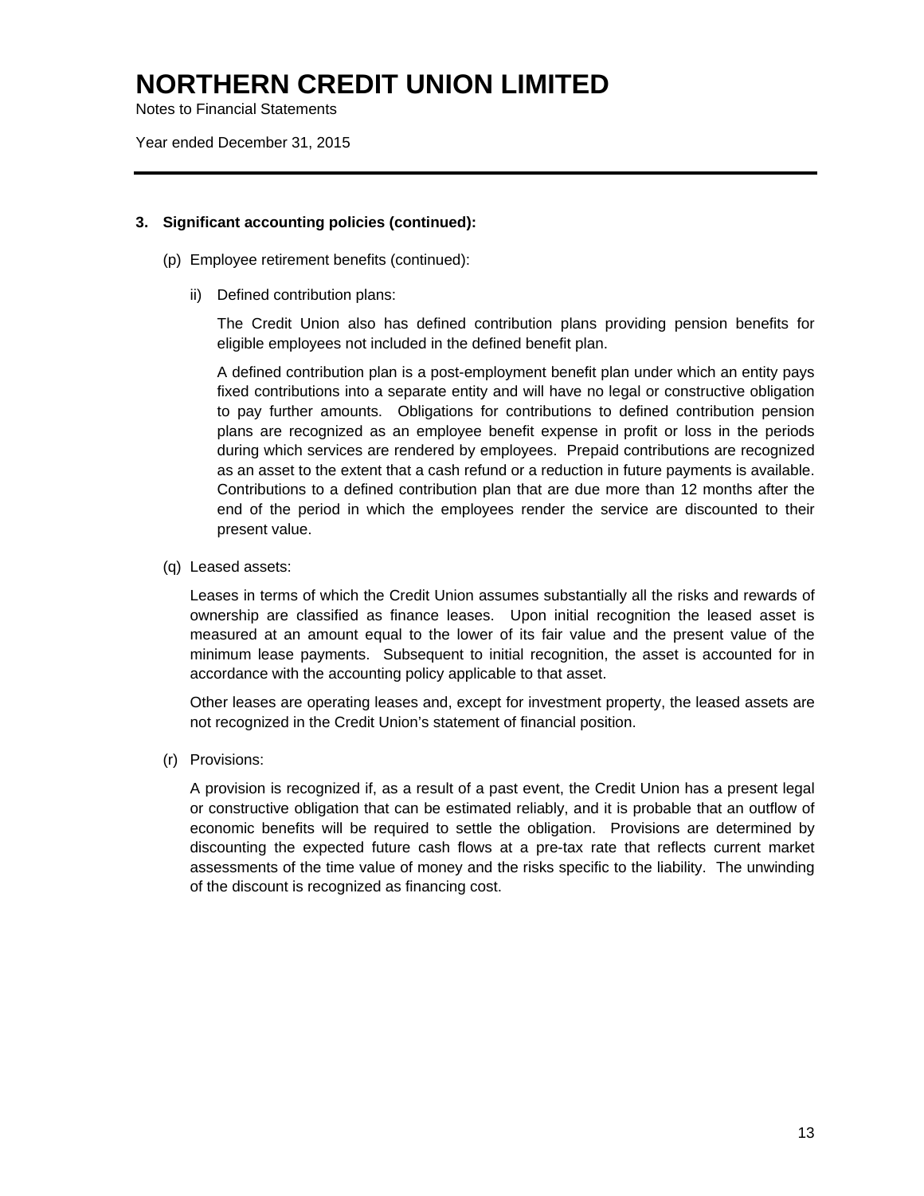### 3. Significant accounting policies (continued):

(p) Employee retirement benefits (continued):

ii) Defined contribution plans:

The Credit Union also has defined contribution plans providing pension benefits for eligible employees not included in the defined benefit plan.

A defined contribution plan is a post-employment benefit plan under which an entity pays fixed contributions into a separate entity and will have no legal or constructive obligation to pay further amounts. Obligations for contributions to defined contribution pension plans are recognized as an employee benefit expense in profit or loss in the periods during which services are rendered by employees. Prepaid contributions are recognized as an asset to the extent that a cash refund or a reduction in future payments is available. Contributions to a defined contribution plan that are due more than 12 months after the end of the period in which the employees render the service are discounted to their present value.

(q) Leased assets:

Leases in terms of which the Credit Union assumes substantially all the risks and rewards of ownership are classified as finance leases. Upon initial recognition the leased asset is measured at an amount equal to the lower of its fair value and the present value of the minimum lease payments. Subsequent to initial recognition, the asset is accounted for in accordance with the accounting policy applicable to that asset.

Other leases are operating leases and, except for investment property, the leased assets are not recognized in the Credit Union's statement of financial position.

(r) Provisions:

A provision is recognized if, as a result of a past event, the Credit Union has a present legal or constructive obligation that can be estimated reliably, and it is probable that an outflow of economic benefits will be required to settle the obligation. Provisions are determined by discounting the expected future cash flows at a pre-tax rate that reflects current market assessments of the time value of money and the risks specific to the liability. The unwinding of the discount is recognized as financing cost.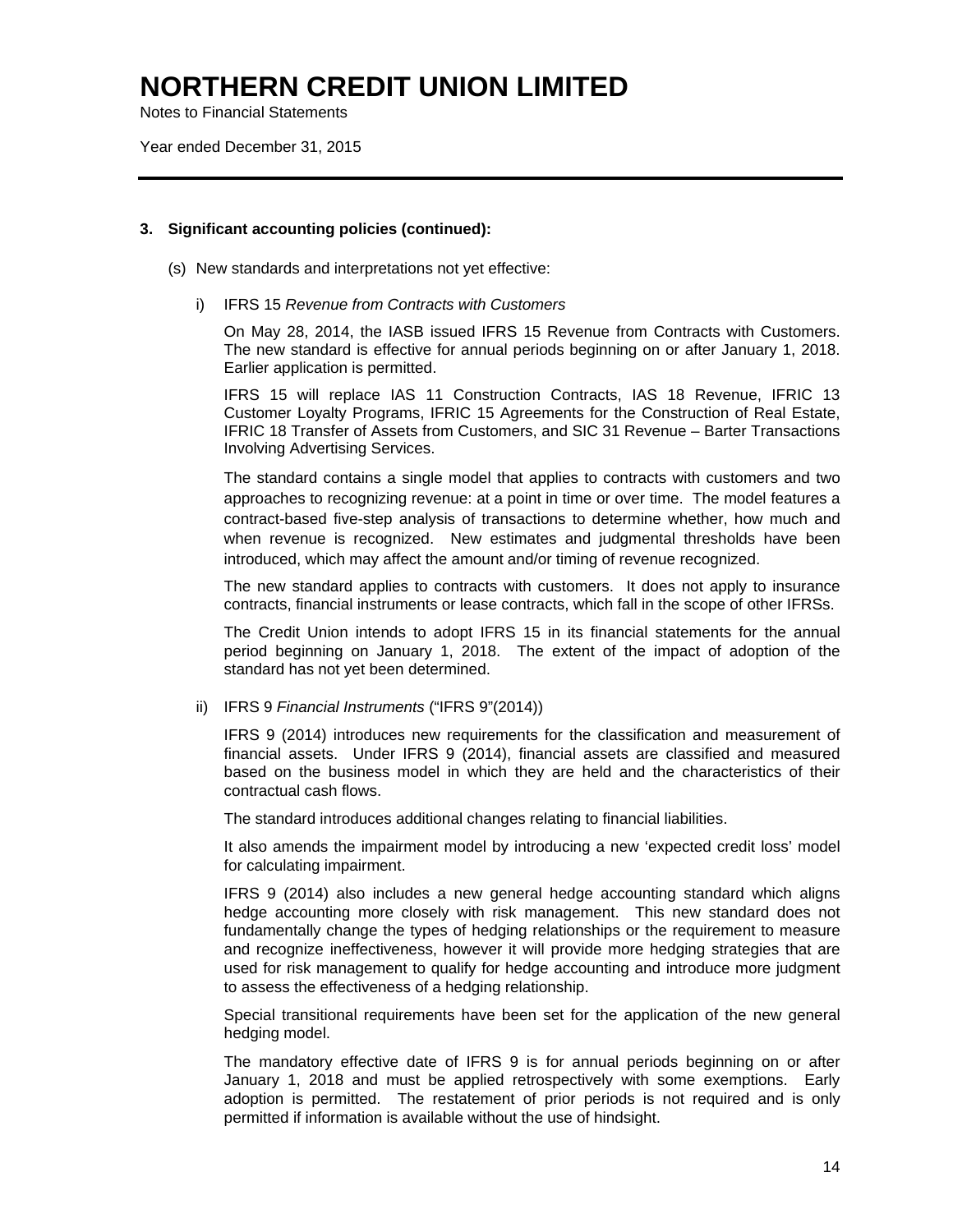## 3. Significant accounting policies (continued):

(s) New standards and interpretations not yet effective:

i) IFRS 15 *Revenue from Contracts with Customers*

On May 28, 2014, the IASB issued IFRS 15 Revenue from Contracts with Customers. The new standard is effective for annual periods beginning on or after January 1, 2018. Earlier application is permitted.

IFRS 15 will replace IAS 11 Construction Contracts, IAS 18 Revenue, IFRIC 13 Customer Loyalty Programs, IFRIC 15 Agreements for the Construction of Real Estate, IFRIC 18 Transfer of Assets from Customers, and SIC 31 Revenue – Barter Transactions Involving Advertising Services.

The standard contains a single model that applies to contracts with customers and two approaches to recognizing revenue: at a point in time or over time. The model features a contract-based five-step analysis of transactions to determine whether, how much and when revenue is recognized. New estimates and judgmental thresholds have been introduced, which may affect the amount and/or timing of revenue recognized.

The new standard applies to contracts with customers. It does not apply to insurance contracts, financial instruments or lease contracts, which fall in the scope of other IFRSs.

The Credit Union intends to adopt IFRS 15 in its financial statements for the annual period beginning on January 1, 2018. The extent of the impact of adoption of the standard has not yet been determined.

ii) IFRS 9 *Financial Instruments* ("IFRS 9"(2014))

IFRS 9 (2014) introduces new requirements for the classification and measurement of financial assets. Under IFRS 9 (2014), financial assets are classified and measured based on the business model in which they are held and the characteristics of their contractual cash flows.

The standard introduces additional changes relating to financial liabilities.

It also amends the impairment model by introducing a new 'expected credit loss' model for calculating impairment.

IFRS 9 (2014) also includes a new general hedge accounting standard which aligns hedge accounting more closely with risk management. This new standard does not fundamentally change the types of hedging relationships or the requirement to measure and recognize ineffectiveness, however it will provide more hedging strategies that are used for risk management to qualify for hedge accounting and introduce more judgment to assess the effectiveness of a hedging relationship.

Special transitional requirements have been set for the application of the new general hedging model.

The mandatory effective date of IFRS 9 is for annual periods beginning on or after January 1, 2018 and must be applied retrospectively with some exemptions. Early adoption is permitted. The restatement of prior periods is not required and is only permitted if information is available without the use of hindsight.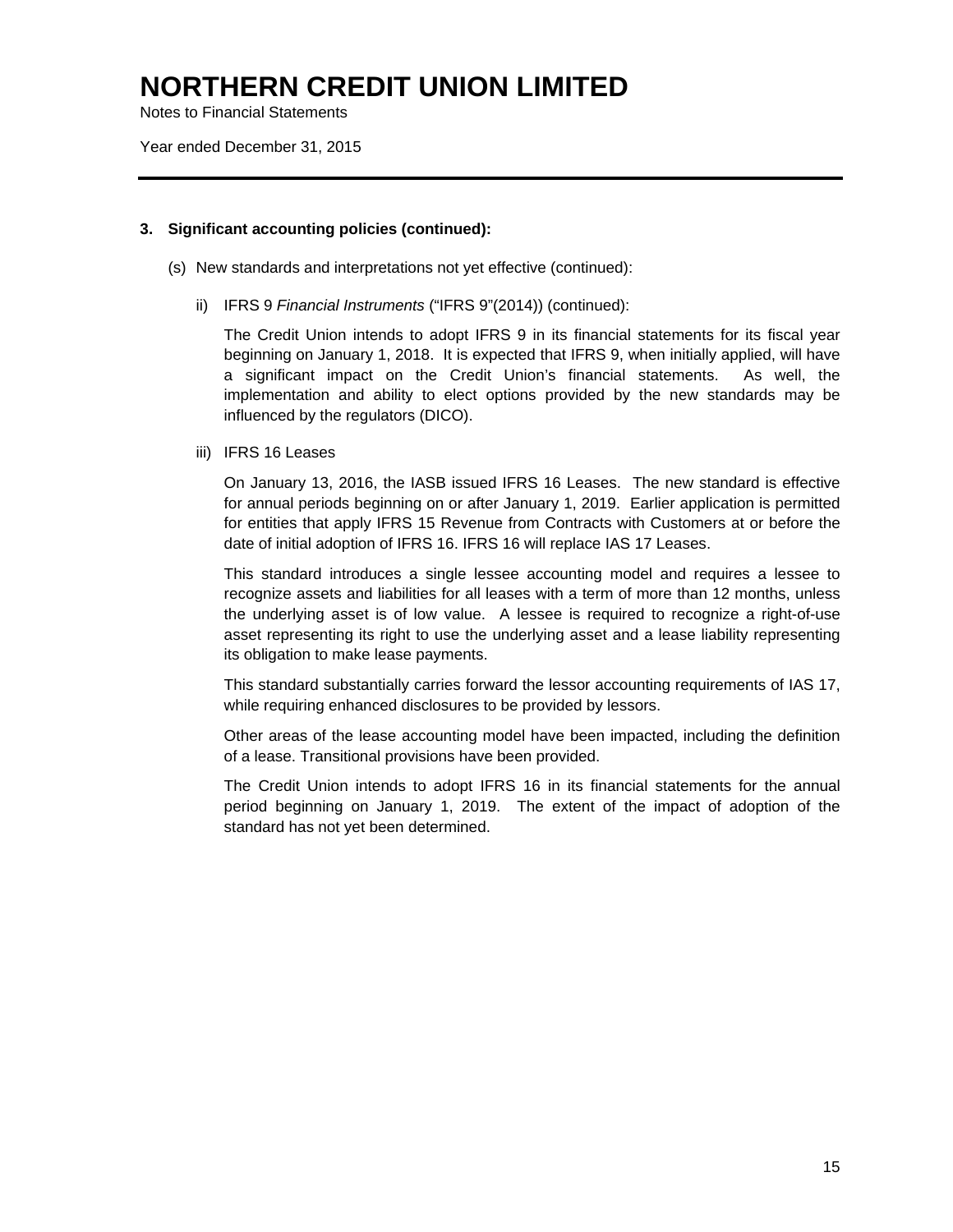# NORTHERN CREDIT UNION LIMITED

Notes to Financial Statements

Year ended December 31, 2015

---

**3. Significant accounting policies (continued):**

(s) New standards and interpretations not yet effective (continued):

ii) IFRS 9 *Financial Instruments* ("IFRS 9"(2014)) (continued):

The Credit Union intends to adopt IFRS 9 in its financial statements for its fiscal year beginning on January 1, 2018. It is expected that IFRS 9, when initially applied, will have a significant impact on the Credit Union's financial statements. As well, the implementation and ability to elect options provided by the new standards may be influenced by the regulators (DICO).

iii) IFRS 16 Leases

On January 13, 2016, the IASB issued IFRS 16 Leases. The new standard is effective for annual periods beginning on or after January 1, 2019. Earlier application is permitted for entities that apply IFRS 15 Revenue from Contracts with Customers at or before the date of initial adoption of IFRS 16. IFRS 16 will replace IAS 17 Leases.

This standard introduces a single lessee accounting model and requires a lessee to recognize assets and liabilities for all leases with a term of more than 12 months, unless the underlying asset is of low value. A lessee is required to recognize a right-of-use asset representing its right to use the underlying asset and a lease liability representing its obligation to make lease payments.

This standard substantially carries forward the lessor accounting requirements of IAS 17, while requiring enhanced disclosures to be provided by lessors.

Other areas of the lease accounting model have been impacted, including the definition of a lease. Transitional provisions have been provided.

The Credit Union intends to adopt IFRS 16 in its financial statements for the annual period beginning on January 1, 2019. The extent of the impact of adoption of the standard has not yet been determined.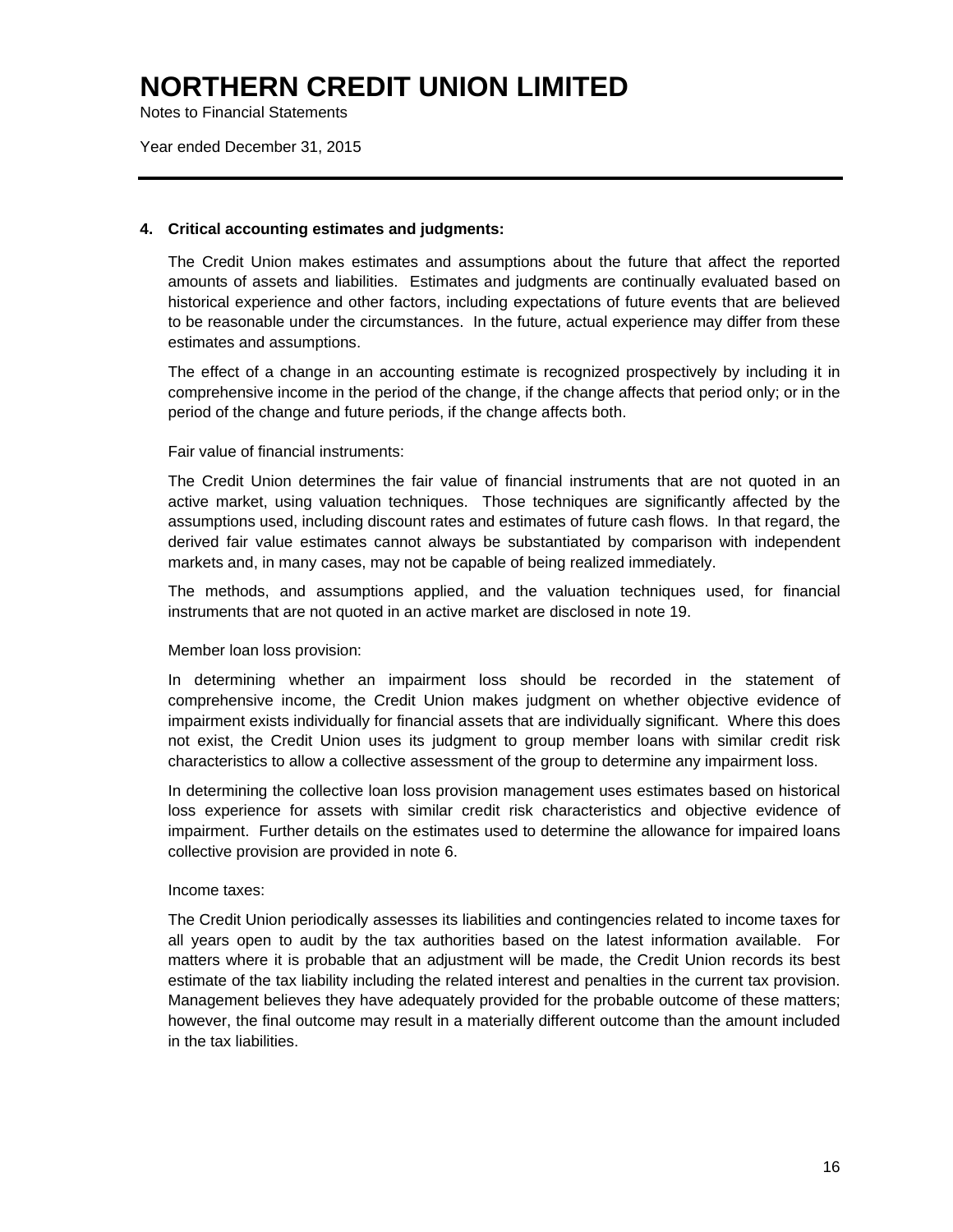## 4. Critical accounting estimates and judgments:

The Credit Union makes estimates and assumptions about the future that affect the reported amounts of assets and liabilities. Estimates and judgments are continually evaluated based on historical experience and other factors, including expectations of future events that are believed to be reasonable under the circumstances. In the future, actual experience may differ from these estimates and assumptions.

The effect of a change in an accounting estimate is recognized prospectively by including it in comprehensive income in the period of the change, if the change affects that period only; or in the period of the change and future periods, if the change affects both.

Fair value of financial instruments:

The Credit Union determines the fair value of financial instruments that are not quoted in an active market, using valuation techniques. Those techniques are significantly affected by the assumptions used, including discount rates and estimates of future cash flows. In that regard, the derived fair value estimates cannot always be substantiated by comparison with independent markets and, in many cases, may not be capable of being realized immediately.

The methods, and assumptions applied, and the valuation techniques used, for financial instruments that are not quoted in an active market are disclosed in note 19.

Member loan loss provision:

In determining whether an impairment loss should be recorded in the statement of comprehensive income, the Credit Union makes judgment on whether objective evidence of impairment exists individually for financial assets that are individually significant. Where this does not exist, the Credit Union uses its judgment to group member loans with similar credit risk characteristics to allow a collective assessment of the group to determine any impairment loss.

In determining the collective loan loss provision management uses estimates based on historical loss experience for assets with similar credit risk characteristics and objective evidence of impairment. Further details on the estimates used to determine the allowance for impaired loans collective provision are provided in note 6.

Income taxes:

The Credit Union periodically assesses its liabilities and contingencies related to income taxes for all years open to audit by the tax authorities based on the latest information available. For matters where it is probable that an adjustment will be made, the Credit Union records its best estimate of the tax liability including the related interest and penalties in the current tax provision. Management believes they have adequately provided for the probable outcome of these matters; however, the final outcome may result in a materially different outcome than the amount included in the tax liabilities.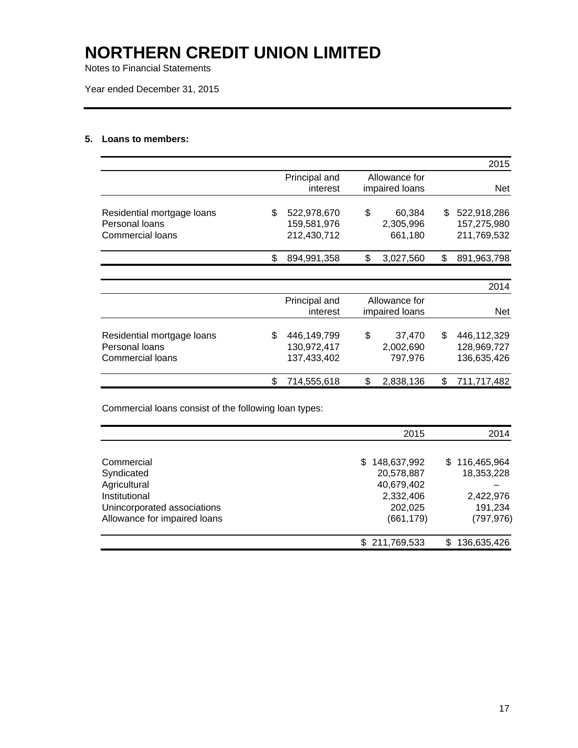# NORTHERN CREDIT UNION LIMITED

Notes to Financial Statements

Year ended December 31, 2015

## 5. Loans to members:

| | | | 2015 |
|---|---|---|---|
| | Principal and interest | Allowance for impaired loans | Net |
| Residential mortgage loans | $ 522,978,670 | $ 60,384 | $ 522,918,286 |
| Personal loans | 159,581,976 | 2,305,996 | 157,275,980 |
| Commercial loans | 212,430,712 | 661,180 | 211,769,532 |
| | $ 894,991,358 | $ 3,027,560 | $ 891,963,798 |

| | | | 2014 |
|---|---|---|---|
| | Principal and interest | Allowance for impaired loans | Net |
| Residential mortgage loans | $ 446,149,799 | $ 37,470 | $ 446,112,329 |
| Personal loans | 130,972,417 | 2,002,690 | 128,969,727 |
| Commercial loans | 137,433,402 | 797,976 | 136,635,426 |
| | $ 714,555,618 | $ 2,838,136 | $ 711,717,482 |

Commercial loans consist of the following loan types:

| | 2015 | 2014 |
|---|---|---|
| Commercial | $ 148,637,992 | $ 116,465,964 |
| Syndicated | 20,578,887 | 18,353,228 |
| Agricultural | 40,679,402 | – |
| Institutional | 2,332,406 | 2,422,976 |
| Unincorporated associations | 202,025 | 191,234 |
| Allowance for impaired loans | (661,179) | (797,976) |
| | $ 211,769,533 | $ 136,635,426 |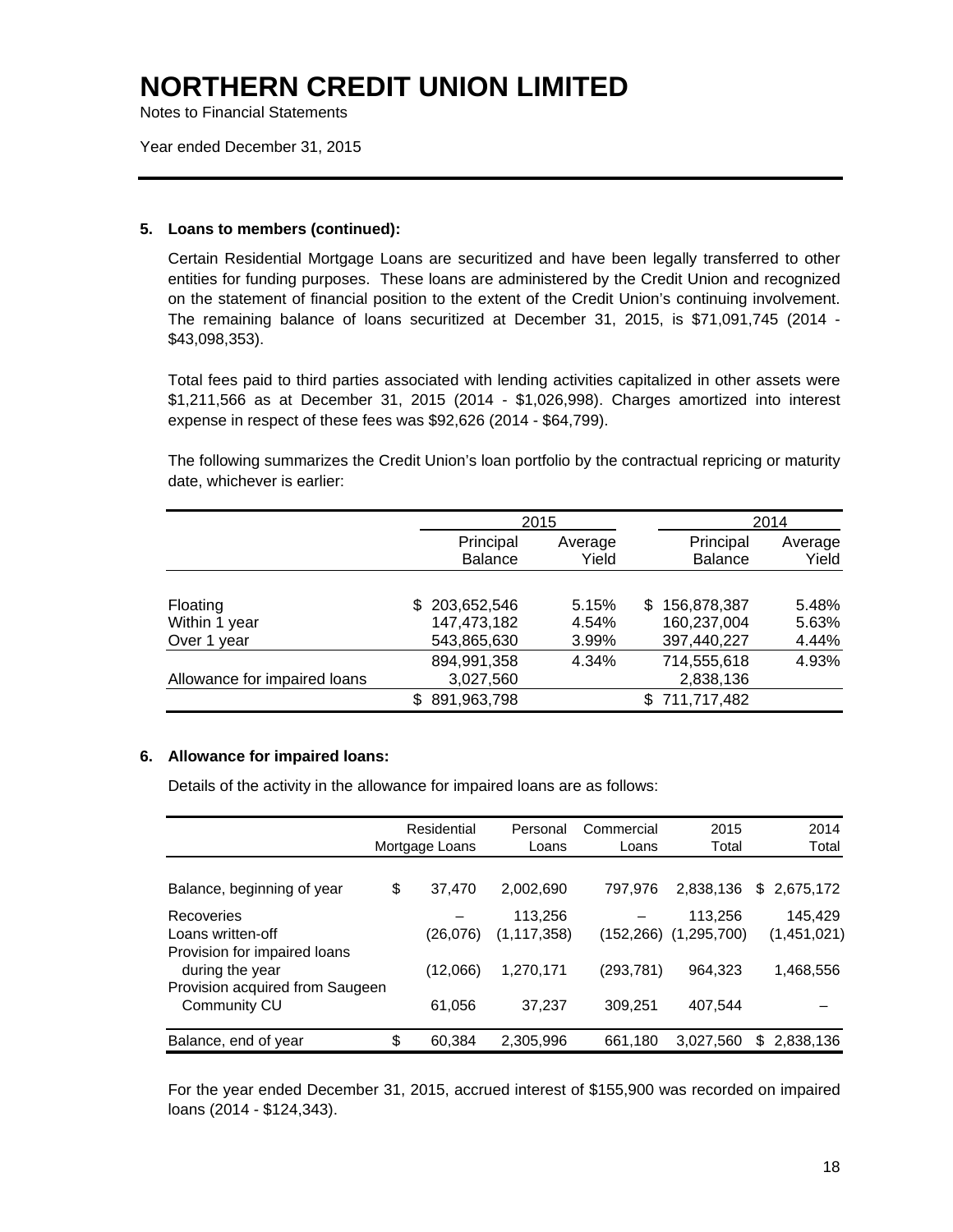# NORTHERN CREDIT UNION LIMITED

Notes to Financial Statements

Year ended December 31, 2015

### 5. Loans to members (continued):

Certain Residential Mortgage Loans are securitized and have been legally transferred to other entities for funding purposes. These loans are administered by the Credit Union and recognized on the statement of financial position to the extent of the Credit Union's continuing involvement. The remaining balance of loans securitized at December 31, 2015, is $71,091,745 (2014 - $43,098,353).

Total fees paid to third parties associated with lending activities capitalized in other assets were $1,211,566 as at December 31, 2015 (2014 - $1,026,998). Charges amortized into interest expense in respect of these fees was $92,626 (2014 - $64,799).

The following summarizes the Credit Union's loan portfolio by the contractual repricing or maturity date, whichever is earlier:

| | 2015 | | 2014 | |
|---|---|---|---|---|
| | Principal Balance | Average Yield | Principal Balance | Average Yield |
| Floating | $ 203,652,546 | 5.15% | $ 156,878,387 | 5.48% |
| Within 1 year | 147,473,182 | 4.54% | 160,237,004 | 5.63% |
| Over 1 year | 543,865,630 | 3.99% | 397,440,227 | 4.44% |
| | 894,991,358 | 4.34% | 714,555,618 | 4.93% |
| Allowance for impaired loans | 3,027,560 | | 2,838,136 | |
| | $ 891,963,798 | | $ 711,717,482 | |

### 6. Allowance for impaired loans:

Details of the activity in the allowance for impaired loans are as follows:

| | Residential Mortgage Loans | Personal Loans | Commercial Loans | 2015 Total | 2014 Total |
|---|---|---|---|---|---|
| Balance, beginning of year | $ 37,470 | 2,002,690 | 797,976 | 2,838,136 | $ 2,675,172 |
| Recoveries | – | 113,256 | – | 113,256 | 145,429 |
| Loans written-off | (26,076) | (1,117,358) | (152,266) | (1,295,700) | (1,451,021) |
| Provision for impaired loans during the year | (12,066) | 1,270,171 | (293,781) | 964,323 | 1,468,556 |
| Provision acquired from Saugeen Community CU | 61,056 | 37,237 | 309,251 | 407,544 | – |
| Balance, end of year | $ 60,384 | 2,305,996 | 661,180 | 3,027,560 | $ 2,838,136 |

For the year ended December 31, 2015, accrued interest of $155,900 was recorded on impaired loans (2014 - $124,343).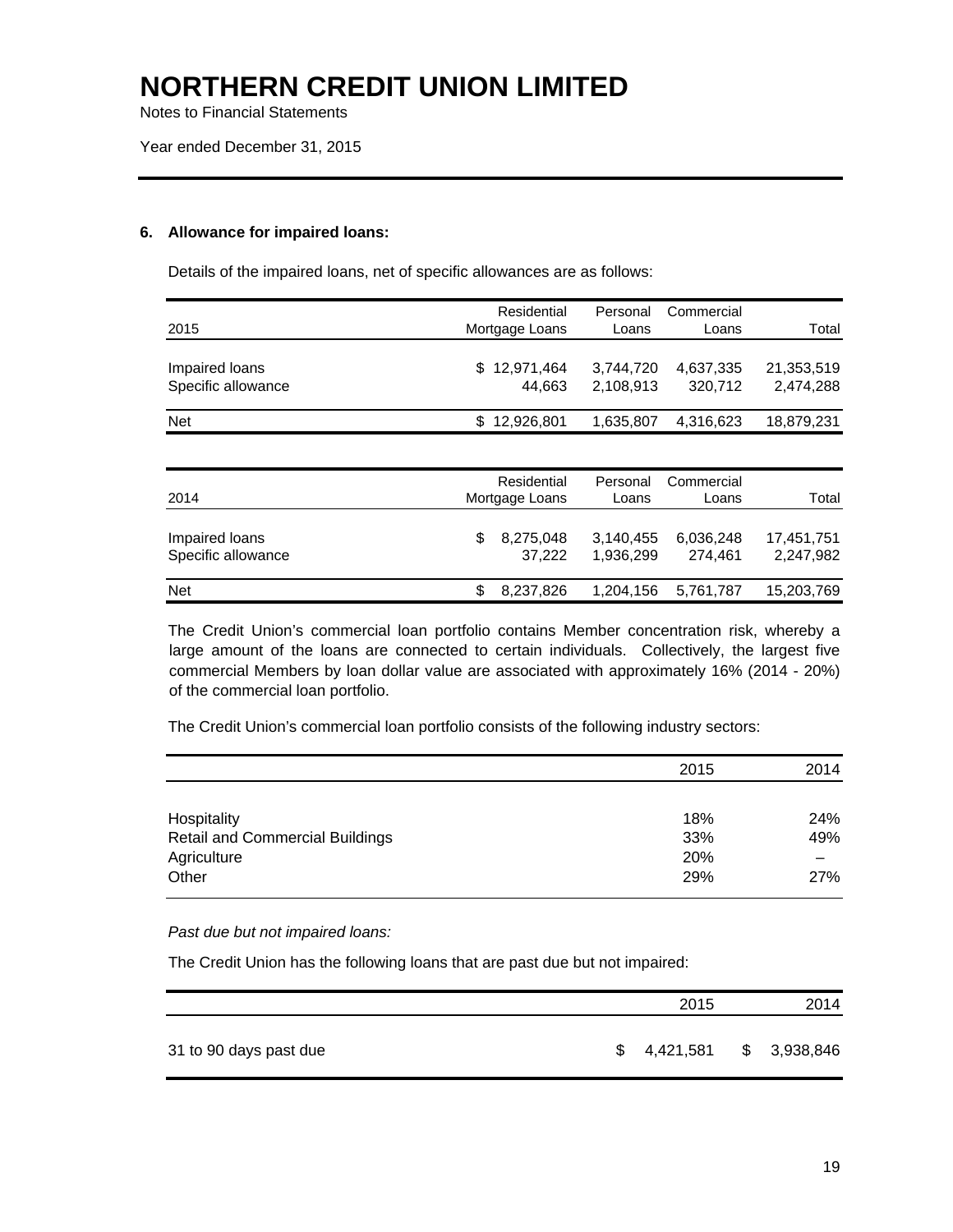# NORTHERN CREDIT UNION LIMITED

Notes to Financial Statements

Year ended December 31, 2015

### 6. Allowance for impaired loans:

Details of the impaired loans, net of specific allowances are as follows:

| 2015 | Residential Mortgage Loans | Personal Loans | Commercial Loans | Total |
|---|---|---|---|---|
| Impaired loans | $ 12,971,464 | 3,744,720 | 4,637,335 | 21,353,519 |
| Specific allowance | 44,663 | 2,108,913 | 320,712 | 2,474,288 |
| Net | $ 12,926,801 | 1,635,807 | 4,316,623 | 18,879,231 |

| 2014 | Residential Mortgage Loans | Personal Loans | Commercial Loans | Total |
|---|---|---|---|---|
| Impaired loans | $ 8,275,048 | 3,140,455 | 6,036,248 | 17,451,751 |
| Specific allowance | 37,222 | 1,936,299 | 274,461 | 2,247,982 |
| Net | $ 8,237,826 | 1,204,156 | 5,761,787 | 15,203,769 |

The Credit Union's commercial loan portfolio contains Member concentration risk, whereby a large amount of the loans are connected to certain individuals. Collectively, the largest five commercial Members by loan dollar value are associated with approximately 16% (2014 - 20%) of the commercial loan portfolio.

The Credit Union's commercial loan portfolio consists of the following industry sectors:

| | 2015 | 2014 |
|---|---|---|
| Hospitality | 18% | 24% |
| Retail and Commercial Buildings | 33% | 49% |
| Agriculture | 20% | – |
| Other | 29% | 27% |

*Past due but not impaired loans:*

The Credit Union has the following loans that are past due but not impaired:

| | 2015 | 2014 |
|---|---|---|
| 31 to 90 days past due | $ 4,421,581 | $ 3,938,846 |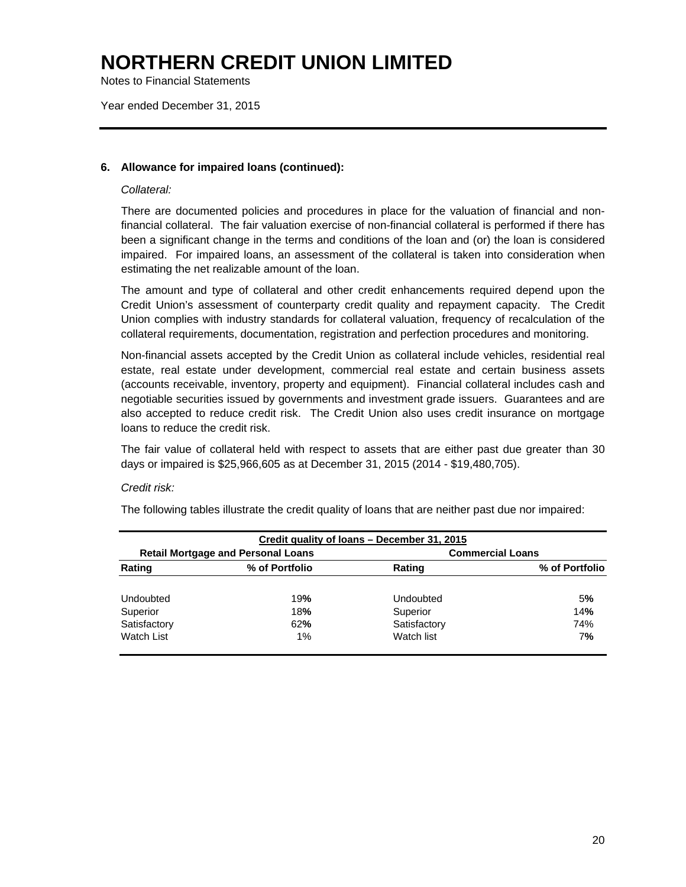# NORTHERN CREDIT UNION LIMITED

Notes to Financial Statements

Year ended December 31, 2015

## 6. Allowance for impaired loans (continued):

*Collateral:*

There are documented policies and procedures in place for the valuation of financial and non-financial collateral. The fair valuation exercise of non-financial collateral is performed if there has been a significant change in the terms and conditions of the loan and (or) the loan is considered impaired. For impaired loans, an assessment of the collateral is taken into consideration when estimating the net realizable amount of the loan.

The amount and type of collateral and other credit enhancements required depend upon the Credit Union's assessment of counterparty credit quality and repayment capacity. The Credit Union complies with industry standards for collateral valuation, frequency of recalculation of the collateral requirements, documentation, registration and perfection procedures and monitoring.

Non-financial assets accepted by the Credit Union as collateral include vehicles, residential real estate, real estate under development, commercial real estate and certain business assets (accounts receivable, inventory, property and equipment). Financial collateral includes cash and negotiable securities issued by governments and investment grade issuers. Guarantees and are also accepted to reduce credit risk. The Credit Union also uses credit insurance on mortgage loans to reduce the credit risk.

The fair value of collateral held with respect to assets that are either past due greater than 30 days or impaired is $25,966,605 as at December 31, 2015 (2014 - $19,480,705).

*Credit risk:*

The following tables illustrate the credit quality of loans that are neither past due nor impaired:

| Credit quality of loans – December 31, 2015 | | | |
|---|---|---|---|
| **Retail Mortgage and Personal Loans** | | **Commercial Loans** | |
| **Rating** | **% of Portfolio** | **Rating** | **% of Portfolio** |
| Undoubted | 19% | Undoubted | 5% |
| Superior | 18% | Superior | 14% |
| Satisfactory | 62% | Satisfactory | 74% |
| Watch List | 1% | Watch list | 7% |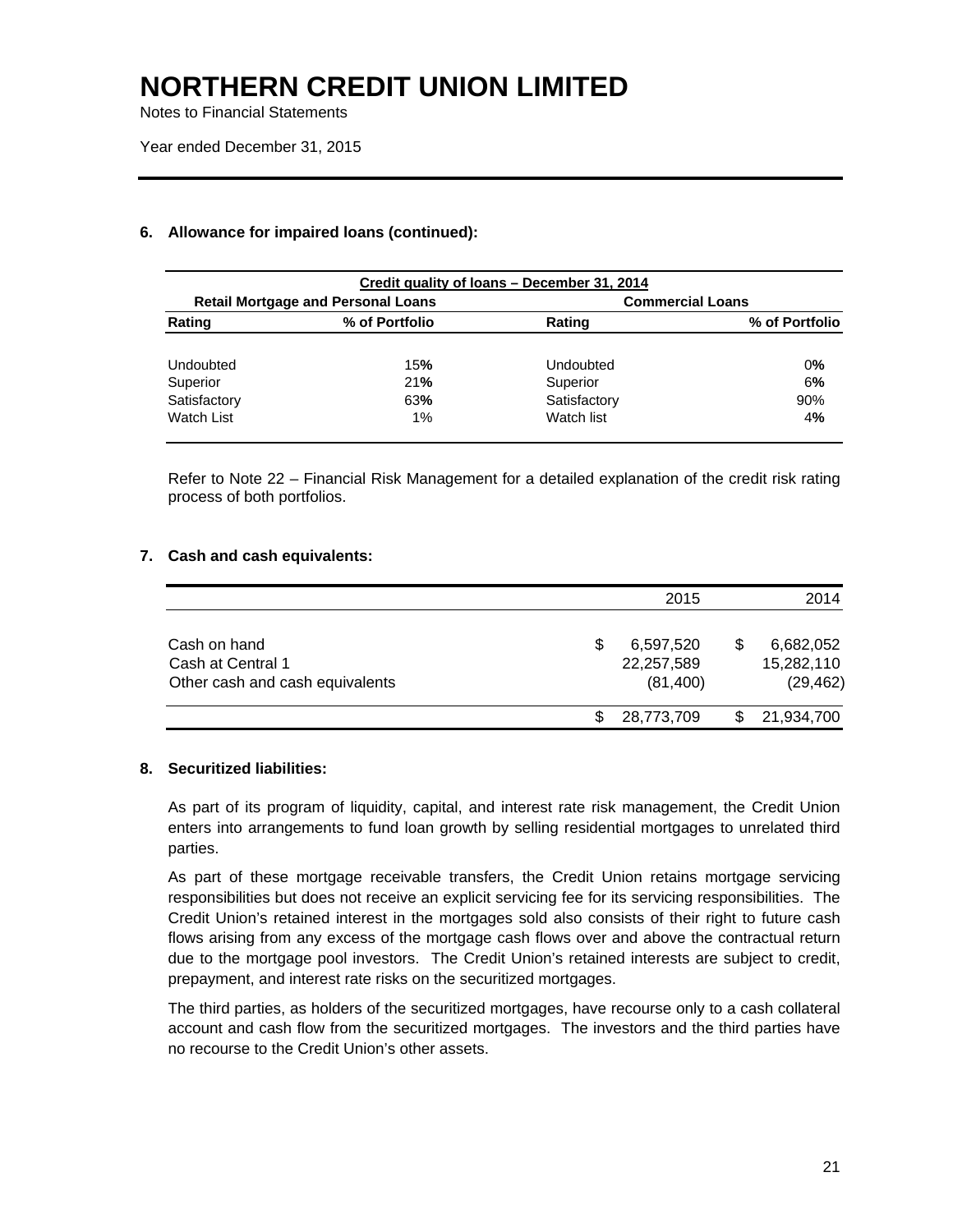# NORTHERN CREDIT UNION LIMITED

Notes to Financial Statements

Year ended December 31, 2015

## 6. Allowance for impaired loans (continued):

| Credit quality of loans – December 31, 2014 | | | |
|---|---|---|---|
| **Retail Mortgage and Personal Loans** | | **Commercial Loans** | |
| **Rating** | **% of Portfolio** | **Rating** | **% of Portfolio** |
| Undoubted | 15% | Undoubted | 0% |
| Superior | 21% | Superior | 6% |
| Satisfactory | 63% | Satisfactory | 90% |
| Watch List | 1% | Watch list | 4% |

Refer to Note 22 – Financial Risk Management for a detailed explanation of the credit risk rating process of both portfolios.

## 7. Cash and cash equivalents:

| | 2015 | 2014 |
|---|---|---|
| Cash on hand | $ 6,597,520 | $ 6,682,052 |
| Cash at Central 1 | 22,257,589 | 15,282,110 |
| Other cash and cash equivalents | (81,400) | (29,462) |
| | $ 28,773,709 | $ 21,934,700 |

## 8. Securitized liabilities:

As part of its program of liquidity, capital, and interest rate risk management, the Credit Union enters into arrangements to fund loan growth by selling residential mortgages to unrelated third parties.

As part of these mortgage receivable transfers, the Credit Union retains mortgage servicing responsibilities but does not receive an explicit servicing fee for its servicing responsibilities. The Credit Union's retained interest in the mortgages sold also consists of their right to future cash flows arising from any excess of the mortgage cash flows over and above the contractual return due to the mortgage pool investors. The Credit Union's retained interests are subject to credit, prepayment, and interest rate risks on the securitized mortgages.

The third parties, as holders of the securitized mortgages, have recourse only to a cash collateral account and cash flow from the securitized mortgages. The investors and the third parties have no recourse to the Credit Union's other assets.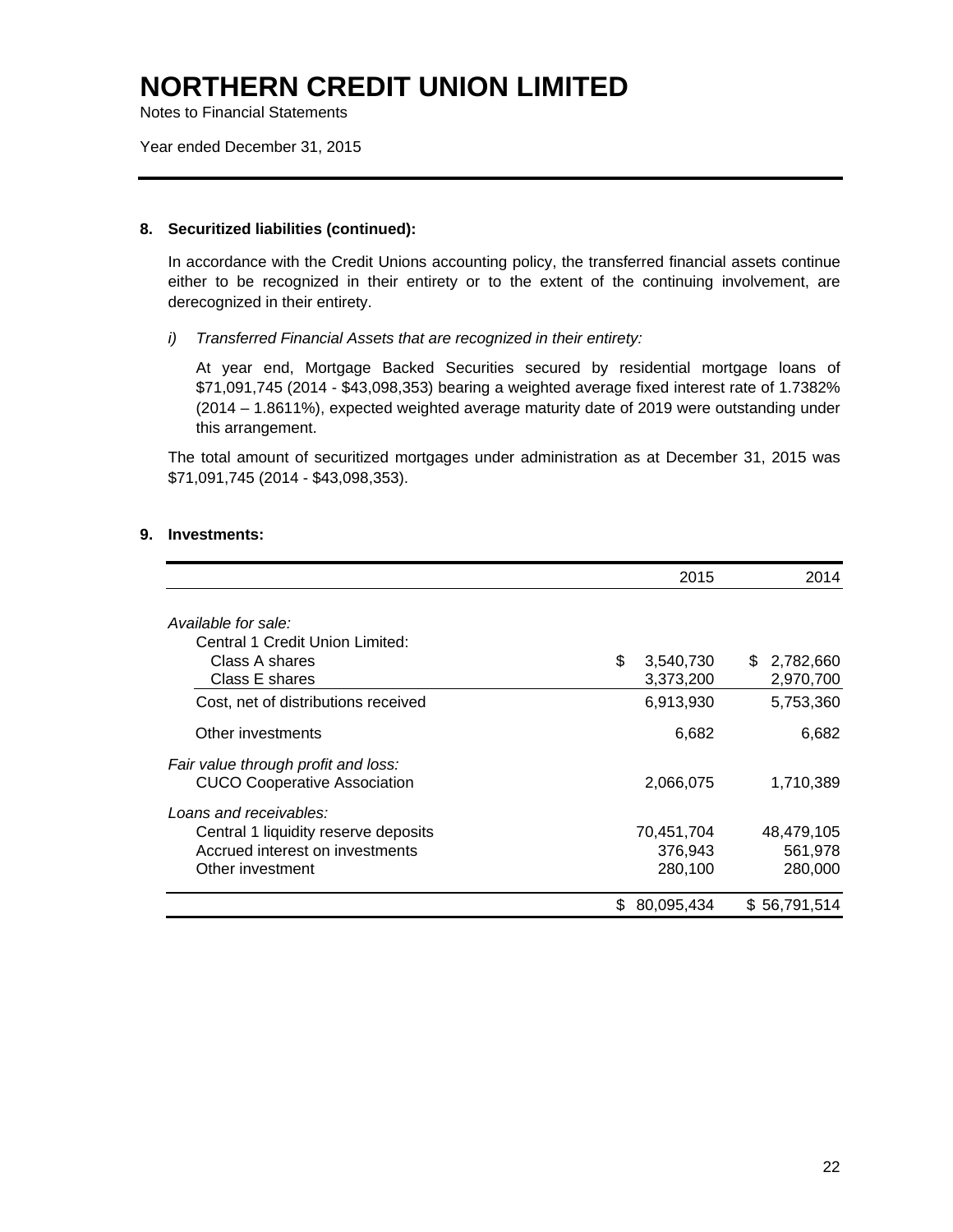# NORTHERN CREDIT UNION LIMITED

Notes to Financial Statements

Year ended December 31, 2015

**8. Securitized liabilities (continued):**

In accordance with the Credit Unions accounting policy, the transferred financial assets continue either to be recognized in their entirety or to the extent of the continuing involvement, are derecognized in their entirety.

*i) Transferred Financial Assets that are recognized in their entirety:*

At year end, Mortgage Backed Securities secured by residential mortgage loans of \$71,091,745 (2014 - \$43,098,353) bearing a weighted average fixed interest rate of 1.7382% (2014 – 1.8611%), expected weighted average maturity date of 2019 were outstanding under this arrangement.

The total amount of securitized mortgages under administration as at December 31, 2015 was \$71,091,745 (2014 - \$43,098,353).

**9. Investments:**

| | 2015 | 2014 |
|---|---|---|
| *Available for sale:* | | |
| Central 1 Credit Union Limited: | | |
| Class A shares | $ 3,540,730 | $ 2,782,660 |
| Class E shares | 3,373,200 | 2,970,700 |
| Cost, net of distributions received | 6,913,930 | 5,753,360 |
| Other investments | 6,682 | 6,682 |
| *Fair value through profit and loss:* | | |
| CUCO Cooperative Association | 2,066,075 | 1,710,389 |
| *Loans and receivables:* | | |
| Central 1 liquidity reserve deposits | 70,451,704 | 48,479,105 |
| Accrued interest on investments | 376,943 | 561,978 |
| Other investment | 280,100 | 280,000 |
| | $ 80,095,434 | $ 56,791,514 |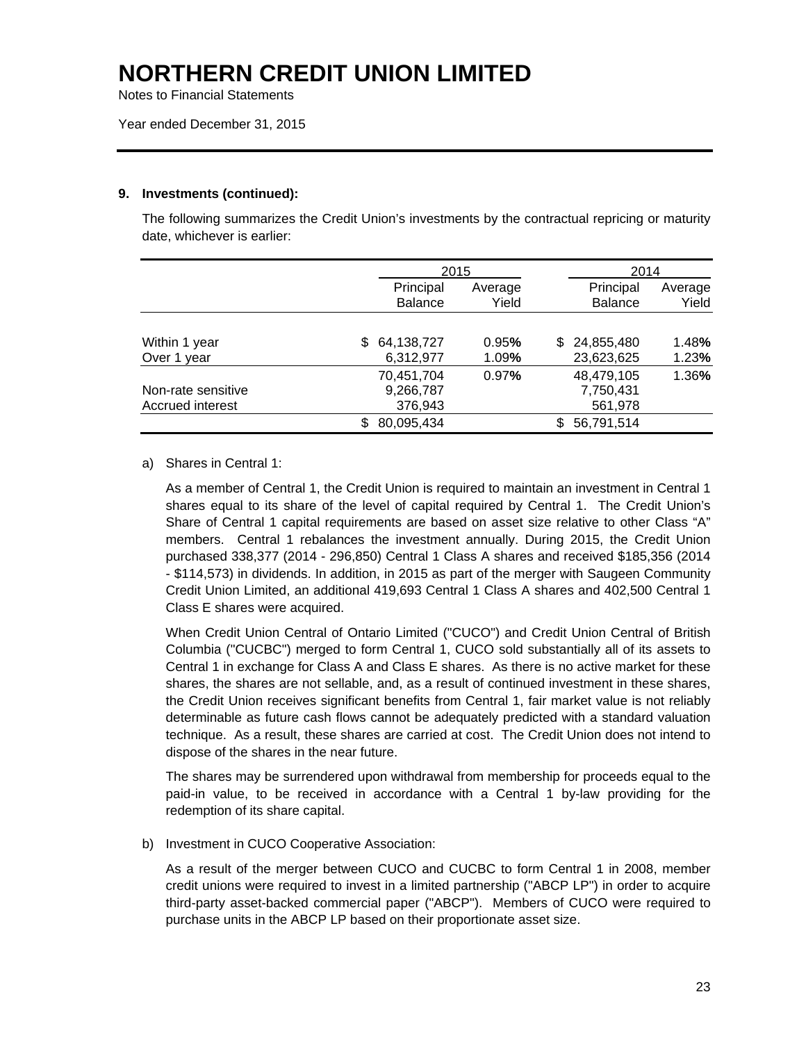# NORTHERN CREDIT UNION LIMITED

Notes to Financial Statements

Year ended December 31, 2015

### 9. Investments (continued):

The following summarizes the Credit Union's investments by the contractual repricing or maturity date, whichever is earlier:

| | 2015 | | 2014 | |
|---|---|---|---|---|
| | Principal Balance | Average Yield | Principal Balance | Average Yield |
| Within 1 year | $ 64,138,727 | 0.95% | $ 24,855,480 | 1.48% |
| Over 1 year | 6,312,977 | 1.09% | 23,623,625 | 1.23% |
| | 70,451,704 | 0.97% | 48,479,105 | 1.36% |
| Non-rate sensitive | 9,266,787 | | 7,750,431 | |
| Accrued interest | 376,943 | | 561,978 | |
| | $ 80,095,434 | | $ 56,791,514 | |

a) Shares in Central 1:

As a member of Central 1, the Credit Union is required to maintain an investment in Central 1 shares equal to its share of the level of capital required by Central 1. The Credit Union's Share of Central 1 capital requirements are based on asset size relative to other Class "A" members. Central 1 rebalances the investment annually. During 2015, the Credit Union purchased 338,377 (2014 - 296,850) Central 1 Class A shares and received $185,356 (2014 - $114,573) in dividends. In addition, in 2015 as part of the merger with Saugeen Community Credit Union Limited, an additional 419,693 Central 1 Class A shares and 402,500 Central 1 Class E shares were acquired.

When Credit Union Central of Ontario Limited ("CUCO") and Credit Union Central of British Columbia ("CUCBC") merged to form Central 1, CUCO sold substantially all of its assets to Central 1 in exchange for Class A and Class E shares. As there is no active market for these shares, the shares are not sellable, and, as a result of continued investment in these shares, the Credit Union receives significant benefits from Central 1, fair market value is not reliably determinable as future cash flows cannot be adequately predicted with a standard valuation technique. As a result, these shares are carried at cost. The Credit Union does not intend to dispose of the shares in the near future.

The shares may be surrendered upon withdrawal from membership for proceeds equal to the paid-in value, to be received in accordance with a Central 1 by-law providing for the redemption of its share capital.

b) Investment in CUCO Cooperative Association:

As a result of the merger between CUCO and CUCBC to form Central 1 in 2008, member credit unions were required to invest in a limited partnership ("ABCP LP") in order to acquire third-party asset-backed commercial paper ("ABCP"). Members of CUCO were required to purchase units in the ABCP LP based on their proportionate asset size.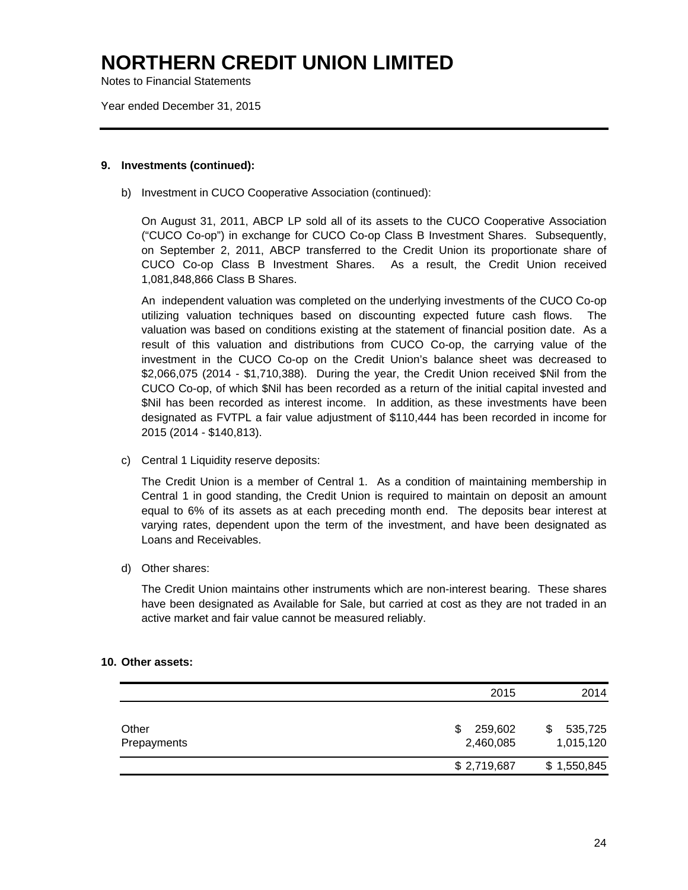# NORTHERN CREDIT UNION LIMITED

Notes to Financial Statements

Year ended December 31, 2015

**9. Investments (continued):**

b) Investment in CUCO Cooperative Association (continued):

On August 31, 2011, ABCP LP sold all of its assets to the CUCO Cooperative Association ("CUCO Co-op") in exchange for CUCO Co-op Class B Investment Shares. Subsequently, on September 2, 2011, ABCP transferred to the Credit Union its proportionate share of CUCO Co-op Class B Investment Shares. As a result, the Credit Union received 1,081,848,866 Class B Shares.

An independent valuation was completed on the underlying investments of the CUCO Co-op utilizing valuation techniques based on discounting expected future cash flows. The valuation was based on conditions existing at the statement of financial position date. As a result of this valuation and distributions from CUCO Co-op, the carrying value of the investment in the CUCO Co-op on the Credit Union's balance sheet was decreased to $2,066,075 (2014 - $1,710,388). During the year, the Credit Union received $Nil from the CUCO Co-op, of which $Nil has been recorded as a return of the initial capital invested and $Nil has been recorded as interest income. In addition, as these investments have been designated as FVTPL a fair value adjustment of $110,444 has been recorded in income for 2015 (2014 - $140,813).

c) Central 1 Liquidity reserve deposits:

The Credit Union is a member of Central 1. As a condition of maintaining membership in Central 1 in good standing, the Credit Union is required to maintain on deposit an amount equal to 6% of its assets as at each preceding month end. The deposits bear interest at varying rates, dependent upon the term of the investment, and have been designated as Loans and Receivables.

d) Other shares:

The Credit Union maintains other instruments which are non-interest bearing. These shares have been designated as Available for Sale, but carried at cost as they are not traded in an active market and fair value cannot be measured reliably.

**10. Other assets:**

| | 2015 | 2014 |
|---|---|---|
| Other | $ 259,602 | $ 535,725 |
| Prepayments | 2,460,085 | 1,015,120 |
| | $ 2,719,687 | $ 1,550,845 |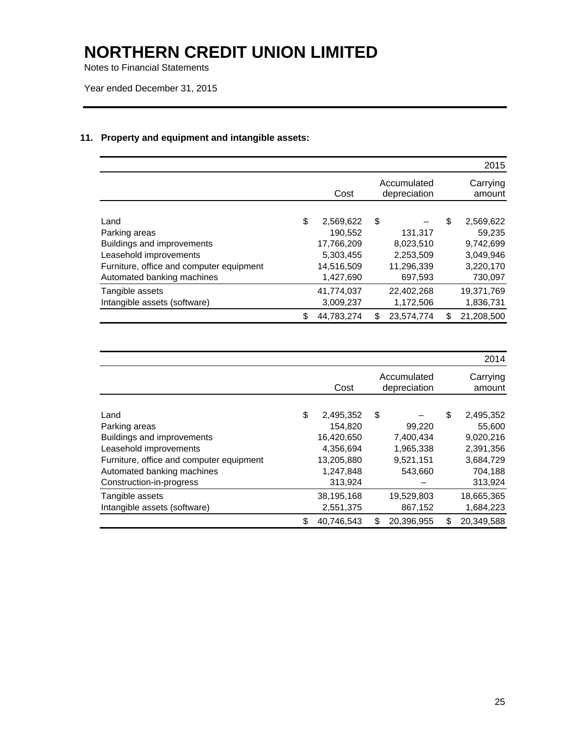# NORTHERN CREDIT UNION LIMITED

Notes to Financial Statements

Year ended December 31, 2015

## 11. Property and equipment and intangible assets:

| | | | 2015 |
|---|---|---|---|
| | Cost | Accumulated depreciation | Carrying amount |
| Land | $ 2,569,622 | $ – | $ 2,569,622 |
| Parking areas | 190,552 | 131,317 | 59,235 |
| Buildings and improvements | 17,766,209 | 8,023,510 | 9,742,699 |
| Leasehold improvements | 5,303,455 | 2,253,509 | 3,049,946 |
| Furniture, office and computer equipment | 14,516,509 | 11,296,339 | 3,220,170 |
| Automated banking machines | 1,427,690 | 697,593 | 730,097 |
| Tangible assets | 41,774,037 | 22,402,268 | 19,371,769 |
| Intangible assets (software) | 3,009,237 | 1,172,506 | 1,836,731 |
| | $ 44,783,274 | $ 23,574,774 | $ 21,208,500 |

| | | | 2014 |
|---|---|---|---|
| | Cost | Accumulated depreciation | Carrying amount |
| Land | $ 2,495,352 | $ – | $ 2,495,352 |
| Parking areas | 154,820 | 99,220 | 55,600 |
| Buildings and improvements | 16,420,650 | 7,400,434 | 9,020,216 |
| Leasehold improvements | 4,356,694 | 1,965,338 | 2,391,356 |
| Furniture, office and computer equipment | 13,205,880 | 9,521,151 | 3,684,729 |
| Automated banking machines | 1,247,848 | 543,660 | 704,188 |
| Construction-in-progress | 313,924 | – | 313,924 |
| Tangible assets | 38,195,168 | 19,529,803 | 18,665,365 |
| Intangible assets (software) | 2,551,375 | 867,152 | 1,684,223 |
| | $ 40,746,543 | $ 20,396,955 | $ 20,349,588 |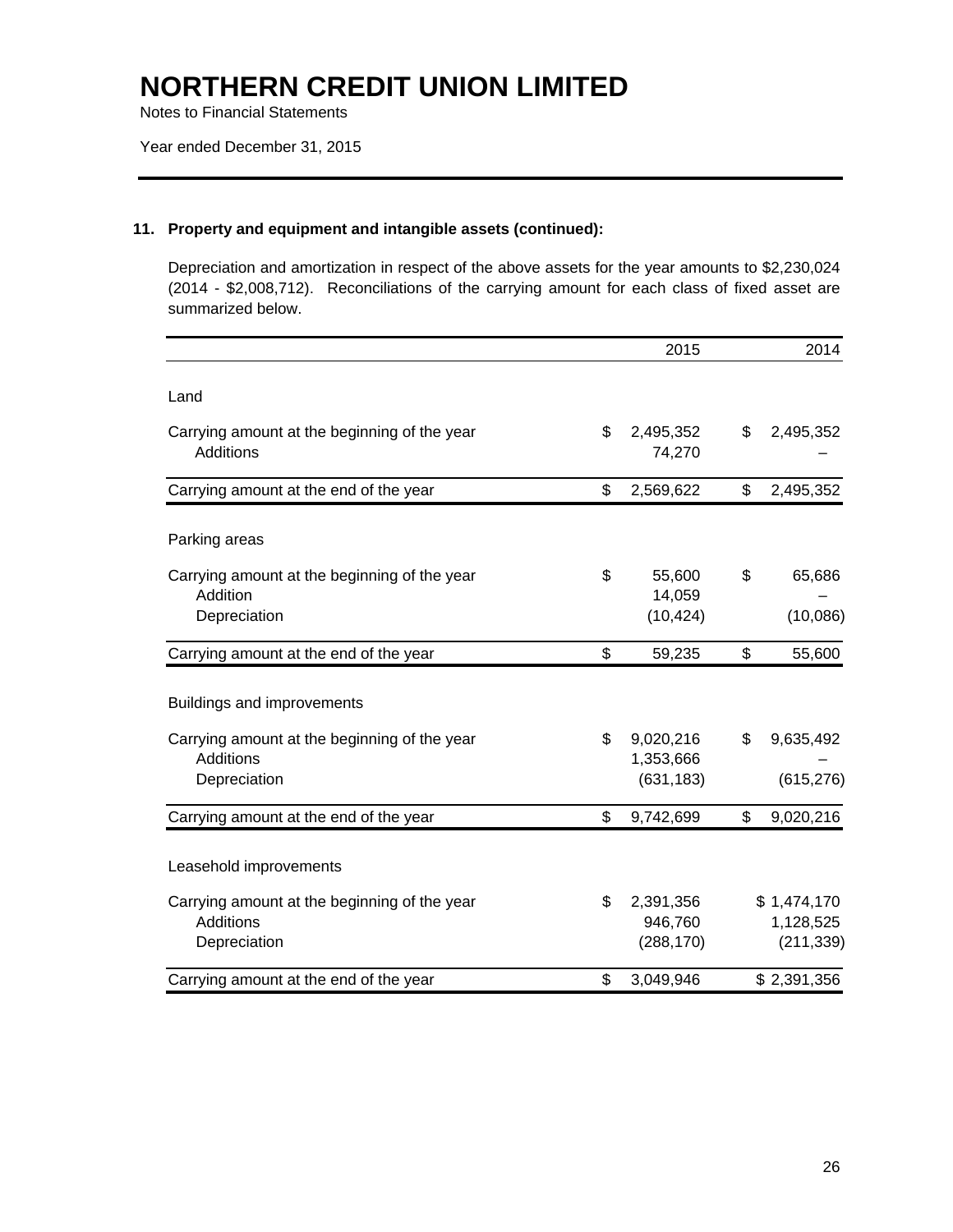# NORTHERN CREDIT UNION LIMITED

Notes to Financial Statements

Year ended December 31, 2015

### 11. Property and equipment and intangible assets (continued):

Depreciation and amortization in respect of the above assets for the year amounts to $2,230,024 (2014 - $2,008,712). Reconciliations of the carrying amount for each class of fixed asset are summarized below.

| | 2015 | 2014 |
|---|---|---|
| **Land** | | |
| Carrying amount at the beginning of the year | $ 2,495,352 | $ 2,495,352 |
| Additions | 74,270 | – |
| Carrying amount at the end of the year | $ 2,569,622 | $ 2,495,352 |
| **Parking areas** | | |
| Carrying amount at the beginning of the year | $ 55,600 | $ 65,686 |
| Addition | 14,059 | – |
| Depreciation | (10,424) | (10,086) |
| Carrying amount at the end of the year | $ 59,235 | $ 55,600 |
| **Buildings and improvements** | | |
| Carrying amount at the beginning of the year | $ 9,020,216 | $ 9,635,492 |
| Additions | 1,353,666 | – |
| Depreciation | (631,183) | (615,276) |
| Carrying amount at the end of the year | $ 9,742,699 | $ 9,020,216 |
| **Leasehold improvements** | | |
| Carrying amount at the beginning of the year | $ 2,391,356 | $ 1,474,170 |
| Additions | 946,760 | 1,128,525 |
| Depreciation | (288,170) | (211,339) |
| Carrying amount at the end of the year | $ 3,049,946 | $ 2,391,356 |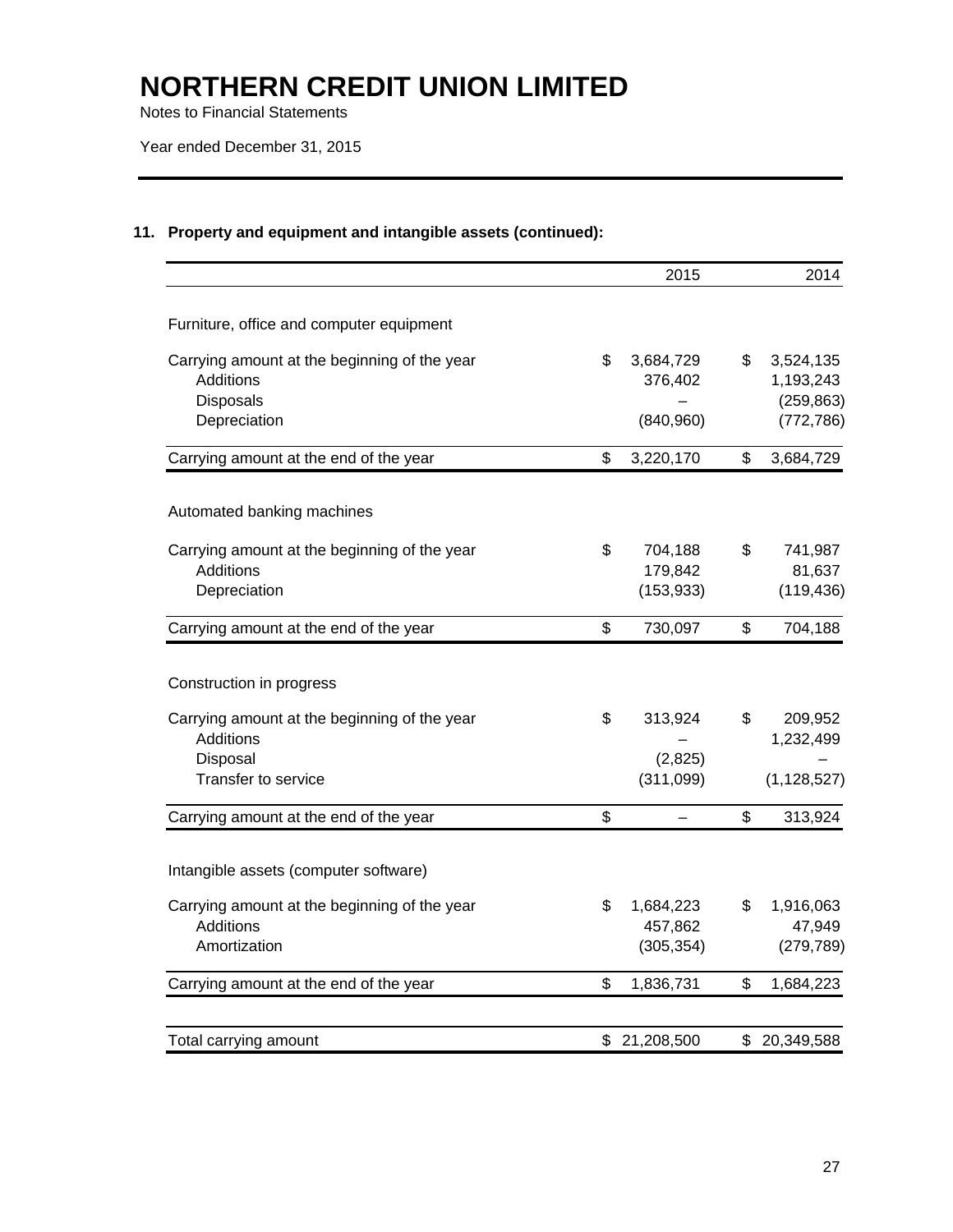# NORTHERN CREDIT UNION LIMITED

Notes to Financial Statements

Year ended December 31, 2015

## 11. Property and equipment and intangible assets (continued):

| | 2015 | 2014 |
|---|---|---|
| Furniture, office and computer equipment | | |
| Carrying amount at the beginning of the year | $ 3,684,729 | $ 3,524,135 |
| Additions | 376,402 | 1,193,243 |
| Disposals | – | (259,863) |
| Depreciation | (840,960) | (772,786) |
| Carrying amount at the end of the year | $ 3,220,170 | $ 3,684,729 |
| Automated banking machines | | |
| Carrying amount at the beginning of the year | $ 704,188 | $ 741,987 |
| Additions | 179,842 | 81,637 |
| Depreciation | (153,933) | (119,436) |
| Carrying amount at the end of the year | $ 730,097 | $ 704,188 |
| Construction in progress | | |
| Carrying amount at the beginning of the year | $ 313,924 | $ 209,952 |
| Additions | – | 1,232,499 |
| Disposal | (2,825) | – |
| Transfer to service | (311,099) | (1,128,527) |
| Carrying amount at the end of the year | $ – | $ 313,924 |
| Intangible assets (computer software) | | |
| Carrying amount at the beginning of the year | $ 1,684,223 | $ 1,916,063 |
| Additions | 457,862 | 47,949 |
| Amortization | (305,354) | (279,789) |
| Carrying amount at the end of the year | $ 1,836,731 | $ 1,684,223 |
| Total carrying amount | $ 21,208,500 | $ 20,349,588 |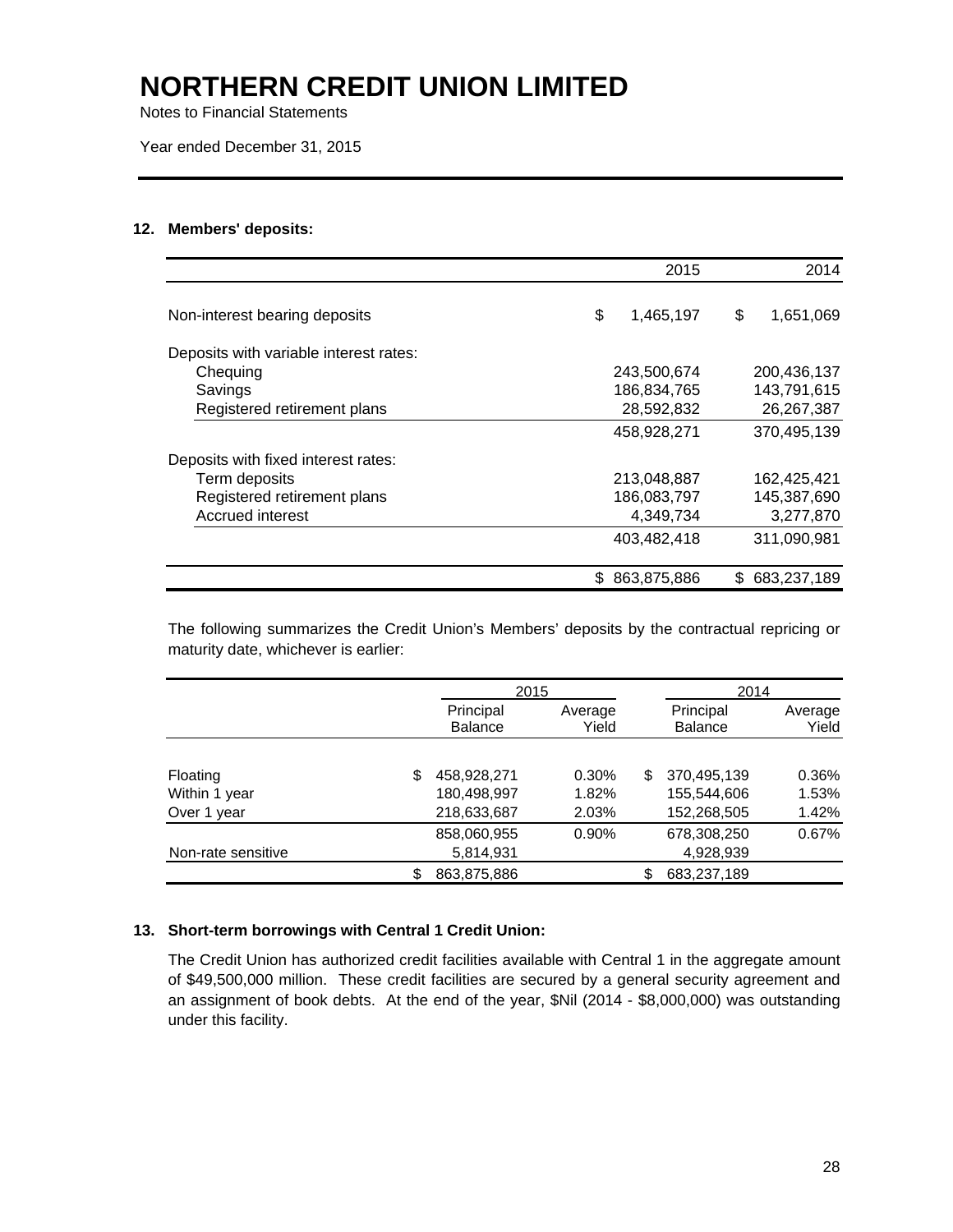# NORTHERN CREDIT UNION LIMITED

Notes to Financial Statements

Year ended December 31, 2015

## 12. Members' deposits:

| | 2015 | 2014 |
|---|---|---|
| Non-interest bearing deposits | $ 1,465,197 | $ 1,651,069 |
| Deposits with variable interest rates: | | |
| Chequing | 243,500,674 | 200,436,137 |
| Savings | 186,834,765 | 143,791,615 |
| Registered retirement plans | 28,592,832 | 26,267,387 |
| | 458,928,271 | 370,495,139 |
| Deposits with fixed interest rates: | | |
| Term deposits | 213,048,887 | 162,425,421 |
| Registered retirement plans | 186,083,797 | 145,387,690 |
| Accrued interest | 4,349,734 | 3,277,870 |
| | 403,482,418 | 311,090,981 |
| | $ 863,875,886 | $ 683,237,189 |

The following summarizes the Credit Union's Members' deposits by the contractual repricing or maturity date, whichever is earlier:

| | 2015 | | 2014 | |
|---|---|---|---|---|
| | Principal Balance | Average Yield | Principal Balance | Average Yield |
| Floating | $ 458,928,271 | 0.30% | $ 370,495,139 | 0.36% |
| Within 1 year | 180,498,997 | 1.82% | 155,544,606 | 1.53% |
| Over 1 year | 218,633,687 | 2.03% | 152,268,505 | 1.42% |
| | 858,060,955 | 0.90% | 678,308,250 | 0.67% |
| Non-rate sensitive | 5,814,931 | | 4,928,939 | |
| | $ 863,875,886 | | $ 683,237,189 | |

## 13. Short-term borrowings with Central 1 Credit Union:

The Credit Union has authorized credit facilities available with Central 1 in the aggregate amount of $49,500,000 million. These credit facilities are secured by a general security agreement and an assignment of book debts. At the end of the year, $Nil (2014 - $8,000,000) was outstanding under this facility.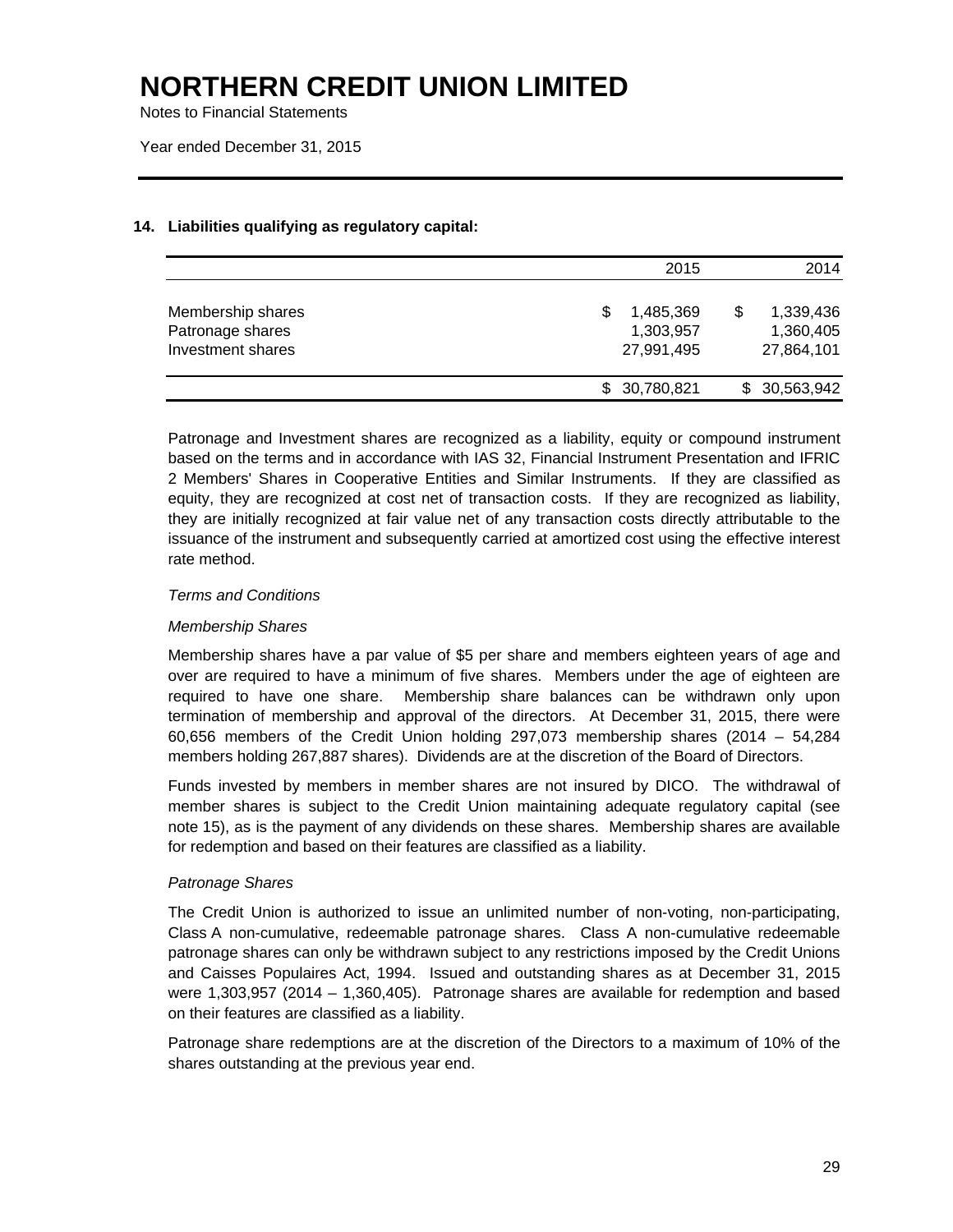# NORTHERN CREDIT UNION LIMITED

Notes to Financial Statements

Year ended December 31, 2015

## 14. Liabilities qualifying as regulatory capital:

| | 2015 | 2014 |
|---|---|---|
| Membership shares | $ 1,485,369 | $ 1,339,436 |
| Patronage shares | 1,303,957 | 1,360,405 |
| Investment shares | 27,991,495 | 27,864,101 |
| | $ 30,780,821 | $ 30,563,942 |

Patronage and Investment shares are recognized as a liability, equity or compound instrument based on the terms and in accordance with IAS 32, Financial Instrument Presentation and IFRIC 2 Members' Shares in Cooperative Entities and Similar Instruments. If they are classified as equity, they are recognized at cost net of transaction costs. If they are recognized as liability, they are initially recognized at fair value net of any transaction costs directly attributable to the issuance of the instrument and subsequently carried at amortized cost using the effective interest rate method.

*Terms and Conditions*

*Membership Shares*

Membership shares have a par value of $5 per share and members eighteen years of age and over are required to have a minimum of five shares. Members under the age of eighteen are required to have one share. Membership share balances can be withdrawn only upon termination of membership and approval of the directors. At December 31, 2015, there were 60,656 members of the Credit Union holding 297,073 membership shares (2014 – 54,284 members holding 267,887 shares). Dividends are at the discretion of the Board of Directors.

Funds invested by members in member shares are not insured by DICO. The withdrawal of member shares is subject to the Credit Union maintaining adequate regulatory capital (see note 15), as is the payment of any dividends on these shares. Membership shares are available for redemption and based on their features are classified as a liability.

*Patronage Shares*

The Credit Union is authorized to issue an unlimited number of non-voting, non-participating, Class A non-cumulative, redeemable patronage shares. Class A non-cumulative redeemable patronage shares can only be withdrawn subject to any restrictions imposed by the Credit Unions and Caisses Populaires Act, 1994. Issued and outstanding shares as at December 31, 2015 were 1,303,957 (2014 – 1,360,405). Patronage shares are available for redemption and based on their features are classified as a liability.

Patronage share redemptions are at the discretion of the Directors to a maximum of 10% of the shares outstanding at the previous year end.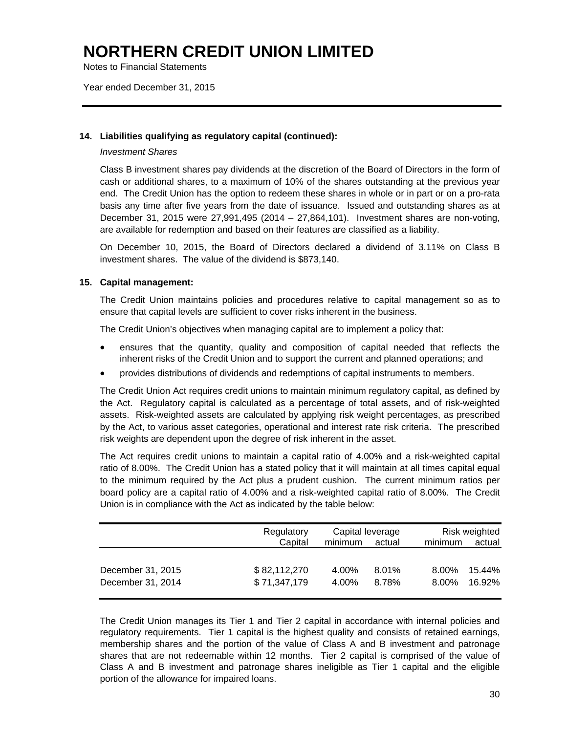# NORTHERN CREDIT UNION LIMITED

Notes to Financial Statements

Year ended December 31, 2015

### 14. Liabilities qualifying as regulatory capital (continued):

*Investment Shares*

Class B investment shares pay dividends at the discretion of the Board of Directors in the form of cash or additional shares, to a maximum of 10% of the shares outstanding at the previous year end. The Credit Union has the option to redeem these shares in whole or in part or on a pro-rata basis any time after five years from the date of issuance. Issued and outstanding shares as at December 31, 2015 were 27,991,495 (2014 – 27,864,101). Investment shares are non-voting, are available for redemption and based on their features are classified as a liability.

On December 10, 2015, the Board of Directors declared a dividend of 3.11% on Class B investment shares. The value of the dividend is $873,140.

### 15. Capital management:

The Credit Union maintains policies and procedures relative to capital management so as to ensure that capital levels are sufficient to cover risks inherent in the business.

The Credit Union's objectives when managing capital are to implement a policy that:

- ensures that the quantity, quality and composition of capital needed that reflects the inherent risks of the Credit Union and to support the current and planned operations; and
- provides distributions of dividends and redemptions of capital instruments to members.

The Credit Union Act requires credit unions to maintain minimum regulatory capital, as defined by the Act. Regulatory capital is calculated as a percentage of total assets, and of risk-weighted assets. Risk-weighted assets are calculated by applying risk weight percentages, as prescribed by the Act, to various asset categories, operational and interest rate risk criteria. The prescribed risk weights are dependent upon the degree of risk inherent in the asset.

The Act requires credit unions to maintain a capital ratio of 4.00% and a risk-weighted capital ratio of 8.00%. The Credit Union has a stated policy that it will maintain at all times capital equal to the minimum required by the Act plus a prudent cushion. The current minimum ratios per board policy are a capital ratio of 4.00% and a risk-weighted capital ratio of 8.00%. The Credit Union is in compliance with the Act as indicated by the table below:

| | Regulatory Capital | Capital leverage minimum | Capital leverage actual | Risk weighted minimum | Risk weighted actual |
|---|---|---|---|---|---|
| December 31, 2015 | $ 82,112,270 | 4.00% | 8.01% | 8.00% | 15.44% |
| December 31, 2014 | $ 71,347,179 | 4.00% | 8.78% | 8.00% | 16.92% |

The Credit Union manages its Tier 1 and Tier 2 capital in accordance with internal policies and regulatory requirements. Tier 1 capital is the highest quality and consists of retained earnings, membership shares and the portion of the value of Class A and B investment and patronage shares that are not redeemable within 12 months. Tier 2 capital is comprised of the value of Class A and B investment and patronage shares ineligible as Tier 1 capital and the eligible portion of the allowance for impaired loans.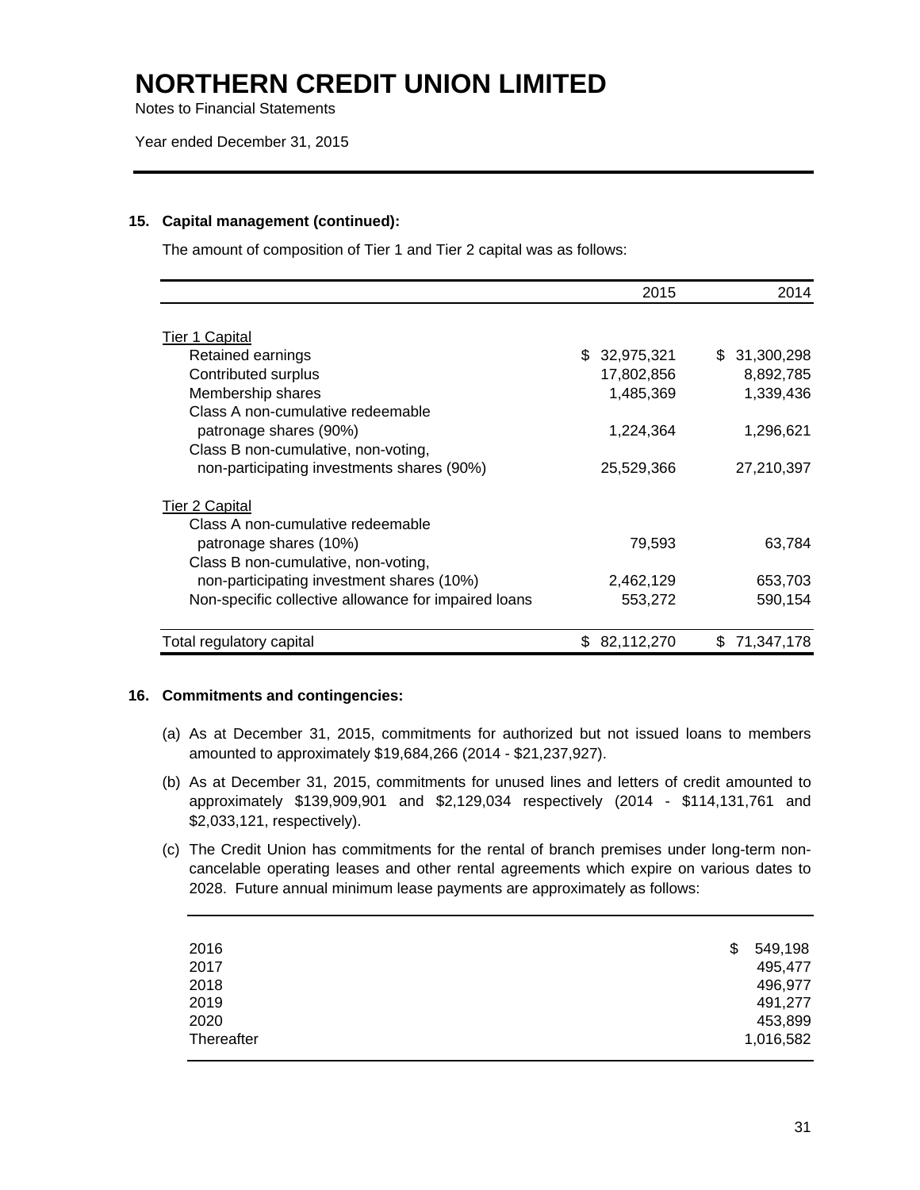### 15. Capital management (continued):

The amount of composition of Tier 1 and Tier 2 capital was as follows:

| | 2015 | 2014 |
|---|---|---|
| Tier 1 Capital | | |
| Retained earnings | $ 32,975,321 | $ 31,300,298 |
| Contributed surplus | 17,802,856 | 8,892,785 |
| Membership shares | 1,485,369 | 1,339,436 |
| Class A non-cumulative redeemable patronage shares (90%) | 1,224,364 | 1,296,621 |
| Class B non-cumulative, non-voting, non-participating investments shares (90%) | 25,529,366 | 27,210,397 |
| Tier 2 Capital | | |
| Class A non-cumulative redeemable patronage shares (10%) | 79,593 | 63,784 |
| Class B non-cumulative, non-voting, non-participating investment shares (10%) | 2,462,129 | 653,703 |
| Non-specific collective allowance for impaired loans | 553,272 | 590,154 |
| Total regulatory capital | $ 82,112,270 | $ 71,347,178 |

### 16. Commitments and contingencies:

(a) As at December 31, 2015, commitments for authorized but not issued loans to members amounted to approximately $19,684,266 (2014 - $21,237,927).

(b) As at December 31, 2015, commitments for unused lines and letters of credit amounted to approximately $139,909,901 and $2,129,034 respectively (2014 - $114,131,761 and $2,033,121, respectively).

(c) The Credit Union has commitments for the rental of branch premises under long-term non-cancelable operating leases and other rental agreements which expire on various dates to 2028. Future annual minimum lease payments are approximately as follows:

| | |
|---|---|
| 2016 | $ 549,198 |
| 2017 | 495,477 |
| 2018 | 496,977 |
| 2019 | 491,277 |
| 2020 | 453,899 |
| Thereafter | 1,016,582 |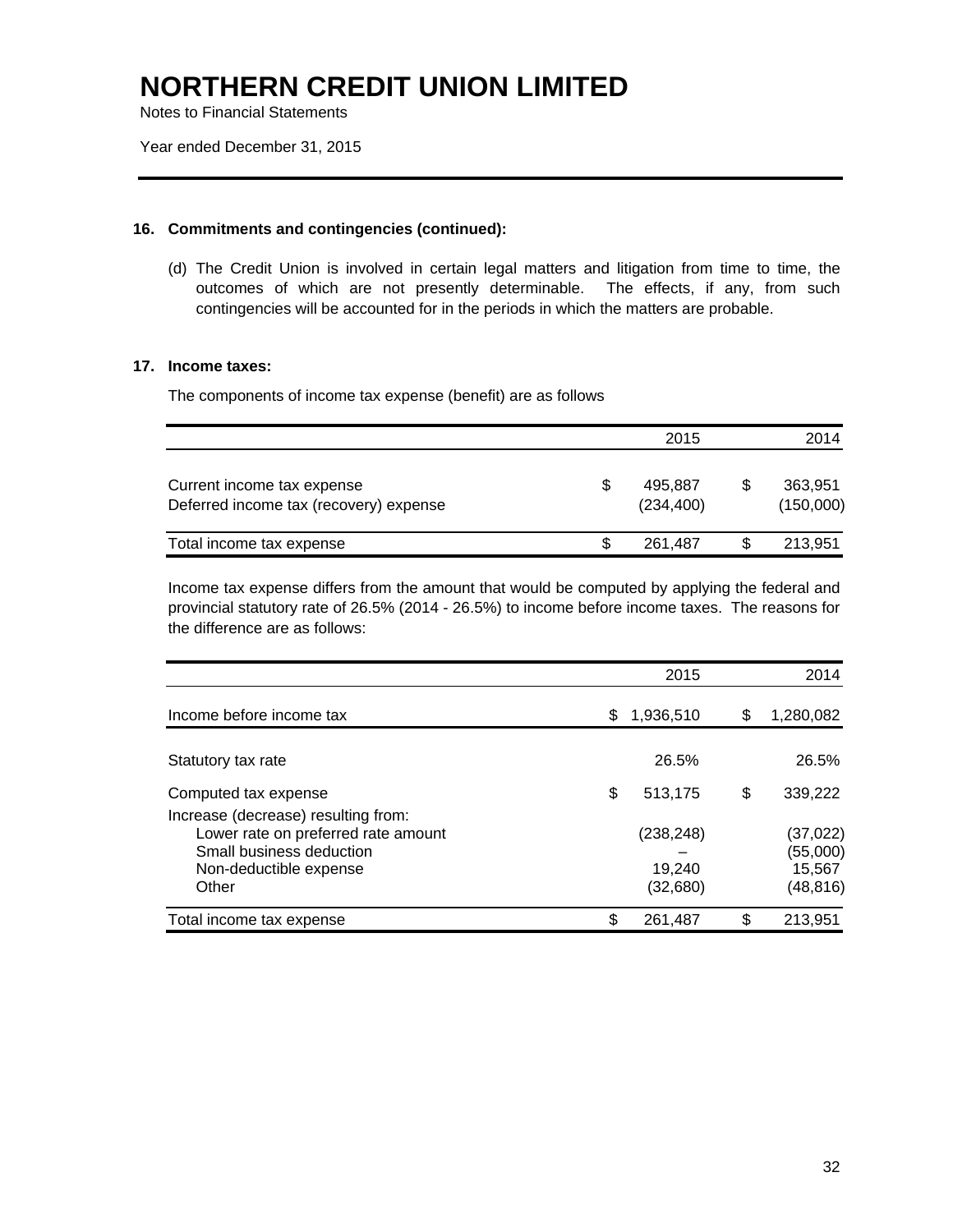# NORTHERN CREDIT UNION LIMITED

Notes to Financial Statements

Year ended December 31, 2015

## 16. Commitments and contingencies (continued):

(d) The Credit Union is involved in certain legal matters and litigation from time to time, the outcomes of which are not presently determinable. The effects, if any, from such contingencies will be accounted for in the periods in which the matters are probable.

## 17. Income taxes:

The components of income tax expense (benefit) are as follows

| | 2015 | 2014 |
|---|---|---|
| Current income tax expense | $ 495,887 | $ 363,951 |
| Deferred income tax (recovery) expense | (234,400) | (150,000) |
| Total income tax expense | $ 261,487 | $ 213,951 |

Income tax expense differs from the amount that would be computed by applying the federal and provincial statutory rate of 26.5% (2014 - 26.5%) to income before income taxes. The reasons for the difference are as follows:

| | 2015 | 2014 |
|---|---|---|
| Income before income tax | $ 1,936,510 | $ 1,280,082 |
| Statutory tax rate | 26.5% | 26.5% |
| Computed tax expense | $ 513,175 | $ 339,222 |
| Increase (decrease) resulting from: | | |
| Lower rate on preferred rate amount | (238,248) | (37,022) |
| Small business deduction | – | (55,000) |
| Non-deductible expense | 19,240 | 15,567 |
| Other | (32,680) | (48,816) |
| Total income tax expense | $ 261,487 | $ 213,951 |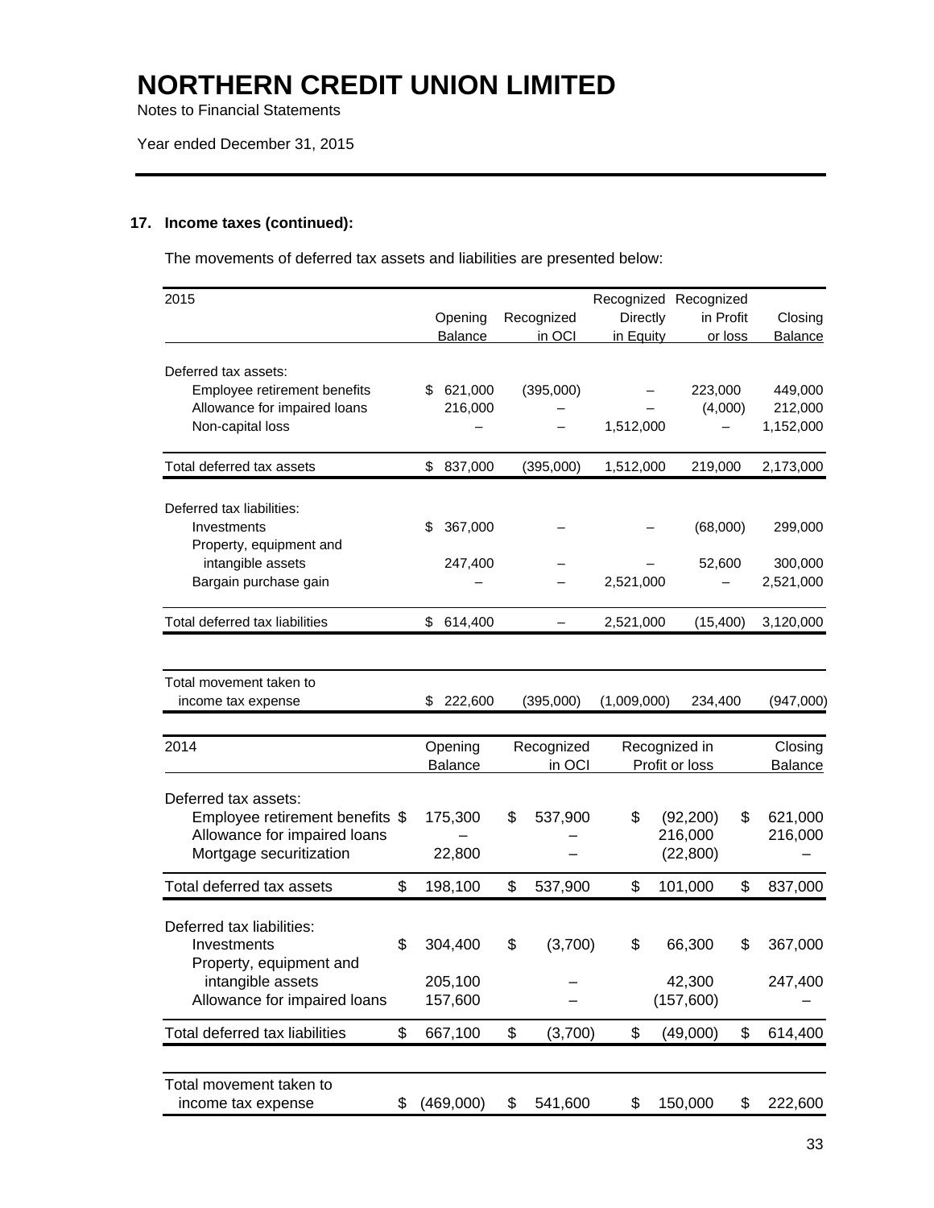# NORTHERN CREDIT UNION LIMITED

Notes to Financial Statements

Year ended December 31, 2015

## 17. Income taxes (continued):

The movements of deferred tax assets and liabilities are presented below:

| 2015 | Opening Balance | Recognized in OCI | Recognized Directly in Equity | Recognized in Profit or loss | Closing Balance |
|---|---|---|---|---|---|
| Deferred tax assets: | | | | | |
| Employee retirement benefits | $ 621,000 | (395,000) | – | 223,000 | 449,000 |
| Allowance for impaired loans | 216,000 | – | – | (4,000) | 212,000 |
| Non-capital loss | – | – | 1,512,000 | – | 1,152,000 |
| Total deferred tax assets | $ 837,000 | (395,000) | 1,512,000 | 219,000 | 2,173,000 |
| Deferred tax liabilities: | | | | | |
| Investments | $ 367,000 | – | – | (68,000) | 299,000 |
| Property, equipment and intangible assets | 247,400 | – | – | 52,600 | 300,000 |
| Bargain purchase gain | – | – | 2,521,000 | – | 2,521,000 |
| Total deferred tax liabilities | $ 614,400 | – | 2,521,000 | (15,400) | 3,120,000 |
| Total movement taken to income tax expense | $ 222,600 | (395,000) | (1,009,000) | 234,400 | (947,000) |

| 2014 | Opening Balance | Recognized in OCI | Recognized in Profit or loss | Closing Balance |
|---|---|---|---|---|
| Deferred tax assets: | | | | |
| Employee retirement benefits | $ 175,300 | $ 537,900 | $ (92,200) | $ 621,000 |
| Allowance for impaired loans | – | – | 216,000 | 216,000 |
| Mortgage securitization | 22,800 | – | (22,800) | – |
| Total deferred tax assets | $ 198,100 | $ 537,900 | $ 101,000 | $ 837,000 |
| Deferred tax liabilities: | | | | |
| Investments | $ 304,400 | $ (3,700) | $ 66,300 | $ 367,000 |
| Property, equipment and intangible assets | 205,100 | – | 42,300 | 247,400 |
| Allowance for impaired loans | 157,600 | – | (157,600) | – |
| Total deferred tax liabilities | $ 667,100 | $ (3,700) | $ (49,000) | $ 614,400 |
| Total movement taken to income tax expense | $ (469,000) | $ 541,600 | $ 150,000 | $ 222,600 |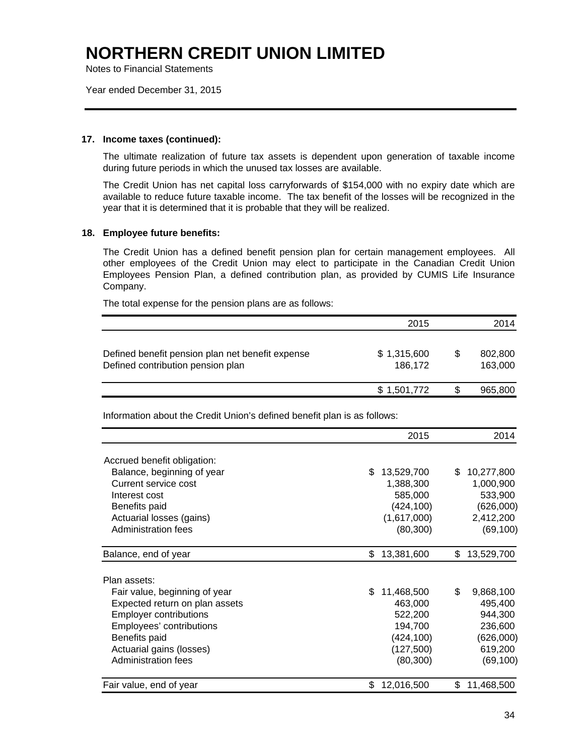# NORTHERN CREDIT UNION LIMITED

Notes to Financial Statements

Year ended December 31, 2015

**17. Income taxes (continued):**

The ultimate realization of future tax assets is dependent upon generation of taxable income during future periods in which the unused tax losses are available.

The Credit Union has net capital loss carryforwards of $154,000 with no expiry date which are available to reduce future taxable income. The tax benefit of the losses will be recognized in the year that it is determined that it is probable that they will be realized.

**18. Employee future benefits:**

The Credit Union has a defined benefit pension plan for certain management employees. All other employees of the Credit Union may elect to participate in the Canadian Credit Union Employees Pension Plan, a defined contribution plan, as provided by CUMIS Life Insurance Company.

The total expense for the pension plans are as follows:

| | 2015 | 2014 |
|---|---|---|
| Defined benefit pension plan net benefit expense | $ 1,315,600 | $ 802,800 |
| Defined contribution pension plan | 186,172 | 163,000 |
| | $ 1,501,772 | $ 965,800 |

Information about the Credit Union's defined benefit plan is as follows:

| | 2015 | 2014 |
|---|---|---|
| Accrued benefit obligation: | | |
| Balance, beginning of year | $ 13,529,700 | $ 10,277,800 |
| Current service cost | 1,388,300 | 1,000,900 |
| Interest cost | 585,000 | 533,900 |
| Benefits paid | (424,100) | (626,000) |
| Actuarial losses (gains) | (1,617,000) | 2,412,200 |
| Administration fees | (80,300) | (69,100) |
| Balance, end of year | $ 13,381,600 | $ 13,529,700 |
| Plan assets: | | |
| Fair value, beginning of year | $ 11,468,500 | $ 9,868,100 |
| Expected return on plan assets | 463,000 | 495,400 |
| Employer contributions | 522,200 | 944,300 |
| Employees' contributions | 194,700 | 236,600 |
| Benefits paid | (424,100) | (626,000) |
| Actuarial gains (losses) | (127,500) | 619,200 |
| Administration fees | (80,300) | (69,100) |
| Fair value, end of year | $ 12,016,500 | $ 11,468,500 |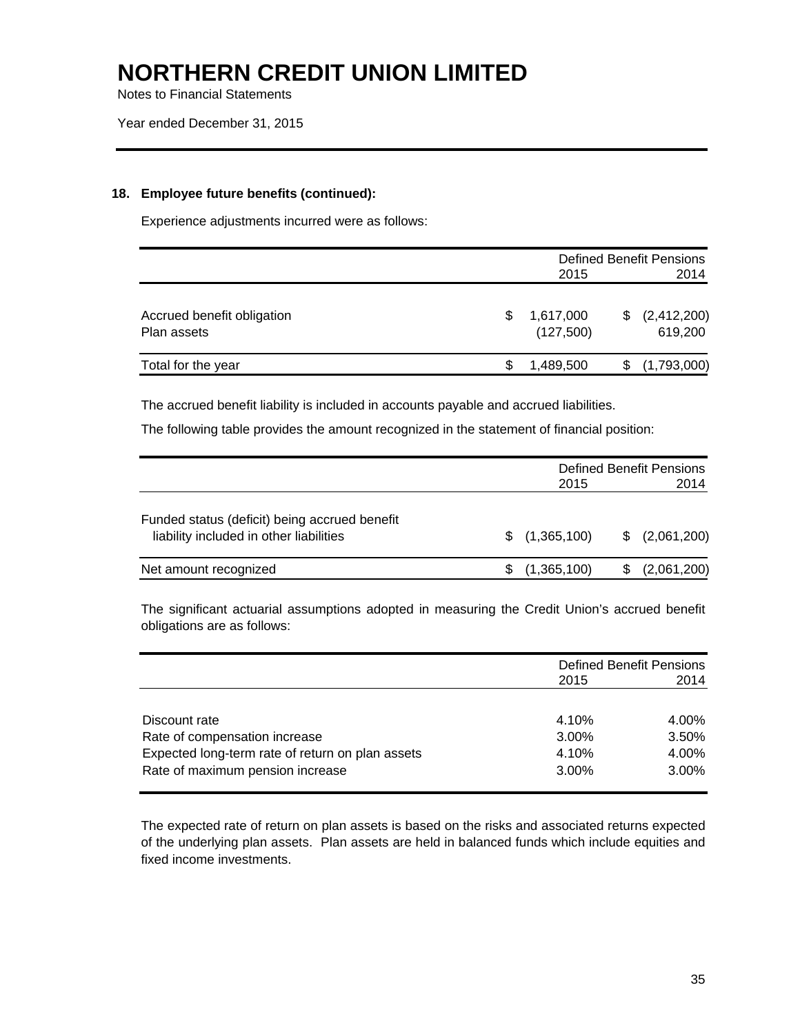# NORTHERN CREDIT UNION LIMITED

Notes to Financial Statements

Year ended December 31, 2015

### 18. Employee future benefits (continued):

Experience adjustments incurred were as follows:

| | Defined Benefit Pensions | |
|---|---|---|
| | 2015 | 2014 |
| Accrued benefit obligation | $ 1,617,000 | $ (2,412,200) |
| Plan assets | (127,500) | 619,200 |
| Total for the year | $ 1,489,500 | $ (1,793,000) |

The accrued benefit liability is included in accounts payable and accrued liabilities.

The following table provides the amount recognized in the statement of financial position:

| | Defined Benefit Pensions | |
|---|---|---|
| | 2015 | 2014 |
| Funded status (deficit) being accrued benefit liability included in other liabilities | $ (1,365,100) | $ (2,061,200) |
| Net amount recognized | $ (1,365,100) | $ (2,061,200) |

The significant actuarial assumptions adopted in measuring the Credit Union's accrued benefit obligations are as follows:

| | Defined Benefit Pensions | |
|---|---|---|
| | 2015 | 2014 |
| Discount rate | 4.10% | 4.00% |
| Rate of compensation increase | 3.00% | 3.50% |
| Expected long-term rate of return on plan assets | 4.10% | 4.00% |
| Rate of maximum pension increase | 3.00% | 3.00% |

The expected rate of return on plan assets is based on the risks and associated returns expected of the underlying plan assets. Plan assets are held in balanced funds which include equities and fixed income investments.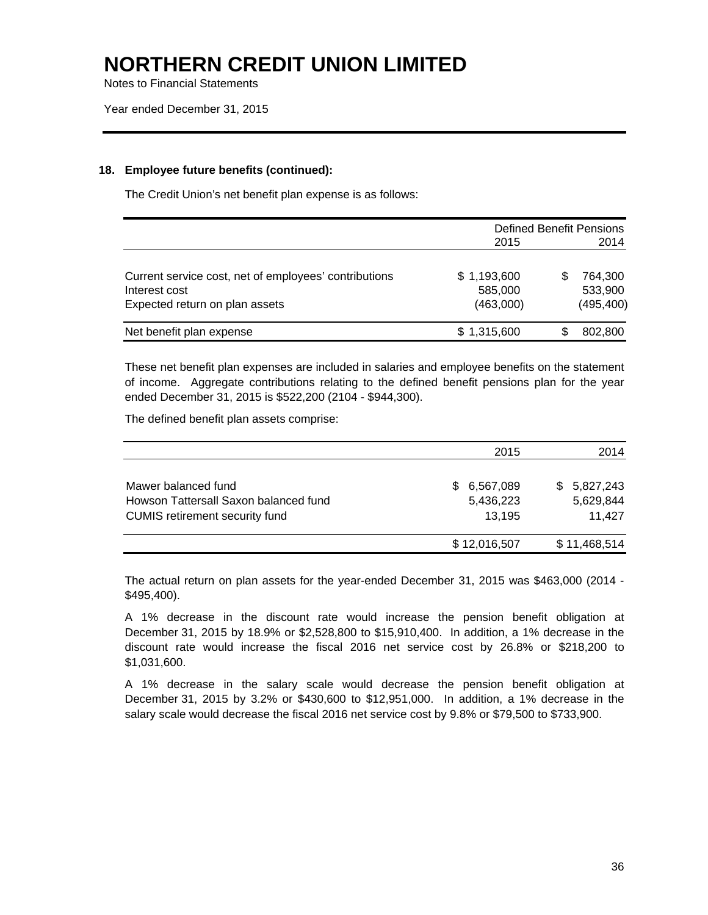# NORTHERN CREDIT UNION LIMITED

Notes to Financial Statements

Year ended December 31, 2015

---

### 18. Employee future benefits (continued):

The Credit Union's net benefit plan expense is as follows:

| | Defined Benefit Pensions | |
|---|---|---|
| | 2015 | 2014 |
| Current service cost, net of employees' contributions | $ 1,193,600 | $ 764,300 |
| Interest cost | 585,000 | 533,900 |
| Expected return on plan assets | (463,000) | (495,400) |
| Net benefit plan expense | $ 1,315,600 | $ 802,800 |

These net benefit plan expenses are included in salaries and employee benefits on the statement of income. Aggregate contributions relating to the defined benefit pensions plan for the year ended December 31, 2015 is $522,200 (2104 - $944,300).

The defined benefit plan assets comprise:

| | 2015 | 2014 |
|---|---|---|
| Mawer balanced fund | $ 6,567,089 | $ 5,827,243 |
| Howson Tattersall Saxon balanced fund | 5,436,223 | 5,629,844 |
| CUMIS retirement security fund | 13,195 | 11,427 |
| | $ 12,016,507 | $ 11,468,514 |

The actual return on plan assets for the year-ended December 31, 2015 was $463,000 (2014 - $495,400).

A 1% decrease in the discount rate would increase the pension benefit obligation at December 31, 2015 by 18.9% or $2,528,800 to $15,910,400. In addition, a 1% decrease in the discount rate would increase the fiscal 2016 net service cost by 26.8% or $218,200 to $1,031,600.

A 1% decrease in the salary scale would decrease the pension benefit obligation at December 31, 2015 by 3.2% or $430,600 to $12,951,000. In addition, a 1% decrease in the salary scale would decrease the fiscal 2016 net service cost by 9.8% or $79,500 to $733,900.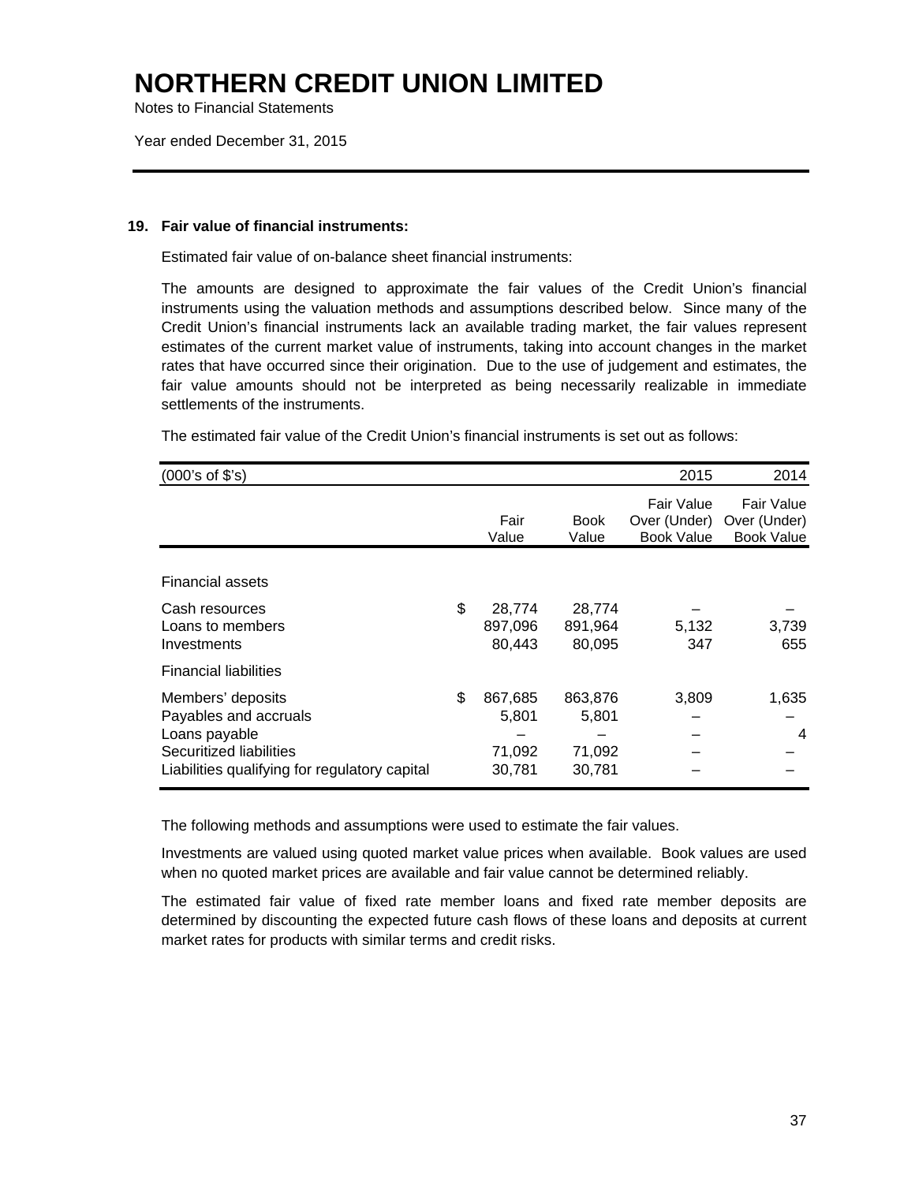# NORTHERN CREDIT UNION LIMITED

Notes to Financial Statements

Year ended December 31, 2015

**19. Fair value of financial instruments:**

Estimated fair value of on-balance sheet financial instruments:

The amounts are designed to approximate the fair values of the Credit Union's financial instruments using the valuation methods and assumptions described below. Since many of the Credit Union's financial instruments lack an available trading market, the fair values represent estimates of the current market value of instruments, taking into account changes in the market rates that have occurred since their origination. Due to the use of judgement and estimates, the fair value amounts should not be interpreted as being necessarily realizable in immediate settlements of the instruments.

The estimated fair value of the Credit Union's financial instruments is set out as follows:

| (000's of $'s) | | | | 2015 | 2014 |
|---|---|---|---|---|---|
| | | Fair Value | Book Value | Fair Value Over (Under) Book Value | Fair Value Over (Under) Book Value |
| Financial assets | | | | | |
| Cash resources | $ | 28,774 | 28,774 | – | – |
| Loans to members | | 897,096 | 891,964 | 5,132 | 3,739 |
| Investments | | 80,443 | 80,095 | 347 | 655 |
| Financial liabilities | | | | | |
| Members' deposits | $ | 867,685 | 863,876 | 3,809 | 1,635 |
| Payables and accruals | | 5,801 | 5,801 | – | – |
| Loans payable | | – | – | – | 4 |
| Securitized liabilities | | 71,092 | 71,092 | – | – |
| Liabilities qualifying for regulatory capital | | 30,781 | 30,781 | – | – |

The following methods and assumptions were used to estimate the fair values.

Investments are valued using quoted market value prices when available. Book values are used when no quoted market prices are available and fair value cannot be determined reliably.

The estimated fair value of fixed rate member loans and fixed rate member deposits are determined by discounting the expected future cash flows of these loans and deposits at current market rates for products with similar terms and credit risks.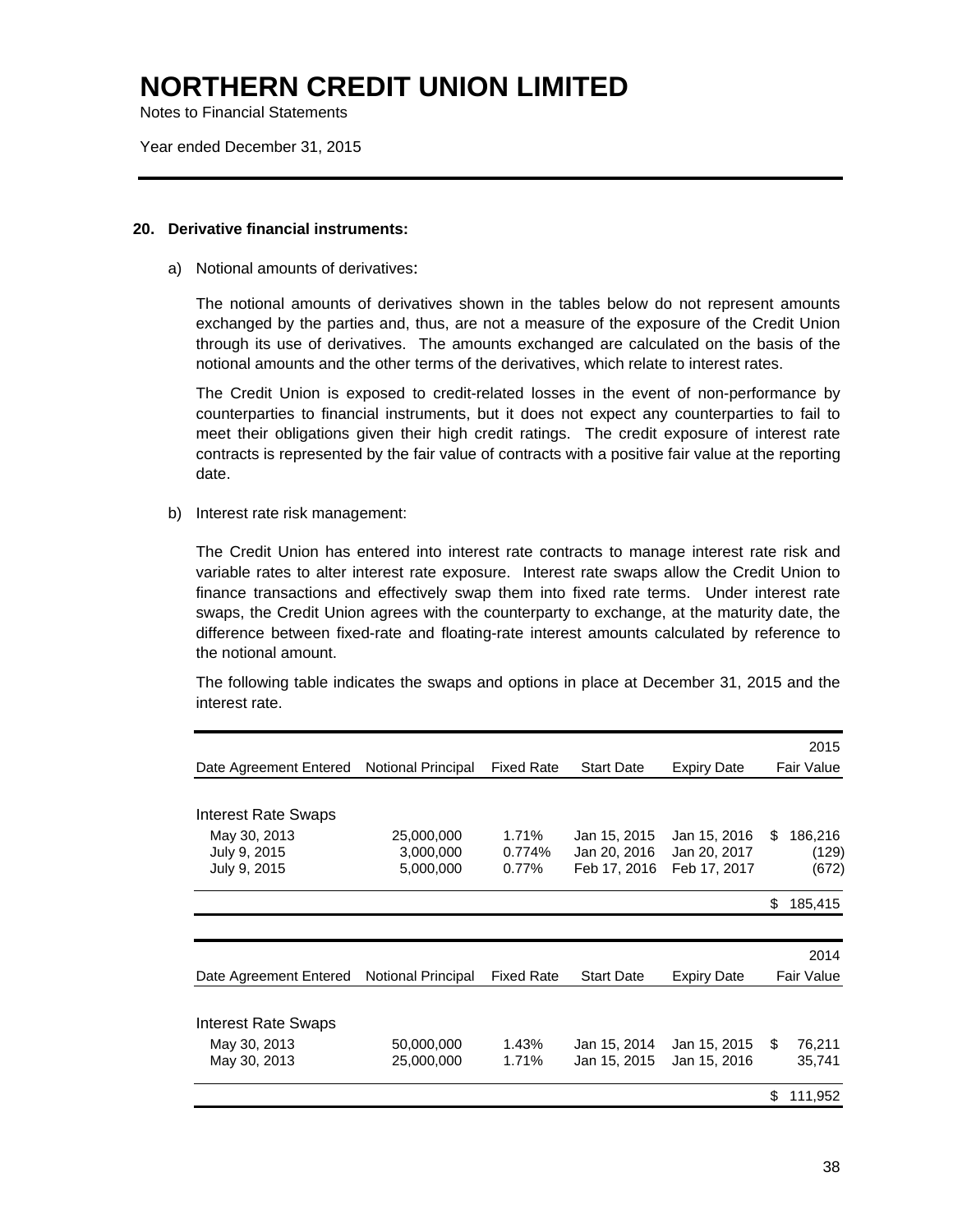# NORTHERN CREDIT UNION LIMITED

Notes to Financial Statements

Year ended December 31, 2015

## 20. Derivative financial instruments:

a) Notional amounts of derivatives:

The notional amounts of derivatives shown in the tables below do not represent amounts exchanged by the parties and, thus, are not a measure of the exposure of the Credit Union through its use of derivatives. The amounts exchanged are calculated on the basis of the notional amounts and the other terms of the derivatives, which relate to interest rates.

The Credit Union is exposed to credit-related losses in the event of non-performance by counterparties to financial instruments, but it does not expect any counterparties to fail to meet their obligations given their high credit ratings. The credit exposure of interest rate contracts is represented by the fair value of contracts with a positive fair value at the reporting date.

b) Interest rate risk management:

The Credit Union has entered into interest rate contracts to manage interest rate risk and variable rates to alter interest rate exposure. Interest rate swaps allow the Credit Union to finance transactions and effectively swap them into fixed rate terms. Under interest rate swaps, the Credit Union agrees with the counterparty to exchange, at the maturity date, the difference between fixed-rate and floating-rate interest amounts calculated by reference to the notional amount.

The following table indicates the swaps and options in place at December 31, 2015 and the interest rate.

| Date Agreement Entered | Notional Principal | Fixed Rate | Start Date | Expiry Date | 2015 Fair Value |
|---|---|---|---|---|---|
| **Interest Rate Swaps** | | | | | |
| May 30, 2013 | 25,000,000 | 1.71% | Jan 15, 2015 | Jan 15, 2016 | $ 186,216 |
| July 9, 2015 | 3,000,000 | 0.774% | Jan 20, 2016 | Jan 20, 2017 | (129) |
| July 9, 2015 | 5,000,000 | 0.77% | Feb 17, 2016 | Feb 17, 2017 | (672) |
| | | | | | $ 185,415 |

| Date Agreement Entered | Notional Principal | Fixed Rate | Start Date | Expiry Date | 2014 Fair Value |
|---|---|---|---|---|---|
| **Interest Rate Swaps** | | | | | |
| May 30, 2013 | 50,000,000 | 1.43% | Jan 15, 2014 | Jan 15, 2015 | $ 76,211 |
| May 30, 2013 | 25,000,000 | 1.71% | Jan 15, 2015 | Jan 15, 2016 | 35,741 |
| | | | | | $ 111,952 |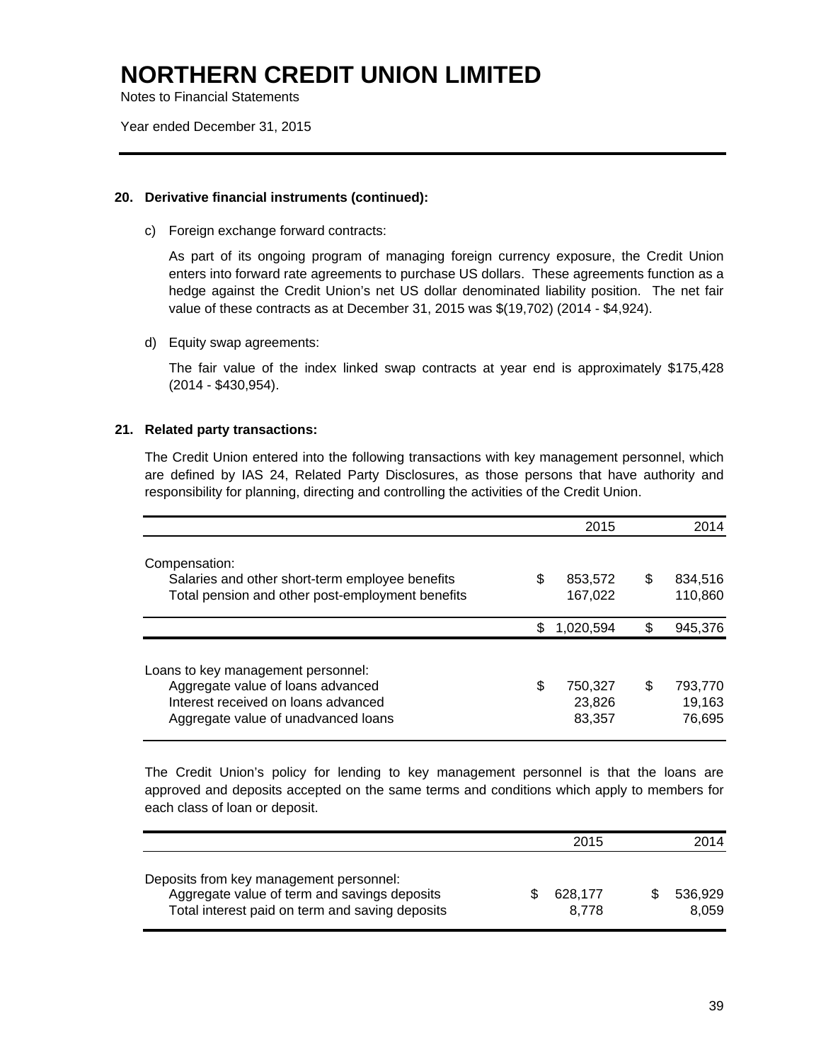# NORTHERN CREDIT UNION LIMITED

Notes to Financial Statements

Year ended December 31, 2015

**20. Derivative financial instruments (continued):**

c) Foreign exchange forward contracts:

As part of its ongoing program of managing foreign currency exposure, the Credit Union enters into forward rate agreements to purchase US dollars. These agreements function as a hedge against the Credit Union's net US dollar denominated liability position. The net fair value of these contracts as at December 31, 2015 was $(19,702) (2014 - $4,924).

d) Equity swap agreements:

The fair value of the index linked swap contracts at year end is approximately $175,428 (2014 - $430,954).

**21. Related party transactions:**

The Credit Union entered into the following transactions with key management personnel, which are defined by IAS 24, Related Party Disclosures, as those persons that have authority and responsibility for planning, directing and controlling the activities of the Credit Union.

| | 2015 | 2014 |
|---|---|---|
| Compensation: | | |
| Salaries and other short-term employee benefits | $ 853,572 | $ 834,516 |
| Total pension and other post-employment benefits | 167,022 | 110,860 |
| | $ 1,020,594 | $ 945,376 |
| Loans to key management personnel: | | |
| Aggregate value of loans advanced | $ 750,327 | $ 793,770 |
| Interest received on loans advanced | 23,826 | 19,163 |
| Aggregate value of unadvanced loans | 83,357 | 76,695 |

The Credit Union's policy for lending to key management personnel is that the loans are approved and deposits accepted on the same terms and conditions which apply to members for each class of loan or deposit.

| | 2015 | 2014 |
|---|---|---|
| Deposits from key management personnel: | | |
| Aggregate value of term and savings deposits | $ 628,177 | $ 536,929 |
| Total interest paid on term and saving deposits | 8,778 | 8,059 |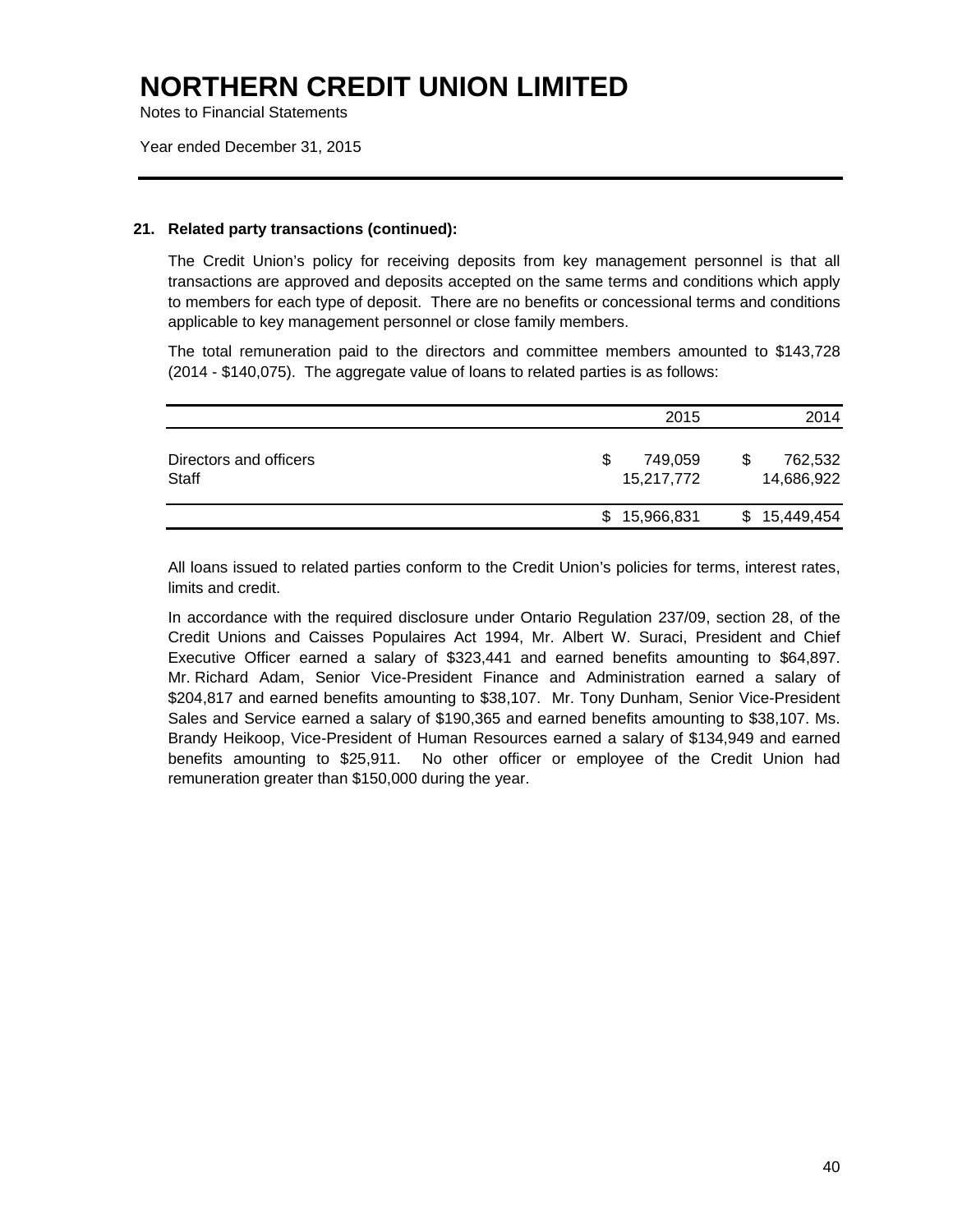### 21. Related party transactions (continued):

The Credit Union's policy for receiving deposits from key management personnel is that all transactions are approved and deposits accepted on the same terms and conditions which apply to members for each type of deposit. There are no benefits or concessional terms and conditions applicable to key management personnel or close family members.

The total remuneration paid to the directors and committee members amounted to $143,728 (2014 - $140,075). The aggregate value of loans to related parties is as follows:

| | 2015 | 2014 |
|---|---|---|
| Directors and officers | $ 749,059 | $ 762,532 |
| Staff | 15,217,772 | 14,686,922 |
| | $ 15,966,831 | $ 15,449,454 |

All loans issued to related parties conform to the Credit Union's policies for terms, interest rates, limits and credit.

In accordance with the required disclosure under Ontario Regulation 237/09, section 28, of the Credit Unions and Caisses Populaires Act 1994, Mr. Albert W. Suraci, President and Chief Executive Officer earned a salary of $323,441 and earned benefits amounting to $64,897. Mr. Richard Adam, Senior Vice-President Finance and Administration earned a salary of $204,817 and earned benefits amounting to $38,107. Mr. Tony Dunham, Senior Vice-President Sales and Service earned a salary of $190,365 and earned benefits amounting to $38,107. Ms. Brandy Heikoop, Vice-President of Human Resources earned a salary of $134,949 and earned benefits amounting to $25,911. No other officer or employee of the Credit Union had remuneration greater than $150,000 during the year.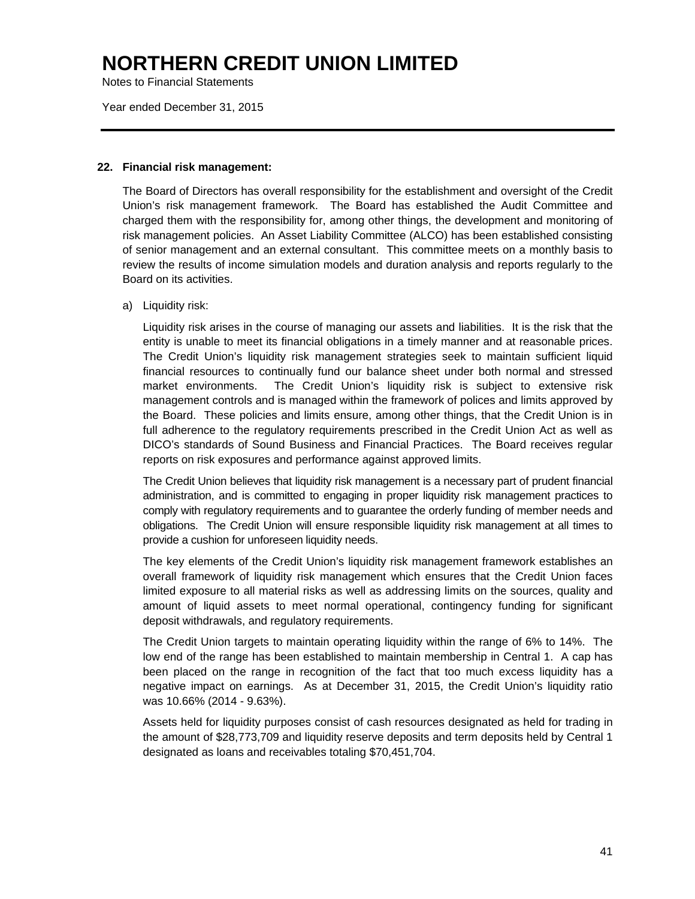# NORTHERN CREDIT UNION LIMITED

Notes to Financial Statements

Year ended December 31, 2015

## 22. Financial risk management:

The Board of Directors has overall responsibility for the establishment and oversight of the Credit Union's risk management framework. The Board has established the Audit Committee and charged them with the responsibility for, among other things, the development and monitoring of risk management policies. An Asset Liability Committee (ALCO) has been established consisting of senior management and an external consultant. This committee meets on a monthly basis to review the results of income simulation models and duration analysis and reports regularly to the Board on its activities.

a) Liquidity risk:

Liquidity risk arises in the course of managing our assets and liabilities. It is the risk that the entity is unable to meet its financial obligations in a timely manner and at reasonable prices. The Credit Union's liquidity risk management strategies seek to maintain sufficient liquid financial resources to continually fund our balance sheet under both normal and stressed market environments. The Credit Union's liquidity risk is subject to extensive risk management controls and is managed within the framework of polices and limits approved by the Board. These policies and limits ensure, among other things, that the Credit Union is in full adherence to the regulatory requirements prescribed in the Credit Union Act as well as DICO's standards of Sound Business and Financial Practices. The Board receives regular reports on risk exposures and performance against approved limits.

The Credit Union believes that liquidity risk management is a necessary part of prudent financial administration, and is committed to engaging in proper liquidity risk management practices to comply with regulatory requirements and to guarantee the orderly funding of member needs and obligations. The Credit Union will ensure responsible liquidity risk management at all times to provide a cushion for unforeseen liquidity needs.

The key elements of the Credit Union's liquidity risk management framework establishes an overall framework of liquidity risk management which ensures that the Credit Union faces limited exposure to all material risks as well as addressing limits on the sources, quality and amount of liquid assets to meet normal operational, contingency funding for significant deposit withdrawals, and regulatory requirements.

The Credit Union targets to maintain operating liquidity within the range of 6% to 14%. The low end of the range has been established to maintain membership in Central 1. A cap has been placed on the range in recognition of the fact that too much excess liquidity has a negative impact on earnings. As at December 31, 2015, the Credit Union's liquidity ratio was 10.66% (2014 - 9.63%).

Assets held for liquidity purposes consist of cash resources designated as held for trading in the amount of $28,773,709 and liquidity reserve deposits and term deposits held by Central 1 designated as loans and receivables totaling $70,451,704.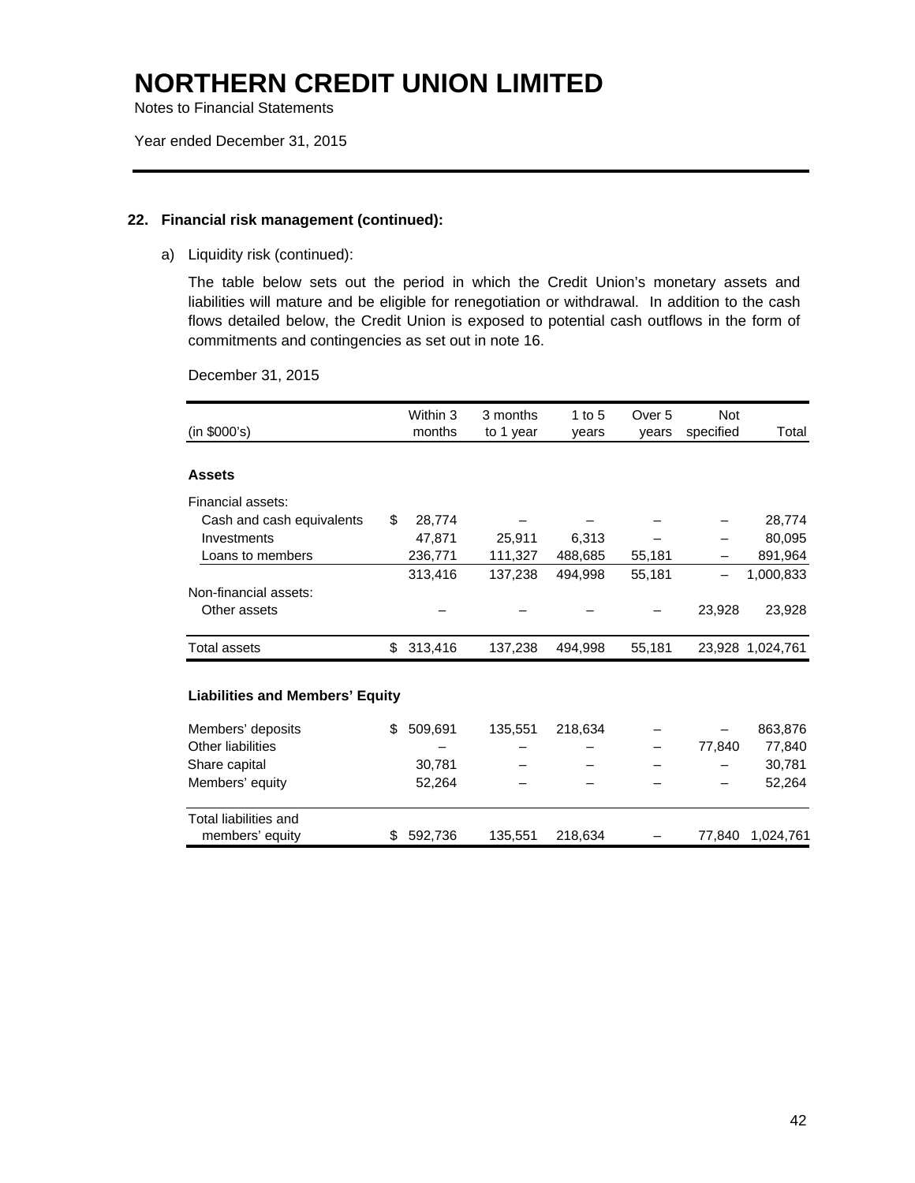# NORTHERN CREDIT UNION LIMITED

Notes to Financial Statements

Year ended December 31, 2015

## 22. Financial risk management (continued):

a) Liquidity risk (continued):

The table below sets out the period in which the Credit Union's monetary assets and liabilities will mature and be eligible for renegotiation or withdrawal. In addition to the cash flows detailed below, the Credit Union is exposed to potential cash outflows in the form of commitments and contingencies as set out in note 16.

December 31, 2015

| (in $000's) | Within 3 months | 3 months to 1 year | 1 to 5 years | Over 5 years | Not specified | Total |
|---|---|---|---|---|---|---|
| **Assets** | | | | | | |
| Financial assets: | | | | | | |
| Cash and cash equivalents | $ 28,774 | – | – | – | – | 28,774 |
| Investments | 47,871 | 25,911 | 6,313 | – | – | 80,095 |
| Loans to members | 236,771 | 111,327 | 488,685 | 55,181 | – | 891,964 |
| | 313,416 | 137,238 | 494,998 | 55,181 | – | 1,000,833 |
| Non-financial assets: | | | | | | |
| Other assets | – | – | – | – | 23,928 | 23,928 |
| Total assets | $ 313,416 | 137,238 | 494,998 | 55,181 | 23,928 | 1,024,761 |
| **Liabilities and Members' Equity** | | | | | | |
| Members' deposits | $ 509,691 | 135,551 | 218,634 | – | – | 863,876 |
| Other liabilities | – | – | – | – | 77,840 | 77,840 |
| Share capital | 30,781 | – | – | – | – | 30,781 |
| Members' equity | 52,264 | – | – | – | – | 52,264 |
| Total liabilities and members' equity | $ 592,736 | 135,551 | 218,634 | – | 77,840 | 1,024,761 |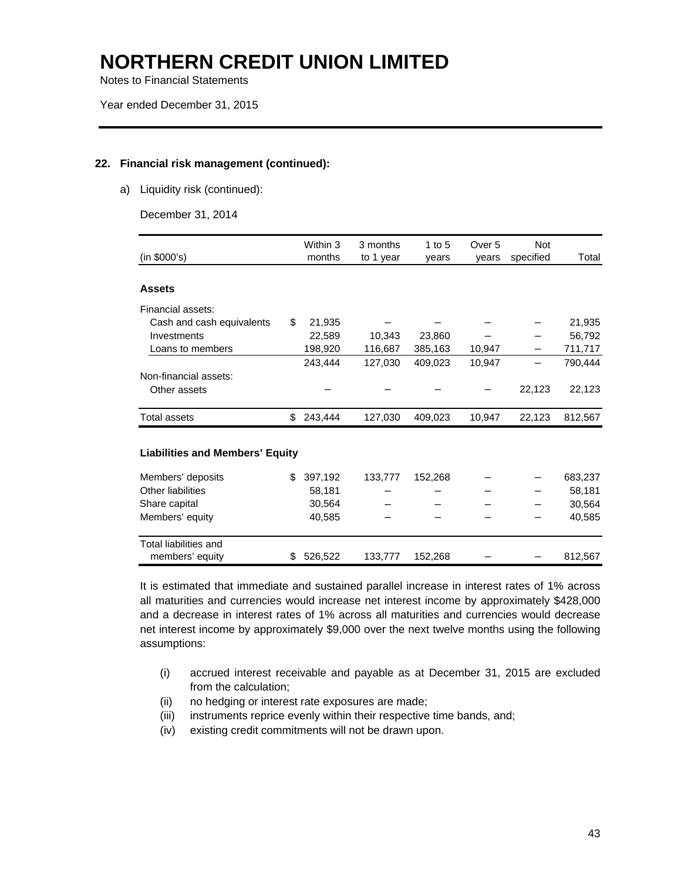# NORTHERN CREDIT UNION LIMITED

Notes to Financial Statements

Year ended December 31, 2015

## 22. Financial risk management (continued):

a) Liquidity risk (continued):

December 31, 2014

| (in $000's) | Within 3 months | 3 months to 1 year | 1 to 5 years | Over 5 years | Not specified | Total |
|---|---|---|---|---|---|---|
| **Assets** | | | | | | |
| Financial assets: | | | | | | |
| Cash and cash equivalents | $ 21,935 | – | – | – | – | 21,935 |
| Investments | 22,589 | 10,343 | 23,860 | – | – | 56,792 |
| Loans to members | 198,920 | 116,687 | 385,163 | 10,947 | – | 711,717 |
| | 243,444 | 127,030 | 409,023 | 10,947 | – | 790,444 |
| Non-financial assets: | | | | | | |
| Other assets | – | – | – | – | 22,123 | 22,123 |
| Total assets | $ 243,444 | 127,030 | 409,023 | 10,947 | 22,123 | 812,567 |
| **Liabilities and Members' Equity** | | | | | | |
| Members' deposits | $ 397,192 | 133,777 | 152,268 | – | – | 683,237 |
| Other liabilities | 58,181 | – | – | – | – | 58,181 |
| Share capital | 30,564 | – | – | – | – | 30,564 |
| Members' equity | 40,585 | – | – | – | – | 40,585 |
| Total liabilities and members' equity | $ 526,522 | 133,777 | 152,268 | – | – | 812,567 |

It is estimated that immediate and sustained parallel increase in interest rates of 1% across all maturities and currencies would increase net interest income by approximately $428,000 and a decrease in interest rates of 1% across all maturities and currencies would decrease net interest income by approximately $9,000 over the next twelve months using the following assumptions:

(i) accrued interest receivable and payable as at December 31, 2015 are excluded from the calculation;
(ii) no hedging or interest rate exposures are made;
(iii) instruments reprice evenly within their respective time bands, and;
(iv) existing credit commitments will not be drawn upon.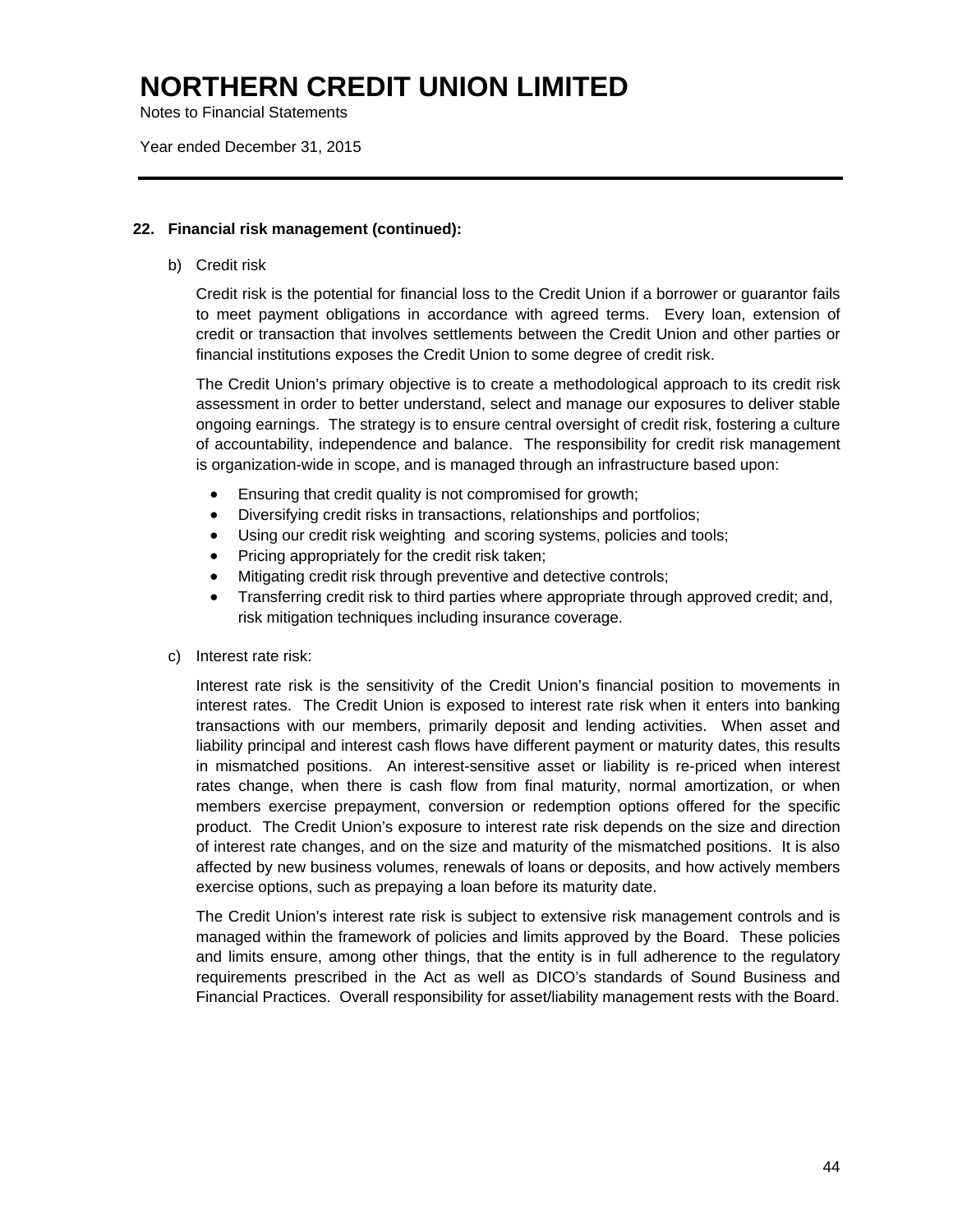### 22. Financial risk management (continued):

b) Credit risk

Credit risk is the potential for financial loss to the Credit Union if a borrower or guarantor fails to meet payment obligations in accordance with agreed terms. Every loan, extension of credit or transaction that involves settlements between the Credit Union and other parties or financial institutions exposes the Credit Union to some degree of credit risk.

The Credit Union's primary objective is to create a methodological approach to its credit risk assessment in order to better understand, select and manage our exposures to deliver stable ongoing earnings. The strategy is to ensure central oversight of credit risk, fostering a culture of accountability, independence and balance. The responsibility for credit risk management is organization-wide in scope, and is managed through an infrastructure based upon:

- Ensuring that credit quality is not compromised for growth;
- Diversifying credit risks in transactions, relationships and portfolios;
- Using our credit risk weighting and scoring systems, policies and tools;
- Pricing appropriately for the credit risk taken;
- Mitigating credit risk through preventive and detective controls;
- Transferring credit risk to third parties where appropriate through approved credit; and, risk mitigation techniques including insurance coverage.

c) Interest rate risk:

Interest rate risk is the sensitivity of the Credit Union's financial position to movements in interest rates. The Credit Union is exposed to interest rate risk when it enters into banking transactions with our members, primarily deposit and lending activities. When asset and liability principal and interest cash flows have different payment or maturity dates, this results in mismatched positions. An interest-sensitive asset or liability is re-priced when interest rates change, when there is cash flow from final maturity, normal amortization, or when members exercise prepayment, conversion or redemption options offered for the specific product. The Credit Union's exposure to interest rate risk depends on the size and direction of interest rate changes, and on the size and maturity of the mismatched positions. It is also affected by new business volumes, renewals of loans or deposits, and how actively members exercise options, such as prepaying a loan before its maturity date.

The Credit Union's interest rate risk is subject to extensive risk management controls and is managed within the framework of policies and limits approved by the Board. These policies and limits ensure, among other things, that the entity is in full adherence to the regulatory requirements prescribed in the Act as well as DICO's standards of Sound Business and Financial Practices. Overall responsibility for asset/liability management rests with the Board.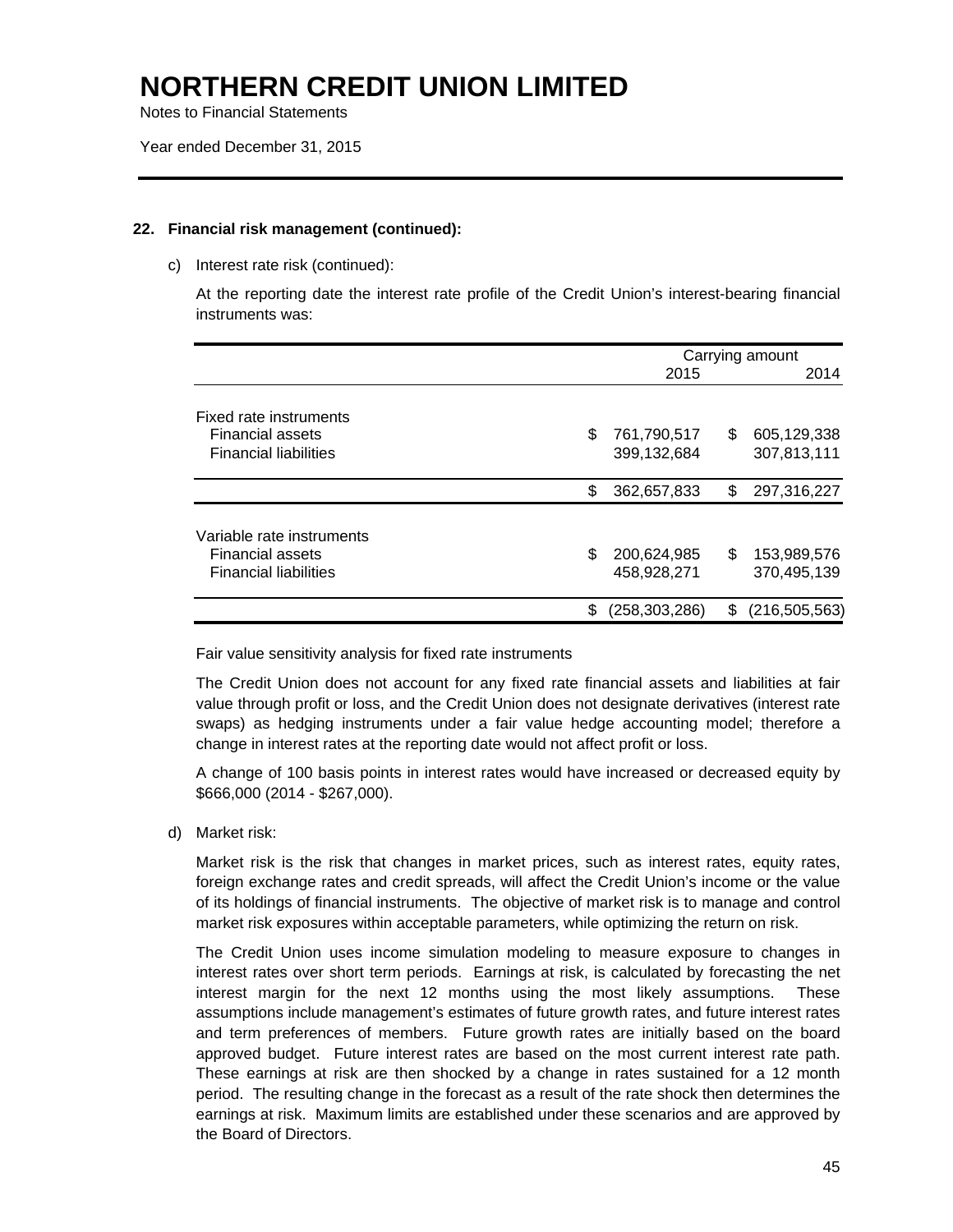# NORTHERN CREDIT UNION LIMITED

Notes to Financial Statements

Year ended December 31, 2015

### 22. Financial risk management (continued):

c) Interest rate risk (continued):

At the reporting date the interest rate profile of the Credit Union's interest-bearing financial instruments was:

| | Carrying amount | |
|---|---:|---:|
| | 2015 | 2014 |
| Fixed rate instruments | | |
| Financial assets | $ 761,790,517 | $ 605,129,338 |
| Financial liabilities | 399,132,684 | 307,813,111 |
| | $ 362,657,833 | $ 297,316,227 |
| Variable rate instruments | | |
| Financial assets | $ 200,624,985 | $ 153,989,576 |
| Financial liabilities | 458,928,271 | 370,495,139 |
| | $ (258,303,286) | $ (216,505,563) |

Fair value sensitivity analysis for fixed rate instruments

The Credit Union does not account for any fixed rate financial assets and liabilities at fair value through profit or loss, and the Credit Union does not designate derivatives (interest rate swaps) as hedging instruments under a fair value hedge accounting model; therefore a change in interest rates at the reporting date would not affect profit or loss.

A change of 100 basis points in interest rates would have increased or decreased equity by $666,000 (2014 - $267,000).

d) Market risk:

Market risk is the risk that changes in market prices, such as interest rates, equity rates, foreign exchange rates and credit spreads, will affect the Credit Union's income or the value of its holdings of financial instruments. The objective of market risk is to manage and control market risk exposures within acceptable parameters, while optimizing the return on risk.

The Credit Union uses income simulation modeling to measure exposure to changes in interest rates over short term periods. Earnings at risk, is calculated by forecasting the net interest margin for the next 12 months using the most likely assumptions. These assumptions include management's estimates of future growth rates, and future interest rates and term preferences of members. Future growth rates are initially based on the board approved budget. Future interest rates are based on the most current interest rate path. These earnings at risk are then shocked by a change in rates sustained for a 12 month period. The resulting change in the forecast as a result of the rate shock then determines the earnings at risk. Maximum limits are established under these scenarios and are approved by the Board of Directors.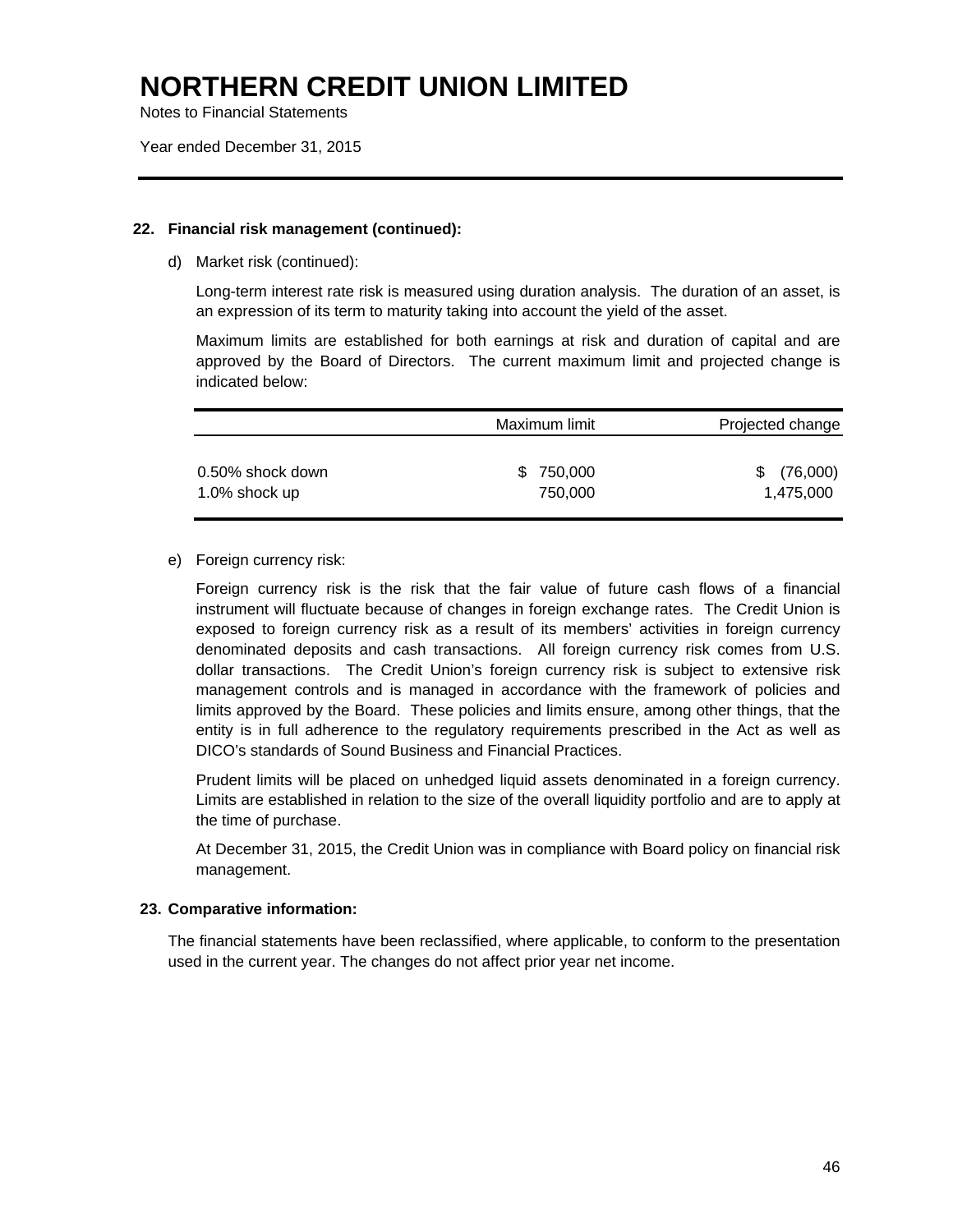# NORTHERN CREDIT UNION LIMITED

Notes to Financial Statements

Year ended December 31, 2015

## 22. Financial risk management (continued):

d) Market risk (continued):

Long-term interest rate risk is measured using duration analysis. The duration of an asset, is an expression of its term to maturity taking into account the yield of the asset.

Maximum limits are established for both earnings at risk and duration of capital and are approved by the Board of Directors. The current maximum limit and projected change is indicated below:

| | Maximum limit | Projected change |
|---|---|---|
| 0.50% shock down | $ 750,000 | $ (76,000) |
| 1.0% shock up | 750,000 | 1,475,000 |

e) Foreign currency risk:

Foreign currency risk is the risk that the fair value of future cash flows of a financial instrument will fluctuate because of changes in foreign exchange rates. The Credit Union is exposed to foreign currency risk as a result of its members' activities in foreign currency denominated deposits and cash transactions. All foreign currency risk comes from U.S. dollar transactions. The Credit Union's foreign currency risk is subject to extensive risk management controls and is managed in accordance with the framework of policies and limits approved by the Board. These policies and limits ensure, among other things, that the entity is in full adherence to the regulatory requirements prescribed in the Act as well as DICO's standards of Sound Business and Financial Practices.

Prudent limits will be placed on unhedged liquid assets denominated in a foreign currency. Limits are established in relation to the size of the overall liquidity portfolio and are to apply at the time of purchase.

At December 31, 2015, the Credit Union was in compliance with Board policy on financial risk management.

## 23. Comparative information:

The financial statements have been reclassified, where applicable, to conform to the presentation used in the current year. The changes do not affect prior year net income.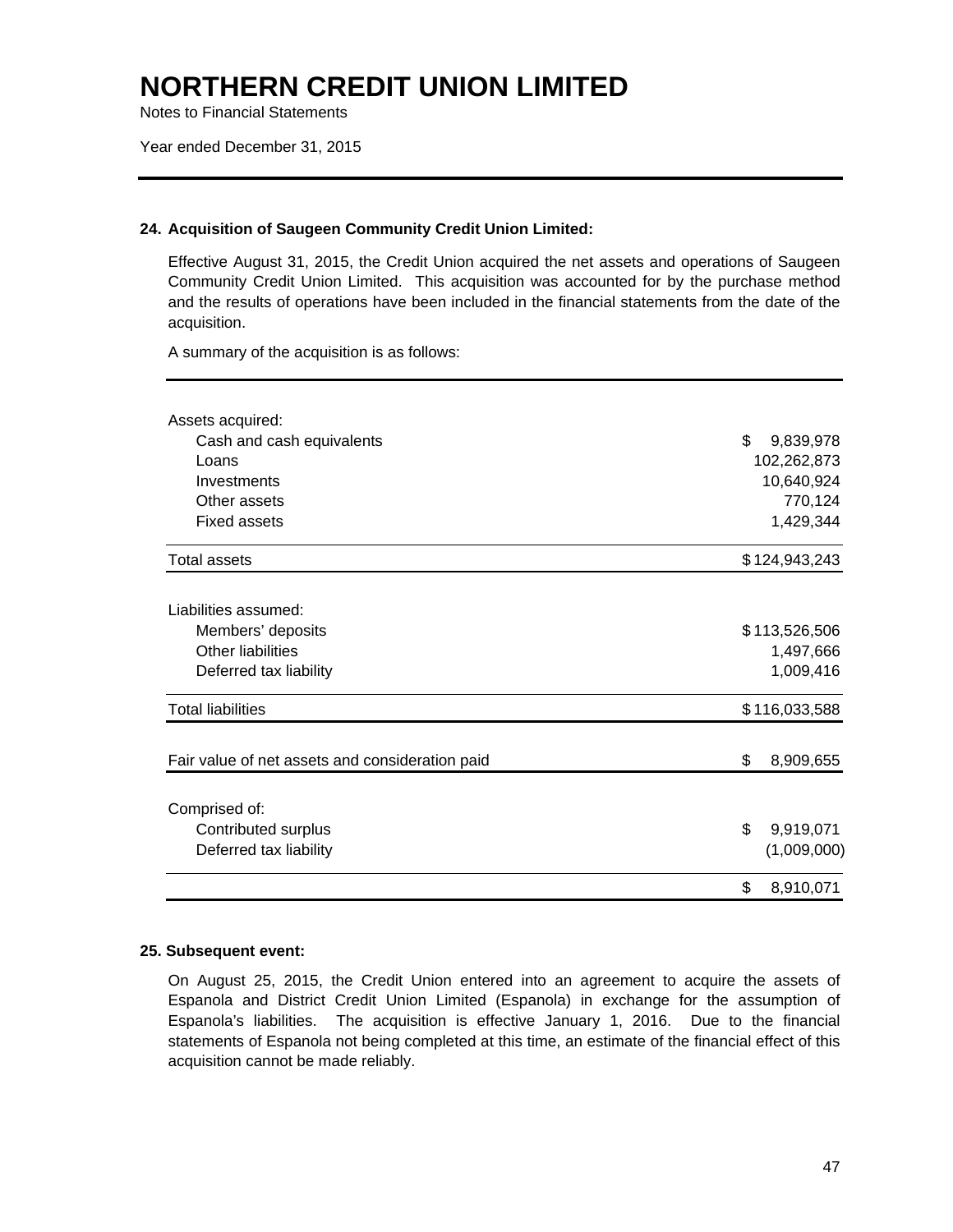# NORTHERN CREDIT UNION LIMITED

Notes to Financial Statements

Year ended December 31, 2015

### 24. Acquisition of Saugeen Community Credit Union Limited:

Effective August 31, 2015, the Credit Union acquired the net assets and operations of Saugeen Community Credit Union Limited. This acquisition was accounted for by the purchase method and the results of operations have been included in the financial statements from the date of the acquisition.

A summary of the acquisition is as follows:

| | |
|---|---|
| Assets acquired: | |
| Cash and cash equivalents | $ 9,839,978 |
| Loans | 102,262,873 |
| Investments | 10,640,924 |
| Other assets | 770,124 |
| Fixed assets | 1,429,344 |
| Total assets | $ 124,943,243 |
| Liabilities assumed: | |
| Members' deposits | $ 113,526,506 |
| Other liabilities | 1,497,666 |
| Deferred tax liability | 1,009,416 |
| Total liabilities | $ 116,033,588 |
| Fair value of net assets and consideration paid | $ 8,909,655 |
| Comprised of: | |
| Contributed surplus | $ 9,919,071 |
| Deferred tax liability | (1,009,000) |
| | $ 8,910,071 |

### 25. Subsequent event:

On August 25, 2015, the Credit Union entered into an agreement to acquire the assets of Espanola and District Credit Union Limited (Espanola) in exchange for the assumption of Espanola's liabilities. The acquisition is effective January 1, 2016. Due to the financial statements of Espanola not being completed at this time, an estimate of the financial effect of this acquisition cannot be made reliably.